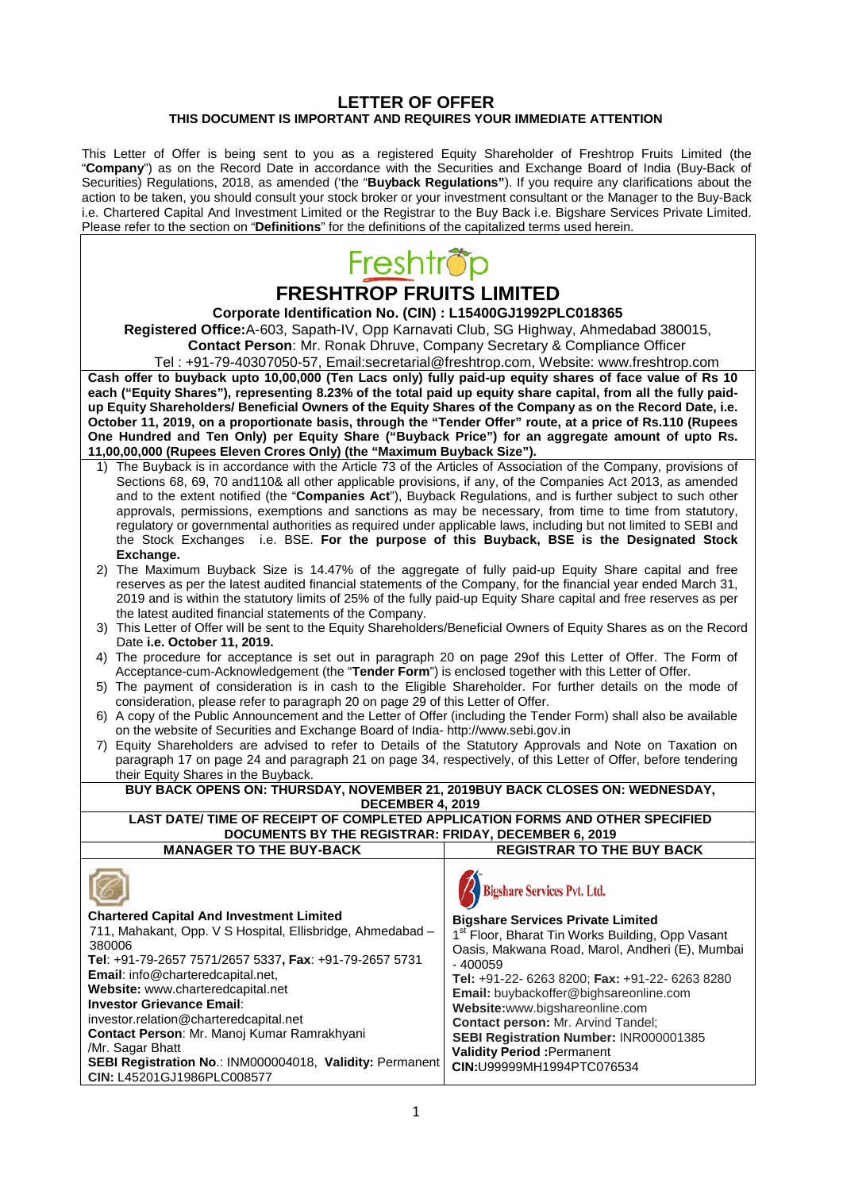# LETTER OF OFFER

**THIS DOCUMENT IS IMPORTANT AND REQUIRES YOUR IMMEDIATE ATTENTION**

This Letter of Offer is being sent to you as a registered Equity Shareholder of Freshtrop Fruits Limited (the "**Company**") as on the Record Date in accordance with the Securities and Exchange Board of India (Buy-Back of Securities) Regulations, 2018, as amended ('the "**Buyback Regulations"**). If you require any clarifications about the action to be taken, you should consult your stock broker or your investment consultant or the Manager to the Buy-Back i.e. Chartered Capital And Investment Limited or the Registrar to the Buy Back i.e. Bigshare Services Private Limited. Please refer to the section on "**Definitions**" for the definitions of the capitalized terms used herein.

Freshtrop

## FRESHTROP FRUITS LIMITED

**Corporate Identification No. (CIN) : L15400GJ1992PLC018365**

**Registered Office:**A-603, Sapath-IV, Opp Karnavati Club, SG Highway, Ahmedabad 380015,

**Contact Person**: Mr. Ronak Dhruve, Company Secretary & Compliance Officer

Tel : +91-79-40307050-57, Email:secretarial@freshtrop.com, Website: www.freshtrop.com

**Cash offer to buyback upto 10,00,000 (Ten Lacs only) fully paid-up equity shares of face value of Rs 10 each ("Equity Shares"), representing 8.23% of the total paid up equity share capital, from all the fully paid-up Equity Shareholders/ Beneficial Owners of the Equity Shares of the Company as on the Record Date, i.e. October 11, 2019, on a proportionate basis, through the "Tender Offer" route, at a price of Rs.110 (Rupees One Hundred and Ten Only) per Equity Share ("Buyback Price") for an aggregate amount of upto Rs. 11,00,00,000 (Rupees Eleven Crores Only) (the "Maximum Buyback Size").**

1) The Buyback is in accordance with the Article 73 of the Articles of Association of the Company, provisions of Sections 68, 69, 70 and110& all other applicable provisions, if any, of the Companies Act 2013, as amended and to the extent notified (the "**Companies Act**"), Buyback Regulations, and is further subject to such other approvals, permissions, exemptions and sanctions as may be necessary, from time to time from statutory, regulatory or governmental authorities as required under applicable laws, including but not limited to SEBI and the Stock Exchanges i.e. BSE. **For the purpose of this Buyback, BSE is the Designated Stock Exchange.**
2) The Maximum Buyback Size is 14.47% of the aggregate of fully paid-up Equity Share capital and free reserves as per the latest audited financial statements of the Company, for the financial year ended March 31, 2019 and is within the statutory limits of 25% of the fully paid-up Equity Share capital and free reserves as per the latest audited financial statements of the Company.
3) This Letter of Offer will be sent to the Equity Shareholders/Beneficial Owners of Equity Shares as on the Record Date **i.e. October 11, 2019.**
4) The procedure for acceptance is set out in paragraph 20 on page 29of this Letter of Offer. The Form of Acceptance-cum-Acknowledgement (the "**Tender Form**") is enclosed together with this Letter of Offer.
5) The payment of consideration is in cash to the Eligible Shareholder. For further details on the mode of consideration, please refer to paragraph 20 on page 29 of this Letter of Offer.
6) A copy of the Public Announcement and the Letter of Offer (including the Tender Form) shall also be available on the website of Securities and Exchange Board of India- http://www.sebi.gov.in
7) Equity Shareholders are advised to refer to Details of the Statutory Approvals and Note on Taxation on paragraph 17 on page 24 and paragraph 21 on page 34, respectively, of this Letter of Offer, before tendering their Equity Shares in the Buyback.

**BUY BACK OPENS ON: THURSDAY, NOVEMBER 21, 2019BUY BACK CLOSES ON: WEDNESDAY, DECEMBER 4, 2019**

**LAST DATE/ TIME OF RECEIPT OF COMPLETED APPLICATION FORMS AND OTHER SPECIFIED DOCUMENTS BY THE REGISTRAR: FRIDAY, DECEMBER 6, 2019**

| MANAGER TO THE BUY-BACK | REGISTRAR TO THE BUY BACK |
|---|---|
| **Chartered Capital And Investment Limited**<br>711, Mahakant, Opp. V S Hospital, Ellisbridge, Ahmedabad – 380006<br>**Tel**: +91-79-2657 7571/2657 5337**, Fax**: +91-79-2657 5731<br>**Email**: info@charteredcapital.net,<br>**Website:** www.charteredcapital.net<br>**Investor Grievance Email**:<br>investor.relation@charteredcapital.net<br>**Contact Person**: Mr. Manoj Kumar Ramrakhyani /Mr. Sagar Bhatt<br>**SEBI Registration No**.: INM000004018, **Validity:** Permanent<br>**CIN:** L45201GJ1986PLC008577 | Bigshare Services Pvt. Ltd.<br>**Bigshare Services Private Limited**<br>1st Floor, Bharat Tin Works Building, Opp Vasant Oasis, Makwana Road, Marol, Andheri (E), Mumbai - 400059<br>**Tel:** +91-22- 6263 8200; **Fax:** +91-22- 6263 8280<br>**Email:** buybackoffer@bighsareonline.com<br>**Website:**www.bigshareonline.com<br>**Contact person:** Mr. Arvind Tandel;<br>**SEBI Registration Number:** INR000001385<br>**Validity Period :**Permanent<br>**CIN:**U99999MH1994PTC076534 |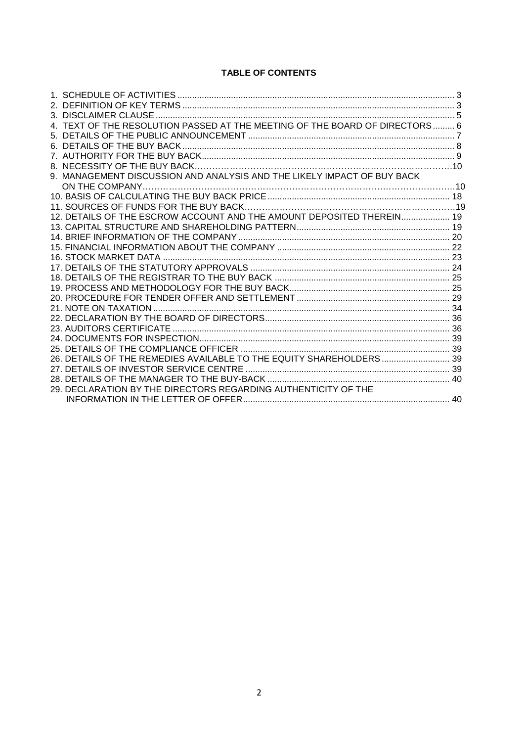**TABLE OF CONTENTS**

| | |
|---|---|
| 1. SCHEDULE OF ACTIVITIES | 3 |
| 2. DEFINITION OF KEY TERMS | 3 |
| 3. DISCLAIMER CLAUSE | 5 |
| 4. TEXT OF THE RESOLUTION PASSED AT THE MEETING OF THE BOARD OF DIRECTORS | 6 |
| 5. DETAILS OF THE PUBLIC ANNOUNCEMENT | 7 |
| 6. DETAILS OF THE BUY BACK | 8 |
| 7. AUTHORITY FOR THE BUY BACK | 9 |
| 8. NECESSITY OF THE BUY BACK | 10 |
| 9. MANAGEMENT DISCUSSION AND ANALYSIS AND THE LIKELY IMPACT OF BUY BACK ON THE COMPANY | 10 |
| 10. BASIS OF CALCULATING THE BUY BACK PRICE | 18 |
| 11. SOURCES OF FUNDS FOR THE BUY BACK | 19 |
| 12. DETAILS OF THE ESCROW ACCOUNT AND THE AMOUNT DEPOSITED THEREIN | 19 |
| 13. CAPITAL STRUCTURE AND SHAREHOLDING PATTERN | 19 |
| 14. BRIEF INFORMATION OF THE COMPANY | 20 |
| 15. FINANCIAL INFORMATION ABOUT THE COMPANY | 22 |
| 16. STOCK MARKET DATA | 23 |
| 17. DETAILS OF THE STATUTORY APPROVALS | 24 |
| 18. DETAILS OF THE REGISTRAR TO THE BUY BACK | 25 |
| 19. PROCESS AND METHODOLOGY FOR THE BUY BACK | 25 |
| 20. PROCEDURE FOR TENDER OFFER AND SETTLEMENT | 29 |
| 21. NOTE ON TAXATION | 34 |
| 22. DECLARATION BY THE BOARD OF DIRECTORS | 36 |
| 23. AUDITORS CERTIFICATE | 36 |
| 24. DOCUMENTS FOR INSPECTION | 39 |
| 25. DETAILS OF THE COMPLIANCE OFFICER | 39 |
| 26. DETAILS OF THE REMEDIES AVAILABLE TO THE EQUITY SHAREHOLDERS | 39 |
| 27. DETAILS OF INVESTOR SERVICE CENTRE | 39 |
| 28. DETAILS OF THE MANAGER TO THE BUY-BACK | 40 |
| 29. DECLARATION BY THE DIRECTORS REGARDING AUTHENTICITY OF THE INFORMATION IN THE LETTER OF OFFER | 40 |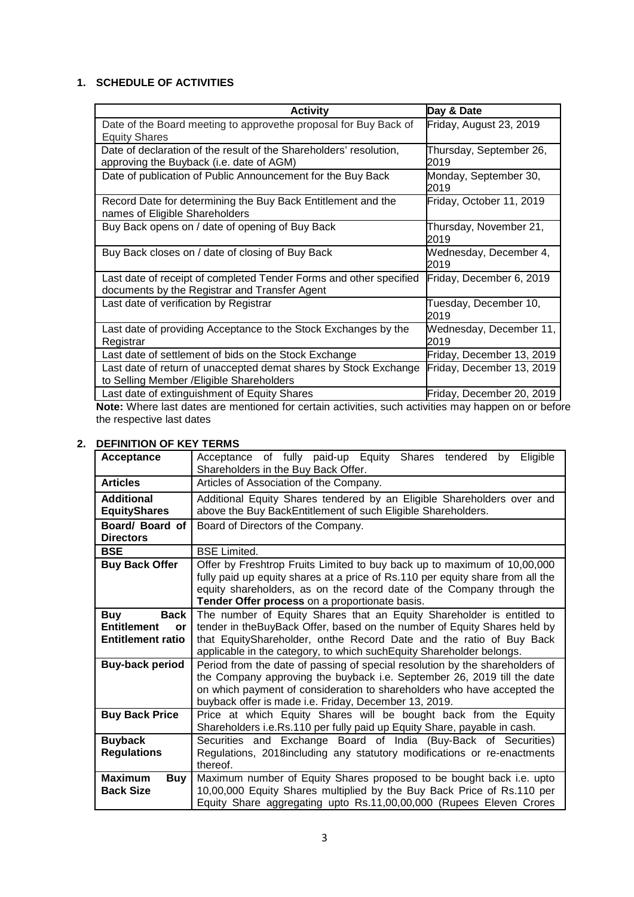## 1. SCHEDULE OF ACTIVITIES

| Activity | Day & Date |
|---|---|
| Date of the Board meeting to approvethe proposal for Buy Back of Equity Shares | Friday, August 23, 2019 |
| Date of declaration of the result of the Shareholders' resolution, approving the Buyback (i.e. date of AGM) | Thursday, September 26, 2019 |
| Date of publication of Public Announcement for the Buy Back | Monday, September 30, 2019 |
| Record Date for determining the Buy Back Entitlement and the names of Eligible Shareholders | Friday, October 11, 2019 |
| Buy Back opens on / date of opening of Buy Back | Thursday, November 21, 2019 |
| Buy Back closes on / date of closing of Buy Back | Wednesday, December 4, 2019 |
| Last date of receipt of completed Tender Forms and other specified documents by the Registrar and Transfer Agent | Friday, December 6, 2019 |
| Last date of verification by Registrar | Tuesday, December 10, 2019 |
| Last date of providing Acceptance to the Stock Exchanges by the Registrar | Wednesday, December 11, 2019 |
| Last date of settlement of bids on the Stock Exchange | Friday, December 13, 2019 |
| Last date of return of unaccepted demat shares by Stock Exchange to Selling Member /Eligible Shareholders | Friday, December 13, 2019 |
| Last date of extinguishment of Equity Shares | Friday, December 20, 2019 |

**Note:** Where last dates are mentioned for certain activities, such activities may happen on or before the respective last dates

## 2. DEFINITION OF KEY TERMS

| | |
|---|---|
| **Acceptance** | Acceptance of fully paid-up Equity Shares tendered by Eligible Shareholders in the Buy Back Offer. |
| **Articles** | Articles of Association of the Company. |
| **Additional EquityShares** | Additional Equity Shares tendered by an Eligible Shareholders over and above the Buy BackEntitlement of such Eligible Shareholders. |
| **Board/ Board of Directors** | Board of Directors of the Company. |
| **BSE** | BSE Limited. |
| **Buy Back Offer** | Offer by Freshtrop Fruits Limited to buy back up to maximum of 10,00,000 fully paid up equity shares at a price of Rs.110 per equity share from all the equity shareholders, as on the record date of the Company through the **Tender Offer process** on a proportionate basis. |
| **Buy Back Entitlement or Entitlement ratio** | The number of Equity Shares that an Equity Shareholder is entitled to tender in theBuyBack Offer, based on the number of Equity Shares held by that EquityShareholder, onthe Record Date and the ratio of Buy Back applicable in the category, to which suchEquity Shareholder belongs. |
| **Buy-back period** | Period from the date of passing of special resolution by the shareholders of the Company approving the buyback i.e. September 26, 2019 till the date on which payment of consideration to shareholders who have accepted the buyback offer is made i.e. Friday, December 13, 2019. |
| **Buy Back Price** | Price at which Equity Shares will be bought back from the Equity Shareholders i.e.Rs.110 per fully paid up Equity Share, payable in cash. |
| **Buyback Regulations** | Securities and Exchange Board of India (Buy-Back of Securities) Regulations, 2018including any statutory modifications or re-enactments thereof. |
| **Maximum Buy Back Size** | Maximum number of Equity Shares proposed to be bought back i.e. upto 10,00,000 Equity Shares multiplied by the Buy Back Price of Rs.110 per Equity Share aggregating upto Rs.11,00,00,000 (Rupees Eleven Crores |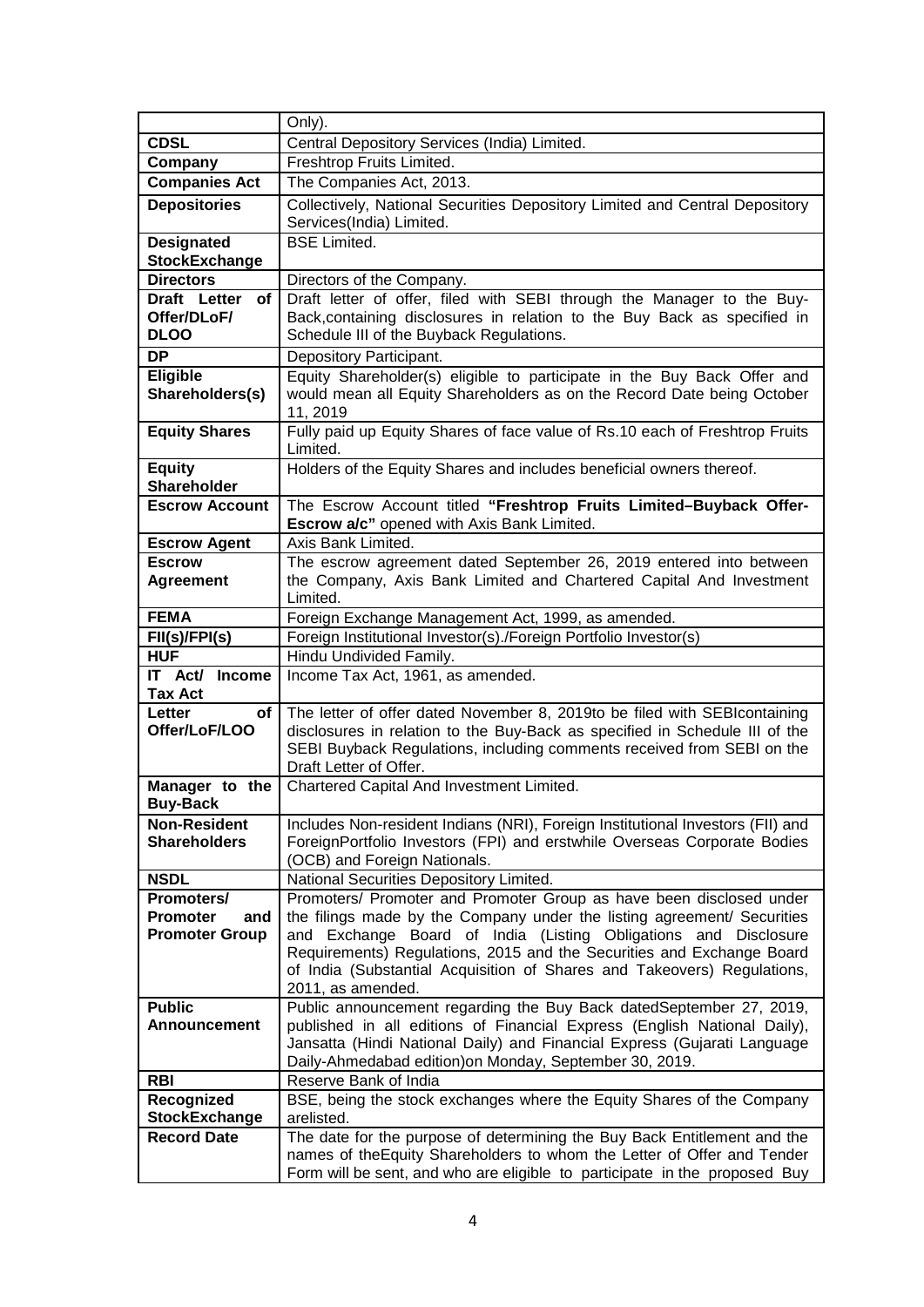| | |
|---|---|
| | Only). |
| **CDSL** | Central Depository Services (India) Limited. |
| **Company** | Freshtrop Fruits Limited. |
| **Companies Act** | The Companies Act, 2013. |
| **Depositories** | Collectively, National Securities Depository Limited and Central Depository Services(India) Limited. |
| **Designated StockExchange** | BSE Limited. |
| **Directors** | Directors of the Company. |
| **Draft Letter of Offer/DLoF/ DLOO** | Draft letter of offer, filed with SEBI through the Manager to the Buy-Back,containing disclosures in relation to the Buy Back as specified in Schedule III of the Buyback Regulations. |
| **DP** | Depository Participant. |
| **Eligible Shareholders(s)** | Equity Shareholder(s) eligible to participate in the Buy Back Offer and would mean all Equity Shareholders as on the Record Date being October 11, 2019 |
| **Equity Shares** | Fully paid up Equity Shares of face value of Rs.10 each of Freshtrop Fruits Limited. |
| **Equity Shareholder** | Holders of the Equity Shares and includes beneficial owners thereof. |
| **Escrow Account** | The Escrow Account titled **"Freshtrop Fruits Limited–Buyback Offer-Escrow a/c"** opened with Axis Bank Limited. |
| **Escrow Agent** | Axis Bank Limited. |
| **Escrow Agreement** | The escrow agreement dated September 26, 2019 entered into between the Company, Axis Bank Limited and Chartered Capital And Investment Limited. |
| **FEMA** | Foreign Exchange Management Act, 1999, as amended. |
| **FII(s)/FPI(s)** | Foreign Institutional Investor(s)./Foreign Portfolio Investor(s) |
| **HUF** | Hindu Undivided Family. |
| **IT Act/ Income Tax Act** | Income Tax Act, 1961, as amended. |
| **Letter of Offer/LoF/LOO** | The letter of offer dated November 8, 2019to be filed with SEBIcontaining disclosures in relation to the Buy-Back as specified in Schedule III of the SEBI Buyback Regulations, including comments received from SEBI on the Draft Letter of Offer. |
| **Manager to the Buy-Back** | Chartered Capital And Investment Limited. |
| **Non-Resident Shareholders** | Includes Non-resident Indians (NRI), Foreign Institutional Investors (FII) and ForeignPortfolio Investors (FPI) and erstwhile Overseas Corporate Bodies (OCB) and Foreign Nationals. |
| **NSDL** | National Securities Depository Limited. |
| **Promoters/ Promoter and Promoter Group** | Promoters/ Promoter and Promoter Group as have been disclosed under the filings made by the Company under the listing agreement/ Securities and Exchange Board of India (Listing Obligations and Disclosure Requirements) Regulations, 2015 and the Securities and Exchange Board of India (Substantial Acquisition of Shares and Takeovers) Regulations, 2011, as amended. |
| **Public Announcement** | Public announcement regarding the Buy Back datedSeptember 27, 2019, published in all editions of Financial Express (English National Daily), Jansatta (Hindi National Daily) and Financial Express (Gujarati Language Daily-Ahmedabad edition)on Monday, September 30, 2019. |
| **RBI** | Reserve Bank of India |
| **Recognized StockExchange** | BSE, being the stock exchanges where the Equity Shares of the Company arelisted. |
| **Record Date** | The date for the purpose of determining the Buy Back Entitlement and the names of theEquity Shareholders to whom the Letter of Offer and Tender Form will be sent, and who are eligible to participate in the proposed Buy |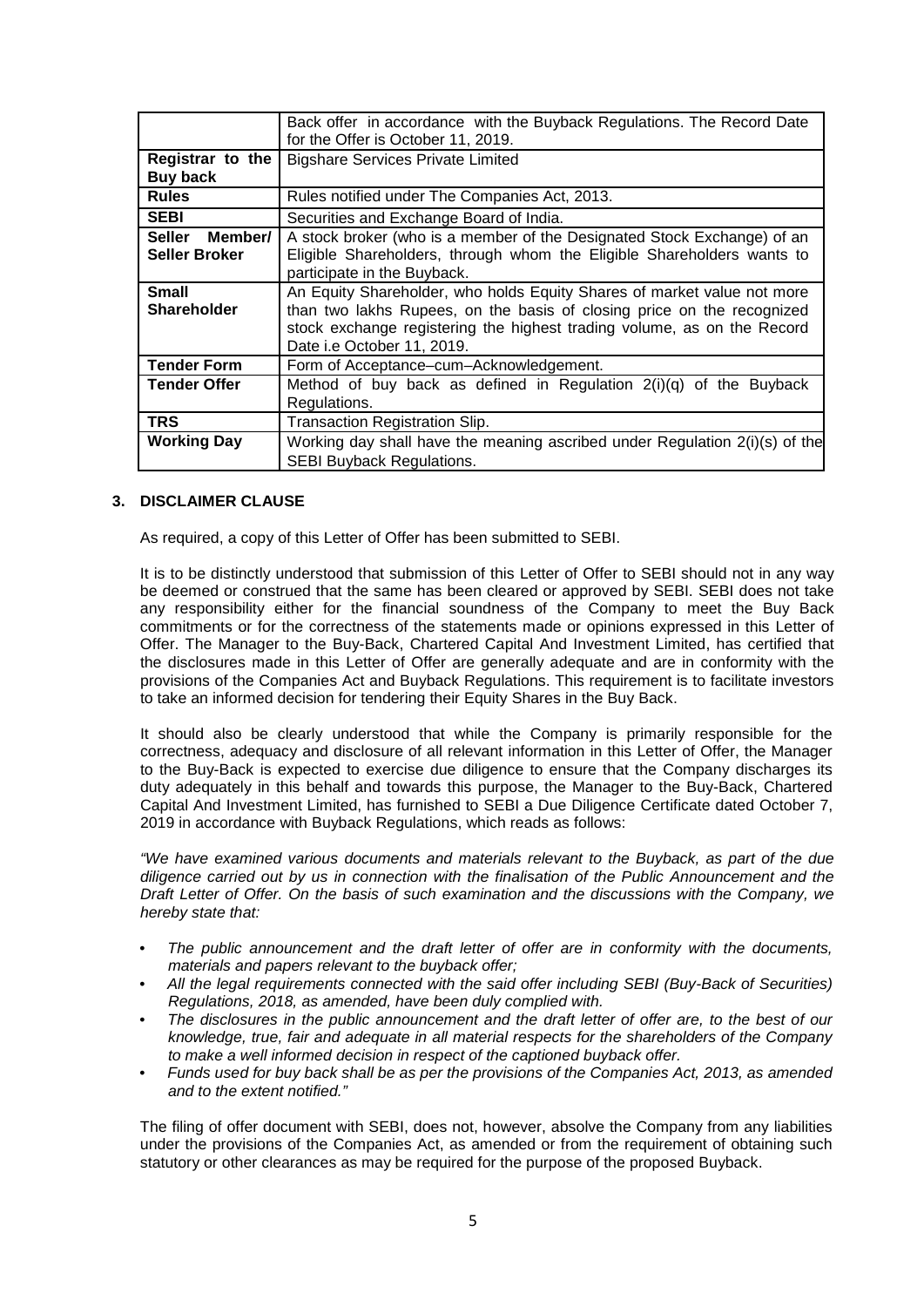| | |
|---|---|
| | Back offer in accordance with the Buyback Regulations. The Record Date for the Offer is October 11, 2019. |
| **Registrar to the Buy back** | Bigshare Services Private Limited |
| **Rules** | Rules notified under The Companies Act, 2013. |
| **SEBI** | Securities and Exchange Board of India. |
| **Seller Member/ Seller Broker** | A stock broker (who is a member of the Designated Stock Exchange) of an Eligible Shareholders, through whom the Eligible Shareholders wants to participate in the Buyback. |
| **Small Shareholder** | An Equity Shareholder, who holds Equity Shares of market value not more than two lakhs Rupees, on the basis of closing price on the recognized stock exchange registering the highest trading volume, as on the Record Date i.e October 11, 2019. |
| **Tender Form** | Form of Acceptance–cum–Acknowledgement. |
| **Tender Offer** | Method of buy back as defined in Regulation 2(i)(q) of the Buyback Regulations. |
| **TRS** | Transaction Registration Slip. |
| **Working Day** | Working day shall have the meaning ascribed under Regulation 2(i)(s) of the SEBI Buyback Regulations. |

## 3. DISCLAIMER CLAUSE

As required, a copy of this Letter of Offer has been submitted to SEBI.

It is to be distinctly understood that submission of this Letter of Offer to SEBI should not in any way be deemed or construed that the same has been cleared or approved by SEBI. SEBI does not take any responsibility either for the financial soundness of the Company to meet the Buy Back commitments or for the correctness of the statements made or opinions expressed in this Letter of Offer. The Manager to the Buy-Back, Chartered Capital And Investment Limited, has certified that the disclosures made in this Letter of Offer are generally adequate and are in conformity with the provisions of the Companies Act and Buyback Regulations. This requirement is to facilitate investors to take an informed decision for tendering their Equity Shares in the Buy Back.

It should also be clearly understood that while the Company is primarily responsible for the correctness, adequacy and disclosure of all relevant information in this Letter of Offer, the Manager to the Buy-Back is expected to exercise due diligence to ensure that the Company discharges its duty adequately in this behalf and towards this purpose, the Manager to the Buy-Back, Chartered Capital And Investment Limited, has furnished to SEBI a Due Diligence Certificate dated October 7, 2019 in accordance with Buyback Regulations, which reads as follows:

*"We have examined various documents and materials relevant to the Buyback, as part of the due diligence carried out by us in connection with the finalisation of the Public Announcement and the Draft Letter of Offer. On the basis of such examination and the discussions with the Company, we hereby state that:*

- *The public announcement and the draft letter of offer are in conformity with the documents, materials and papers relevant to the buyback offer;*
- *All the legal requirements connected with the said offer including SEBI (Buy-Back of Securities) Regulations, 2018, as amended, have been duly complied with.*
- *The disclosures in the public announcement and the draft letter of offer are, to the best of our knowledge, true, fair and adequate in all material respects for the shareholders of the Company to make a well informed decision in respect of the captioned buyback offer.*
- *Funds used for buy back shall be as per the provisions of the Companies Act, 2013, as amended and to the extent notified."*

The filing of offer document with SEBI, does not, however, absolve the Company from any liabilities under the provisions of the Companies Act, as amended or from the requirement of obtaining such statutory or other clearances as may be required for the purpose of the proposed Buyback.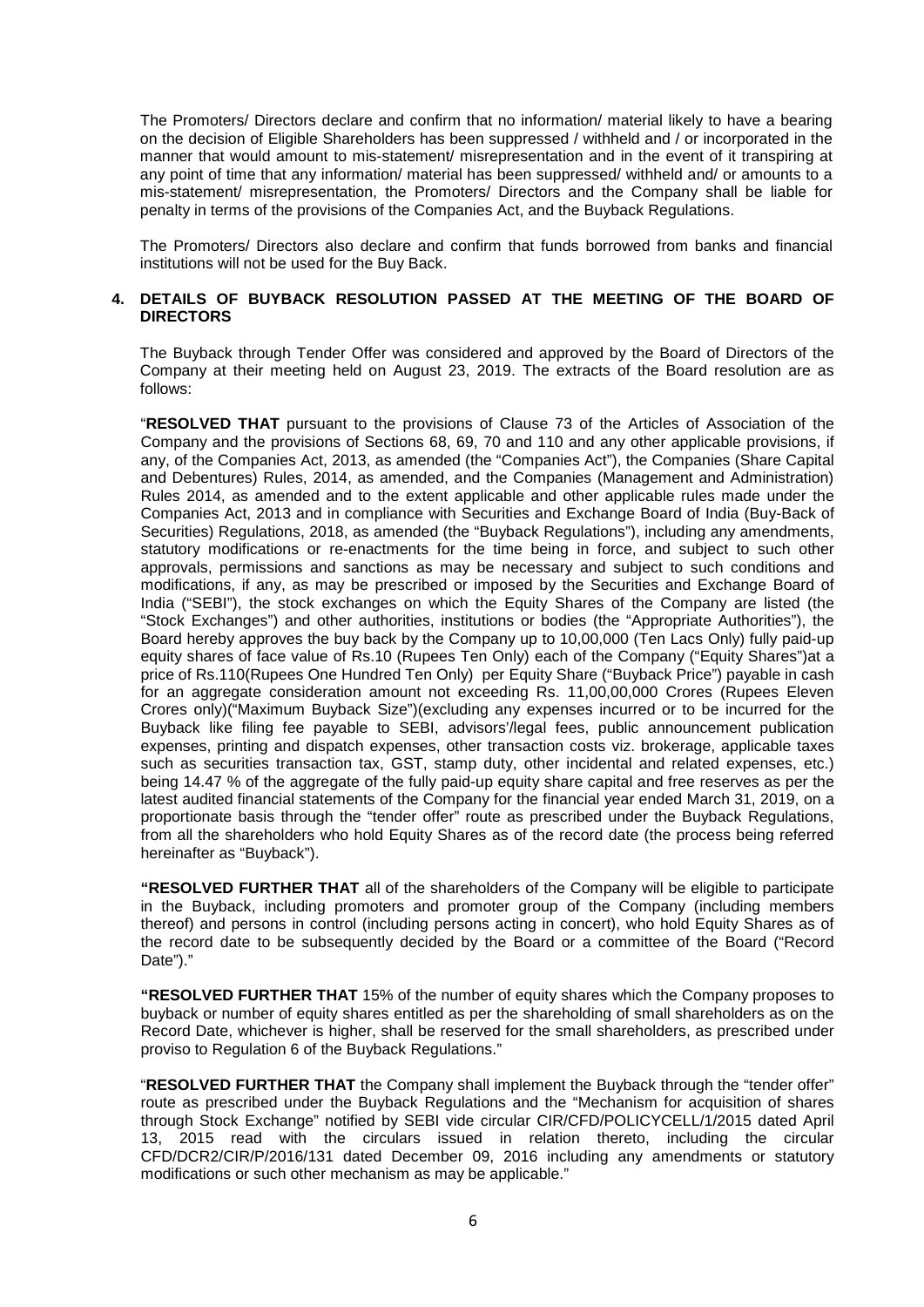The Promoters/ Directors declare and confirm that no information/ material likely to have a bearing on the decision of Eligible Shareholders has been suppressed / withheld and / or incorporated in the manner that would amount to mis-statement/ misrepresentation and in the event of it transpiring at any point of time that any information/ material has been suppressed/ withheld and/ or amounts to a mis-statement/ misrepresentation, the Promoters/ Directors and the Company shall be liable for penalty in terms of the provisions of the Companies Act, and the Buyback Regulations.

The Promoters/ Directors also declare and confirm that funds borrowed from banks and financial institutions will not be used for the Buy Back.

## 4. DETAILS OF BUYBACK RESOLUTION PASSED AT THE MEETING OF THE BOARD OF DIRECTORS

The Buyback through Tender Offer was considered and approved by the Board of Directors of the Company at their meeting held on August 23, 2019. The extracts of the Board resolution are as follows:

"**RESOLVED THAT** pursuant to the provisions of Clause 73 of the Articles of Association of the Company and the provisions of Sections 68, 69, 70 and 110 and any other applicable provisions, if any, of the Companies Act, 2013, as amended (the "Companies Act"), the Companies (Share Capital and Debentures) Rules, 2014, as amended, and the Companies (Management and Administration) Rules 2014, as amended and to the extent applicable and other applicable rules made under the Companies Act, 2013 and in compliance with Securities and Exchange Board of India (Buy-Back of Securities) Regulations, 2018, as amended (the "Buyback Regulations"), including any amendments, statutory modifications or re-enactments for the time being in force, and subject to such other approvals, permissions and sanctions as may be necessary and subject to such conditions and modifications, if any, as may be prescribed or imposed by the Securities and Exchange Board of India ("SEBI"), the stock exchanges on which the Equity Shares of the Company are listed (the "Stock Exchanges") and other authorities, institutions or bodies (the "Appropriate Authorities"), the Board hereby approves the buy back by the Company up to 10,00,000 (Ten Lacs Only) fully paid-up equity shares of face value of Rs.10 (Rupees Ten Only) each of the Company ("Equity Shares")at a price of Rs.110(Rupees One Hundred Ten Only) per Equity Share ("Buyback Price") payable in cash for an aggregate consideration amount not exceeding Rs. 11,00,00,000 Crores (Rupees Eleven Crores only)("Maximum Buyback Size")(excluding any expenses incurred or to be incurred for the Buyback like filing fee payable to SEBI, advisors'/legal fees, public announcement publication expenses, printing and dispatch expenses, other transaction costs viz. brokerage, applicable taxes such as securities transaction tax, GST, stamp duty, other incidental and related expenses, etc.) being 14.47 % of the aggregate of the fully paid-up equity share capital and free reserves as per the latest audited financial statements of the Company for the financial year ended March 31, 2019, on a proportionate basis through the "tender offer" route as prescribed under the Buyback Regulations, from all the shareholders who hold Equity Shares as of the record date (the process being referred hereinafter as "Buyback").

**"RESOLVED FURTHER THAT** all of the shareholders of the Company will be eligible to participate in the Buyback, including promoters and promoter group of the Company (including members thereof) and persons in control (including persons acting in concert), who hold Equity Shares as of the record date to be subsequently decided by the Board or a committee of the Board ("Record Date")."

**"RESOLVED FURTHER THAT** 15% of the number of equity shares which the Company proposes to buyback or number of equity shares entitled as per the shareholding of small shareholders as on the Record Date, whichever is higher, shall be reserved for the small shareholders, as prescribed under proviso to Regulation 6 of the Buyback Regulations."

"**RESOLVED FURTHER THAT** the Company shall implement the Buyback through the "tender offer" route as prescribed under the Buyback Regulations and the "Mechanism for acquisition of shares through Stock Exchange" notified by SEBI vide circular CIR/CFD/POLICYCELL/1/2015 dated April 13, 2015 read with the circulars issued in relation thereto, including the circular CFD/DCR2/CIR/P/2016/131 dated December 09, 2016 including any amendments or statutory modifications or such other mechanism as may be applicable."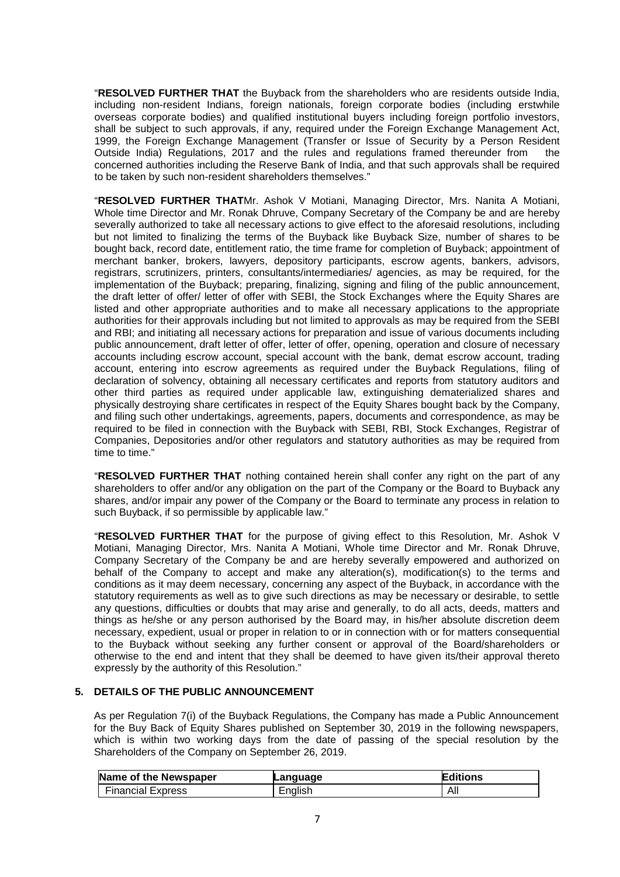"**RESOLVED FURTHER THAT** the Buyback from the shareholders who are residents outside India, including non-resident Indians, foreign nationals, foreign corporate bodies (including erstwhile overseas corporate bodies) and qualified institutional buyers including foreign portfolio investors, shall be subject to such approvals, if any, required under the Foreign Exchange Management Act, 1999, the Foreign Exchange Management (Transfer or Issue of Security by a Person Resident Outside India) Regulations, 2017 and the rules and regulations framed thereunder from the concerned authorities including the Reserve Bank of India, and that such approvals shall be required to be taken by such non-resident shareholders themselves."

"**RESOLVED FURTHER THAT**Mr. Ashok V Motiani, Managing Director, Mrs. Nanita A Motiani, Whole time Director and Mr. Ronak Dhruve, Company Secretary of the Company be and are hereby severally authorized to take all necessary actions to give effect to the aforesaid resolutions, including but not limited to finalizing the terms of the Buyback like Buyback Size, number of shares to be bought back, record date, entitlement ratio, the time frame for completion of Buyback; appointment of merchant banker, brokers, lawyers, depository participants, escrow agents, bankers, advisors, registrars, scrutinizers, printers, consultants/intermediaries/ agencies, as may be required, for the implementation of the Buyback; preparing, finalizing, signing and filing of the public announcement, the draft letter of offer/ letter of offer with SEBI, the Stock Exchanges where the Equity Shares are listed and other appropriate authorities and to make all necessary applications to the appropriate authorities for their approvals including but not limited to approvals as may be required from the SEBI and RBI; and initiating all necessary actions for preparation and issue of various documents including public announcement, draft letter of offer, letter of offer, opening, operation and closure of necessary accounts including escrow account, special account with the bank, demat escrow account, trading account, entering into escrow agreements as required under the Buyback Regulations, filing of declaration of solvency, obtaining all necessary certificates and reports from statutory auditors and other third parties as required under applicable law, extinguishing dematerialized shares and physically destroying share certificates in respect of the Equity Shares bought back by the Company, and filing such other undertakings, agreements, papers, documents and correspondence, as may be required to be filed in connection with the Buyback with SEBI, RBI, Stock Exchanges, Registrar of Companies, Depositories and/or other regulators and statutory authorities as may be required from time to time."

"**RESOLVED FURTHER THAT** nothing contained herein shall confer any right on the part of any shareholders to offer and/or any obligation on the part of the Company or the Board to Buyback any shares, and/or impair any power of the Company or the Board to terminate any process in relation to such Buyback, if so permissible by applicable law."

"**RESOLVED FURTHER THAT** for the purpose of giving effect to this Resolution, Mr. Ashok V Motiani, Managing Director, Mrs. Nanita A Motiani, Whole time Director and Mr. Ronak Dhruve, Company Secretary of the Company be and are hereby severally empowered and authorized on behalf of the Company to accept and make any alteration(s), modification(s) to the terms and conditions as it may deem necessary, concerning any aspect of the Buyback, in accordance with the statutory requirements as well as to give such directions as may be necessary or desirable, to settle any questions, difficulties or doubts that may arise and generally, to do all acts, deeds, matters and things as he/she or any person authorised by the Board may, in his/her absolute discretion deem necessary, expedient, usual or proper in relation to or in connection with or for matters consequential to the Buyback without seeking any further consent or approval of the Board/shareholders or otherwise to the end and intent that they shall be deemed to have given its/their approval thereto expressly by the authority of this Resolution."

## 5. DETAILS OF THE PUBLIC ANNOUNCEMENT

As per Regulation 7(i) of the Buyback Regulations, the Company has made a Public Announcement for the Buy Back of Equity Shares published on September 30, 2019 in the following newspapers, which is within two working days from the date of passing of the special resolution by the Shareholders of the Company on September 26, 2019.

| Name of the Newspaper | Language | Editions |
|---|---|---|
| Financial Express | English | All |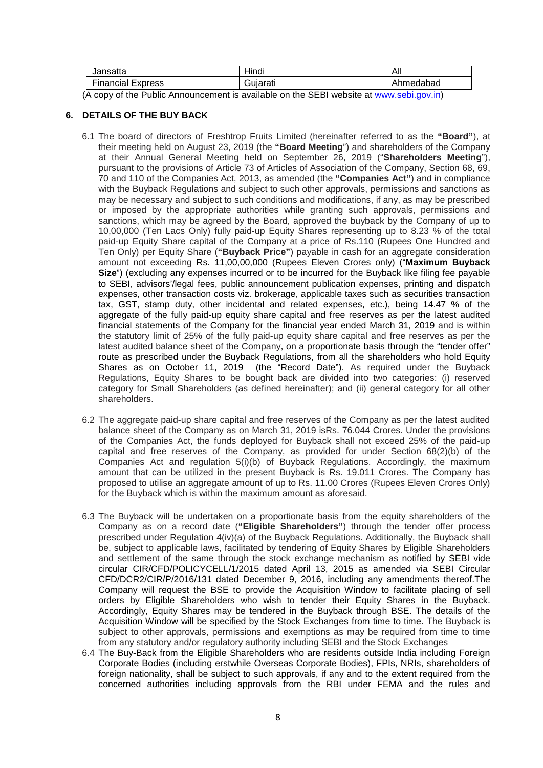| Jansatta | Hindi | All |
|---|---|---|
| Financial Express | Gujarati | Ahmedabad |

(A copy of the Public Announcement is available on the SEBI website at www.sebi.gov.in)

## 6. DETAILS OF THE BUY BACK

6.1 The board of directors of Freshtrop Fruits Limited (hereinafter referred to as the **"Board"**), at their meeting held on August 23, 2019 (the **"Board Meeting"**) and shareholders of the Company at their Annual General Meeting held on September 26, 2019 ("**Shareholders Meeting**"), pursuant to the provisions of Article 73 of Articles of Association of the Company, Section 68, 69, 70 and 110 of the Companies Act, 2013, as amended (the **"Companies Act"**) and in compliance with the Buyback Regulations and subject to such other approvals, permissions and sanctions as may be necessary and subject to such conditions and modifications, if any, as may be prescribed or imposed by the appropriate authorities while granting such approvals, permissions and sanctions, which may be agreed by the Board, approved the buyback by the Company of up to 10,00,000 (Ten Lacs Only) fully paid-up Equity Shares representing up to 8.23 % of the total paid-up Equity Share capital of the Company at a price of Rs.110 (Rupees One Hundred and Ten Only) per Equity Share (**"Buyback Price"**) payable in cash for an aggregate consideration amount not exceeding Rs. 11,00,00,000 (Rupees Eleven Crores only) ("**Maximum Buyback Size**") (excluding any expenses incurred or to be incurred for the Buyback like filing fee payable to SEBI, advisors'/legal fees, public announcement publication expenses, printing and dispatch expenses, other transaction costs viz. brokerage, applicable taxes such as securities transaction tax, GST, stamp duty, other incidental and related expenses, etc.), being 14.47 % of the aggregate of the fully paid-up equity share capital and free reserves as per the latest audited financial statements of the Company for the financial year ended March 31, 2019 and is within the statutory limit of 25% of the fully paid-up equity share capital and free reserves as per the latest audited balance sheet of the Company, on a proportionate basis through the "tender offer" route as prescribed under the Buyback Regulations, from all the shareholders who hold Equity Shares as on October 11, 2019 (the "Record Date"). As required under the Buyback Regulations, Equity Shares to be bought back are divided into two categories: (i) reserved category for Small Shareholders (as defined hereinafter); and (ii) general category for all other shareholders.

6.2 The aggregate paid-up share capital and free reserves of the Company as per the latest audited balance sheet of the Company as on March 31, 2019 isRs. 76.044 Crores. Under the provisions of the Companies Act, the funds deployed for Buyback shall not exceed 25% of the paid-up capital and free reserves of the Company, as provided for under Section 68(2)(b) of the Companies Act and regulation 5(i)(b) of Buyback Regulations. Accordingly, the maximum amount that can be utilized in the present Buyback is Rs. 19.011 Crores. The Company has proposed to utilise an aggregate amount of up to Rs. 11.00 Crores (Rupees Eleven Crores Only) for the Buyback which is within the maximum amount as aforesaid.

6.3 The Buyback will be undertaken on a proportionate basis from the equity shareholders of the Company as on a record date (**"Eligible Shareholders"**) through the tender offer process prescribed under Regulation 4(iv)(a) of the Buyback Regulations. Additionally, the Buyback shall be, subject to applicable laws, facilitated by tendering of Equity Shares by Eligible Shareholders and settlement of the same through the stock exchange mechanism as notified by SEBI vide circular CIR/CFD/POLICYCELL/1/2015 dated April 13, 2015 as amended via SEBI Circular CFD/DCR2/CIR/P/2016/131 dated December 9, 2016, including any amendments thereof.The Company will request the BSE to provide the Acquisition Window to facilitate placing of sell orders by Eligible Shareholders who wish to tender their Equity Shares in the Buyback. Accordingly, Equity Shares may be tendered in the Buyback through BSE. The details of the Acquisition Window will be specified by the Stock Exchanges from time to time. The Buyback is subject to other approvals, permissions and exemptions as may be required from time to time from any statutory and/or regulatory authority including SEBI and the Stock Exchanges

6.4 The Buy-Back from the Eligible Shareholders who are residents outside India including Foreign Corporate Bodies (including erstwhile Overseas Corporate Bodies), FPIs, NRIs, shareholders of foreign nationality, shall be subject to such approvals, if any and to the extent required from the concerned authorities including approvals from the RBI under FEMA and the rules and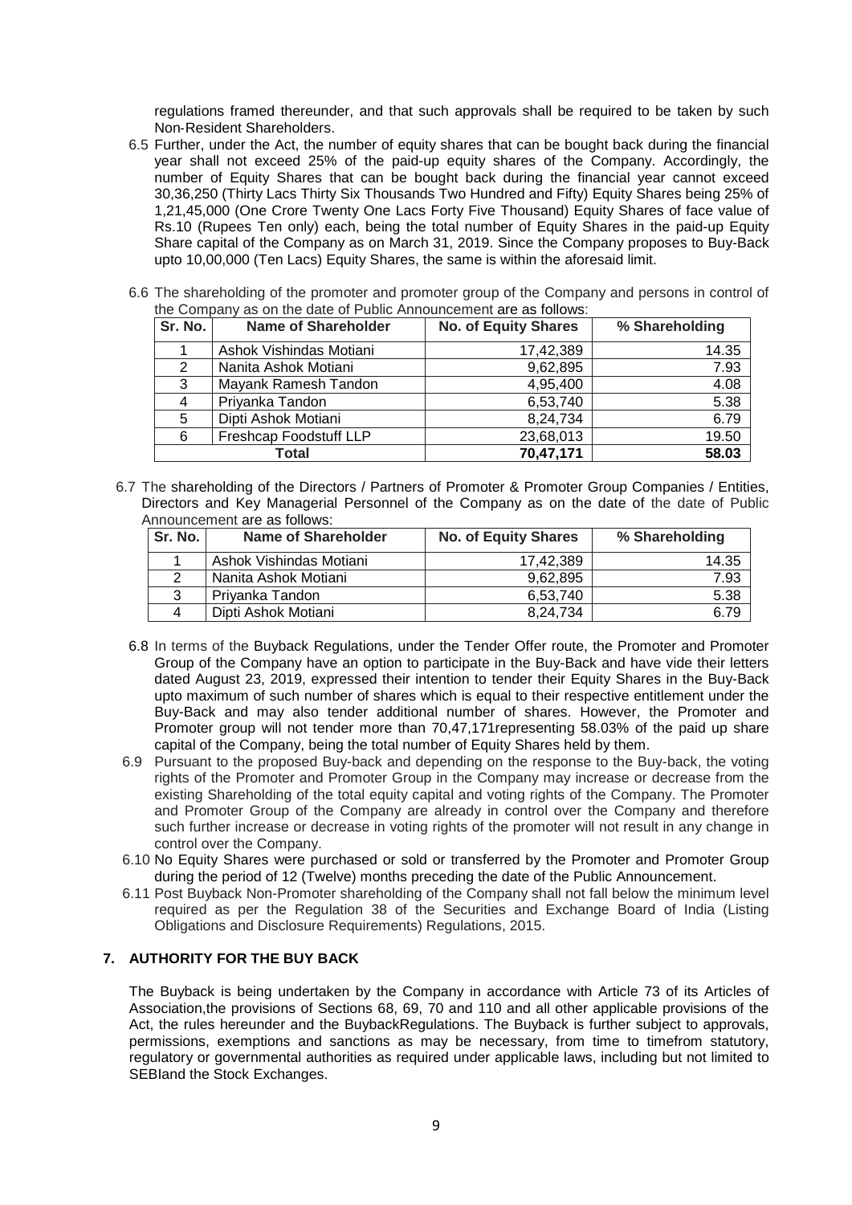regulations framed thereunder, and that such approvals shall be required to be taken by such Non-Resident Shareholders.

6.5 Further, under the Act, the number of equity shares that can be bought back during the financial year shall not exceed 25% of the paid-up equity shares of the Company. Accordingly, the number of Equity Shares that can be bought back during the financial year cannot exceed 30,36,250 (Thirty Lacs Thirty Six Thousands Two Hundred and Fifty) Equity Shares being 25% of 1,21,45,000 (One Crore Twenty One Lacs Forty Five Thousand) Equity Shares of face value of Rs.10 (Rupees Ten only) each, being the total number of Equity Shares in the paid-up Equity Share capital of the Company as on March 31, 2019. Since the Company proposes to Buy-Back upto 10,00,000 (Ten Lacs) Equity Shares, the same is within the aforesaid limit.

6.6 The shareholding of the promoter and promoter group of the Company and persons in control of the Company as on the date of Public Announcement are as follows:

| Sr. No. | Name of Shareholder | No. of Equity Shares | % Shareholding |
|---|---|---|---|
| 1 | Ashok Vishindas Motiani | 17,42,389 | 14.35 |
| 2 | Nanita Ashok Motiani | 9,62,895 | 7.93 |
| 3 | Mayank Ramesh Tandon | 4,95,400 | 4.08 |
| 4 | Priyanka Tandon | 6,53,740 | 5.38 |
| 5 | Dipti Ashok Motiani | 8,24,734 | 6.79 |
| 6 | Freshcap Foodstuff LLP | 23,68,013 | 19.50 |
| **Total** | | **70,47,171** | **58.03** |

6.7 The shareholding of the Directors / Partners of Promoter & Promoter Group Companies / Entities, Directors and Key Managerial Personnel of the Company as on the date of the date of Public Announcement are as follows:

| Sr. No. | Name of Shareholder | No. of Equity Shares | % Shareholding |
|---|---|---|---|
| 1 | Ashok Vishindas Motiani | 17,42,389 | 14.35 |
| 2 | Nanita Ashok Motiani | 9,62,895 | 7.93 |
| 3 | Priyanka Tandon | 6,53,740 | 5.38 |
| 4 | Dipti Ashok Motiani | 8,24,734 | 6.79 |

6.8 In terms of the Buyback Regulations, under the Tender Offer route, the Promoter and Promoter Group of the Company have an option to participate in the Buy-Back and have vide their letters dated August 23, 2019, expressed their intention to tender their Equity Shares in the Buy-Back upto maximum of such number of shares which is equal to their respective entitlement under the Buy-Back and may also tender additional number of shares. However, the Promoter and Promoter group will not tender more than 70,47,171representing 58.03% of the paid up share capital of the Company, being the total number of Equity Shares held by them.

6.9 Pursuant to the proposed Buy-back and depending on the response to the Buy-back, the voting rights of the Promoter and Promoter Group in the Company may increase or decrease from the existing Shareholding of the total equity capital and voting rights of the Company. The Promoter and Promoter Group of the Company are already in control over the Company and therefore such further increase or decrease in voting rights of the promoter will not result in any change in control over the Company.

6.10 No Equity Shares were purchased or sold or transferred by the Promoter and Promoter Group during the period of 12 (Twelve) months preceding the date of the Public Announcement.

6.11 Post Buyback Non-Promoter shareholding of the Company shall not fall below the minimum level required as per the Regulation 38 of the Securities and Exchange Board of India (Listing Obligations and Disclosure Requirements) Regulations, 2015.

## 7. AUTHORITY FOR THE BUY BACK

The Buyback is being undertaken by the Company in accordance with Article 73 of its Articles of Association,the provisions of Sections 68, 69, 70 and 110 and all other applicable provisions of the Act, the rules hereunder and the BuybackRegulations. The Buyback is further subject to approvals, permissions, exemptions and sanctions as may be necessary, from time to timefrom statutory, regulatory or governmental authorities as required under applicable laws, including but not limited to SEBIand the Stock Exchanges.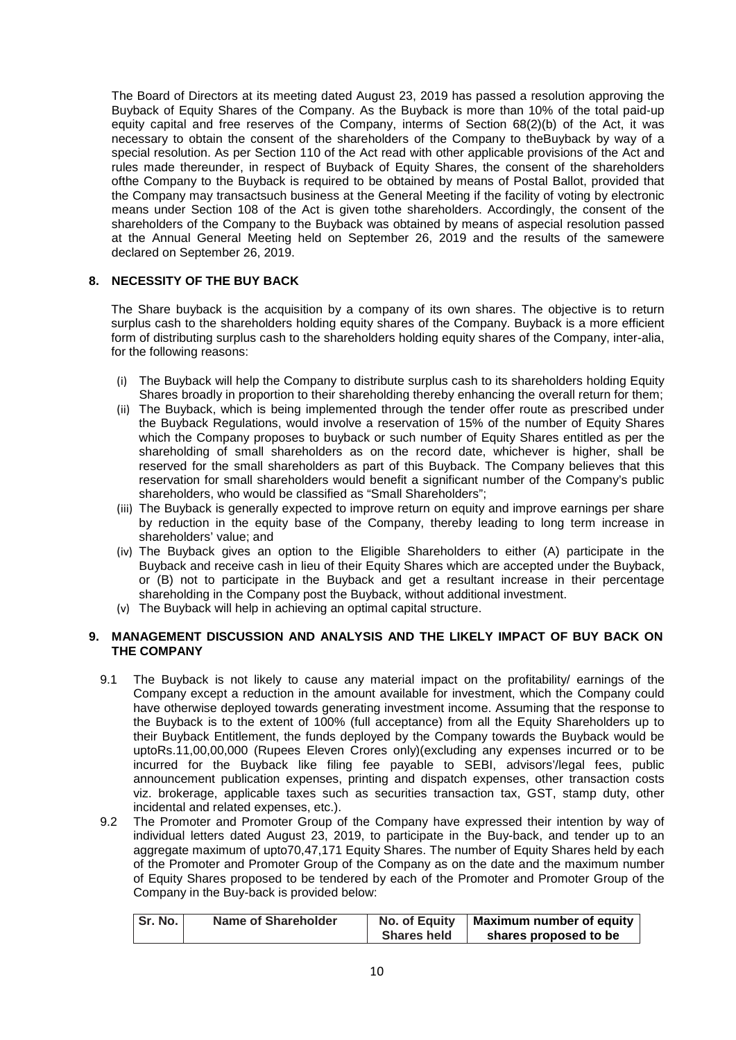The Board of Directors at its meeting dated August 23, 2019 has passed a resolution approving the Buyback of Equity Shares of the Company. As the Buyback is more than 10% of the total paid-up equity capital and free reserves of the Company, interms of Section 68(2)(b) of the Act, it was necessary to obtain the consent of the shareholders of the Company to theBuyback by way of a special resolution. As per Section 110 of the Act read with other applicable provisions of the Act and rules made thereunder, in respect of Buyback of Equity Shares, the consent of the shareholders ofthe Company to the Buyback is required to be obtained by means of Postal Ballot, provided that the Company may transactsuch business at the General Meeting if the facility of voting by electronic means under Section 108 of the Act is given tothe shareholders. Accordingly, the consent of the shareholders of the Company to the Buyback was obtained by means of aspecial resolution passed at the Annual General Meeting held on September 26, 2019 and the results of the samewere declared on September 26, 2019.

## 8. NECESSITY OF THE BUY BACK

The Share buyback is the acquisition by a company of its own shares. The objective is to return surplus cash to the shareholders holding equity shares of the Company. Buyback is a more efficient form of distributing surplus cash to the shareholders holding equity shares of the Company, inter-alia, for the following reasons:

(i) The Buyback will help the Company to distribute surplus cash to its shareholders holding Equity Shares broadly in proportion to their shareholding thereby enhancing the overall return for them;

(ii) The Buyback, which is being implemented through the tender offer route as prescribed under the Buyback Regulations, would involve a reservation of 15% of the number of Equity Shares which the Company proposes to buyback or such number of Equity Shares entitled as per the shareholding of small shareholders as on the record date, whichever is higher, shall be reserved for the small shareholders as part of this Buyback. The Company believes that this reservation for small shareholders would benefit a significant number of the Company's public shareholders, who would be classified as "Small Shareholders";

(iii) The Buyback is generally expected to improve return on equity and improve earnings per share by reduction in the equity base of the Company, thereby leading to long term increase in shareholders' value; and

(iv) The Buyback gives an option to the Eligible Shareholders to either (A) participate in the Buyback and receive cash in lieu of their Equity Shares which are accepted under the Buyback, or (B) not to participate in the Buyback and get a resultant increase in their percentage shareholding in the Company post the Buyback, without additional investment.

(v) The Buyback will help in achieving an optimal capital structure.

## 9. MANAGEMENT DISCUSSION AND ANALYSIS AND THE LIKELY IMPACT OF BUY BACK ON THE COMPANY

9.1 The Buyback is not likely to cause any material impact on the profitability/ earnings of the Company except a reduction in the amount available for investment, which the Company could have otherwise deployed towards generating investment income. Assuming that the response to the Buyback is to the extent of 100% (full acceptance) from all the Equity Shareholders up to their Buyback Entitlement, the funds deployed by the Company towards the Buyback would be uptoRs.11,00,00,000 (Rupees Eleven Crores only)(excluding any expenses incurred or to be incurred for the Buyback like filing fee payable to SEBI, advisors'/legal fees, public announcement publication expenses, printing and dispatch expenses, other transaction costs viz. brokerage, applicable taxes such as securities transaction tax, GST, stamp duty, other incidental and related expenses, etc.).

9.2 The Promoter and Promoter Group of the Company have expressed their intention by way of individual letters dated August 23, 2019, to participate in the Buy-back, and tender up to an aggregate maximum of upto70,47,171 Equity Shares. The number of Equity Shares held by each of the Promoter and Promoter Group of the Company as on the date and the maximum number of Equity Shares proposed to be tendered by each of the Promoter and Promoter Group of the Company in the Buy-back is provided below:

| Sr. No. | Name of Shareholder | No. of Equity Shares held | Maximum number of equity shares proposed to be |
|---|---|---|---|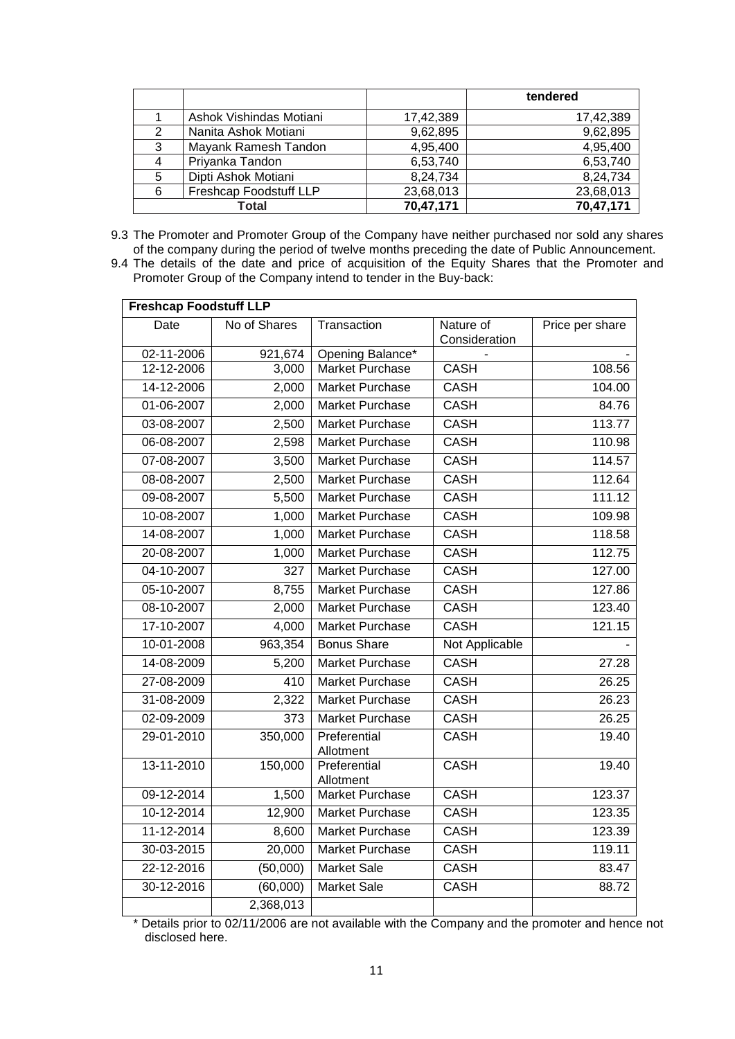| | | | tendered |
|---|---|---|---|
| 1 | Ashok Vishindas Motiani | 17,42,389 | 17,42,389 |
| 2 | Nanita Ashok Motiani | 9,62,895 | 9,62,895 |
| 3 | Mayank Ramesh Tandon | 4,95,400 | 4,95,400 |
| 4 | Priyanka Tandon | 6,53,740 | 6,53,740 |
| 5 | Dipti Ashok Motiani | 8,24,734 | 8,24,734 |
| 6 | Freshcap Foodstuff LLP | 23,68,013 | 23,68,013 |
| **Total** | | **70,47,171** | **70,47,171** |

9.3 The Promoter and Promoter Group of the Company have neither purchased nor sold any shares of the company during the period of twelve months preceding the date of Public Announcement.

9.4 The details of the date and price of acquisition of the Equity Shares that the Promoter and Promoter Group of the Company intend to tender in the Buy-back:

| **Freshcap Foodstuff LLP** | | | | |
|---|---|---|---|---|
| Date | No of Shares | Transaction | Nature of Consideration | Price per share |
| 02-11-2006 | 921,674 | Opening Balance* | - | - |
| 12-12-2006 | 3,000 | Market Purchase | CASH | 108.56 |
| 14-12-2006 | 2,000 | Market Purchase | CASH | 104.00 |
| 01-06-2007 | 2,000 | Market Purchase | CASH | 84.76 |
| 03-08-2007 | 2,500 | Market Purchase | CASH | 113.77 |
| 06-08-2007 | 2,598 | Market Purchase | CASH | 110.98 |
| 07-08-2007 | 3,500 | Market Purchase | CASH | 114.57 |
| 08-08-2007 | 2,500 | Market Purchase | CASH | 112.64 |
| 09-08-2007 | 5,500 | Market Purchase | CASH | 111.12 |
| 10-08-2007 | 1,000 | Market Purchase | CASH | 109.98 |
| 14-08-2007 | 1,000 | Market Purchase | CASH | 118.58 |
| 20-08-2007 | 1,000 | Market Purchase | CASH | 112.75 |
| 04-10-2007 | 327 | Market Purchase | CASH | 127.00 |
| 05-10-2007 | 8,755 | Market Purchase | CASH | 127.86 |
| 08-10-2007 | 2,000 | Market Purchase | CASH | 123.40 |
| 17-10-2007 | 4,000 | Market Purchase | CASH | 121.15 |
| 10-01-2008 | 963,354 | Bonus Share | Not Applicable | - |
| 14-08-2009 | 5,200 | Market Purchase | CASH | 27.28 |
| 27-08-2009 | 410 | Market Purchase | CASH | 26.25 |
| 31-08-2009 | 2,322 | Market Purchase | CASH | 26.23 |
| 02-09-2009 | 373 | Market Purchase | CASH | 26.25 |
| 29-01-2010 | 350,000 | Preferential Allotment | CASH | 19.40 |
| 13-11-2010 | 150,000 | Preferential Allotment | CASH | 19.40 |
| 09-12-2014 | 1,500 | Market Purchase | CASH | 123.37 |
| 10-12-2014 | 12,900 | Market Purchase | CASH | 123.35 |
| 11-12-2014 | 8,600 | Market Purchase | CASH | 123.39 |
| 30-03-2015 | 20,000 | Market Purchase | CASH | 119.11 |
| 22-12-2016 | (50,000) | Market Sale | CASH | 83.47 |
| 30-12-2016 | (60,000) | Market Sale | CASH | 88.72 |
| | 2,368,013 | | | |

\* Details prior to 02/11/2006 are not available with the Company and the promoter and hence not disclosed here.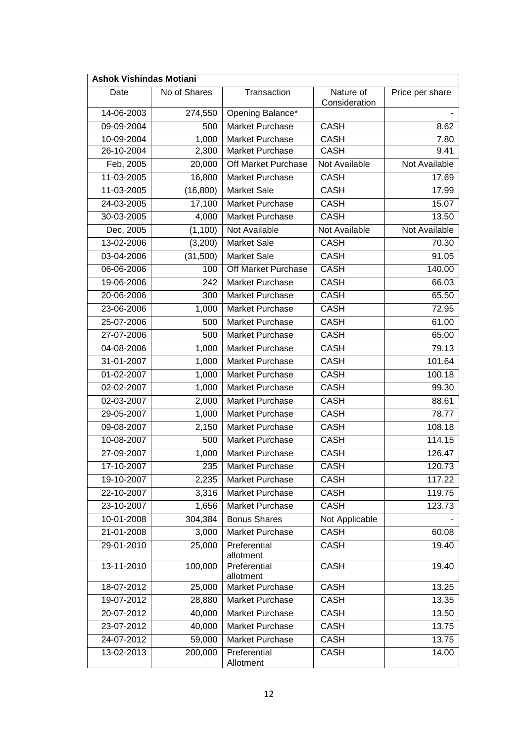| **Ashok Vishindas Motiani** | | | | |
|---|---|---|---|---|
| Date | No of Shares | Transaction | Nature of Consideration | Price per share |
| 14-06-2003 | 274,550 | Opening Balance* | | - |
| 09-09-2004 | 500 | Market Purchase | CASH | 8.62 |
| 10-09-2004 | 1,000 | Market Purchase | CASH | 7.80 |
| 26-10-2004 | 2,300 | Market Purchase | CASH | 9.41 |
| Feb, 2005 | 20,000 | Off Market Purchase | Not Available | Not Available |
| 11-03-2005 | 16,800 | Market Purchase | CASH | 17.69 |
| 11-03-2005 | (16,800) | Market Sale | CASH | 17.99 |
| 24-03-2005 | 17,100 | Market Purchase | CASH | 15.07 |
| 30-03-2005 | 4,000 | Market Purchase | CASH | 13.50 |
| Dec, 2005 | (1,100) | Not Available | Not Available | Not Available |
| 13-02-2006 | (3,200) | Market Sale | CASH | 70.30 |
| 03-04-2006 | (31,500) | Market Sale | CASH | 91.05 |
| 06-06-2006 | 100 | Off Market Purchase | CASH | 140.00 |
| 19-06-2006 | 242 | Market Purchase | CASH | 66.03 |
| 20-06-2006 | 300 | Market Purchase | CASH | 65.50 |
| 23-06-2006 | 1,000 | Market Purchase | CASH | 72.95 |
| 25-07-2006 | 500 | Market Purchase | CASH | 61.00 |
| 27-07-2006 | 500 | Market Purchase | CASH | 65.00 |
| 04-08-2006 | 1,000 | Market Purchase | CASH | 79.13 |
| 31-01-2007 | 1,000 | Market Purchase | CASH | 101.64 |
| 01-02-2007 | 1,000 | Market Purchase | CASH | 100.18 |
| 02-02-2007 | 1,000 | Market Purchase | CASH | 99.30 |
| 02-03-2007 | 2,000 | Market Purchase | CASH | 88.61 |
| 29-05-2007 | 1,000 | Market Purchase | CASH | 78.77 |
| 09-08-2007 | 2,150 | Market Purchase | CASH | 108.18 |
| 10-08-2007 | 500 | Market Purchase | CASH | 114.15 |
| 27-09-2007 | 1,000 | Market Purchase | CASH | 126.47 |
| 17-10-2007 | 235 | Market Purchase | CASH | 120.73 |
| 19-10-2007 | 2,235 | Market Purchase | CASH | 117.22 |
| 22-10-2007 | 3,316 | Market Purchase | CASH | 119.75 |
| 23-10-2007 | 1,656 | Market Purchase | CASH | 123.73 |
| 10-01-2008 | 304,384 | Bonus Shares | Not Applicable | - |
| 21-01-2008 | 3,000 | Market Purchase | CASH | 60.08 |
| 29-01-2010 | 25,000 | Preferential allotment | CASH | 19.40 |
| 13-11-2010 | 100,000 | Preferential allotment | CASH | 19.40 |
| 18-07-2012 | 25,000 | Market Purchase | CASH | 13.25 |
| 19-07-2012 | 28,880 | Market Purchase | CASH | 13.35 |
| 20-07-2012 | 40,000 | Market Purchase | CASH | 13.50 |
| 23-07-2012 | 40,000 | Market Purchase | CASH | 13.75 |
| 24-07-2012 | 59,000 | Market Purchase | CASH | 13.75 |
| 13-02-2013 | 200,000 | Preferential Allotment | CASH | 14.00 |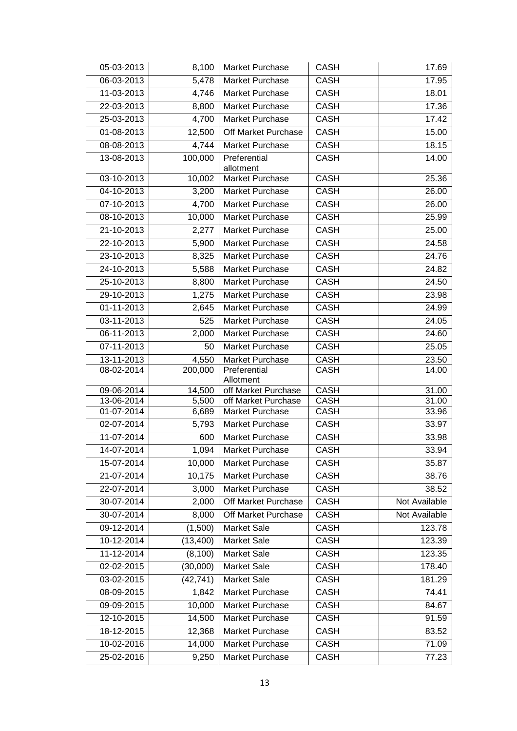| 05-03-2013 | 8,100 | Market Purchase | CASH | 17.69 |
|---|---|---|---|---|
| 06-03-2013 | 5,478 | Market Purchase | CASH | 17.95 |
| 11-03-2013 | 4,746 | Market Purchase | CASH | 18.01 |
| 22-03-2013 | 8,800 | Market Purchase | CASH | 17.36 |
| 25-03-2013 | 4,700 | Market Purchase | CASH | 17.42 |
| 01-08-2013 | 12,500 | Off Market Purchase | CASH | 15.00 |
| 08-08-2013 | 4,744 | Market Purchase | CASH | 18.15 |
| 13-08-2013 | 100,000 | Preferential allotment | CASH | 14.00 |
| 03-10-2013 | 10,002 | Market Purchase | CASH | 25.36 |
| 04-10-2013 | 3,200 | Market Purchase | CASH | 26.00 |
| 07-10-2013 | 4,700 | Market Purchase | CASH | 26.00 |
| 08-10-2013 | 10,000 | Market Purchase | CASH | 25.99 |
| 21-10-2013 | 2,277 | Market Purchase | CASH | 25.00 |
| 22-10-2013 | 5,900 | Market Purchase | CASH | 24.58 |
| 23-10-2013 | 8,325 | Market Purchase | CASH | 24.76 |
| 24-10-2013 | 5,588 | Market Purchase | CASH | 24.82 |
| 25-10-2013 | 8,800 | Market Purchase | CASH | 24.50 |
| 29-10-2013 | 1,275 | Market Purchase | CASH | 23.98 |
| 01-11-2013 | 2,645 | Market Purchase | CASH | 24.99 |
| 03-11-2013 | 525 | Market Purchase | CASH | 24.05 |
| 06-11-2013 | 2,000 | Market Purchase | CASH | 24.60 |
| 07-11-2013 | 50 | Market Purchase | CASH | 25.05 |
| 13-11-2013 | 4,550 | Market Purchase | CASH | 23.50 |
| 08-02-2014 | 200,000 | Preferential Allotment | CASH | 14.00 |
| 09-06-2014 | 14,500 | off Market Purchase | CASH | 31.00 |
| 13-06-2014 | 5,500 | off Market Purchase | CASH | 31.00 |
| 01-07-2014 | 6,689 | Market Purchase | CASH | 33.96 |
| 02-07-2014 | 5,793 | Market Purchase | CASH | 33.97 |
| 11-07-2014 | 600 | Market Purchase | CASH | 33.98 |
| 14-07-2014 | 1,094 | Market Purchase | CASH | 33.94 |
| 15-07-2014 | 10,000 | Market Purchase | CASH | 35.87 |
| 21-07-2014 | 10,175 | Market Purchase | CASH | 38.76 |
| 22-07-2014 | 3,000 | Market Purchase | CASH | 38.52 |
| 30-07-2014 | 2,000 | Off Market Purchase | CASH | Not Available |
| 30-07-2014 | 8,000 | Off Market Purchase | CASH | Not Available |
| 09-12-2014 | (1,500) | Market Sale | CASH | 123.78 |
| 10-12-2014 | (13,400) | Market Sale | CASH | 123.39 |
| 11-12-2014 | (8,100) | Market Sale | CASH | 123.35 |
| 02-02-2015 | (30,000) | Market Sale | CASH | 178.40 |
| 03-02-2015 | (42,741) | Market Sale | CASH | 181.29 |
| 08-09-2015 | 1,842 | Market Purchase | CASH | 74.41 |
| 09-09-2015 | 10,000 | Market Purchase | CASH | 84.67 |
| 12-10-2015 | 14,500 | Market Purchase | CASH | 91.59 |
| 18-12-2015 | 12,368 | Market Purchase | CASH | 83.52 |
| 10-02-2016 | 14,000 | Market Purchase | CASH | 71.09 |
| 25-02-2016 | 9,250 | Market Purchase | CASH | 77.23 |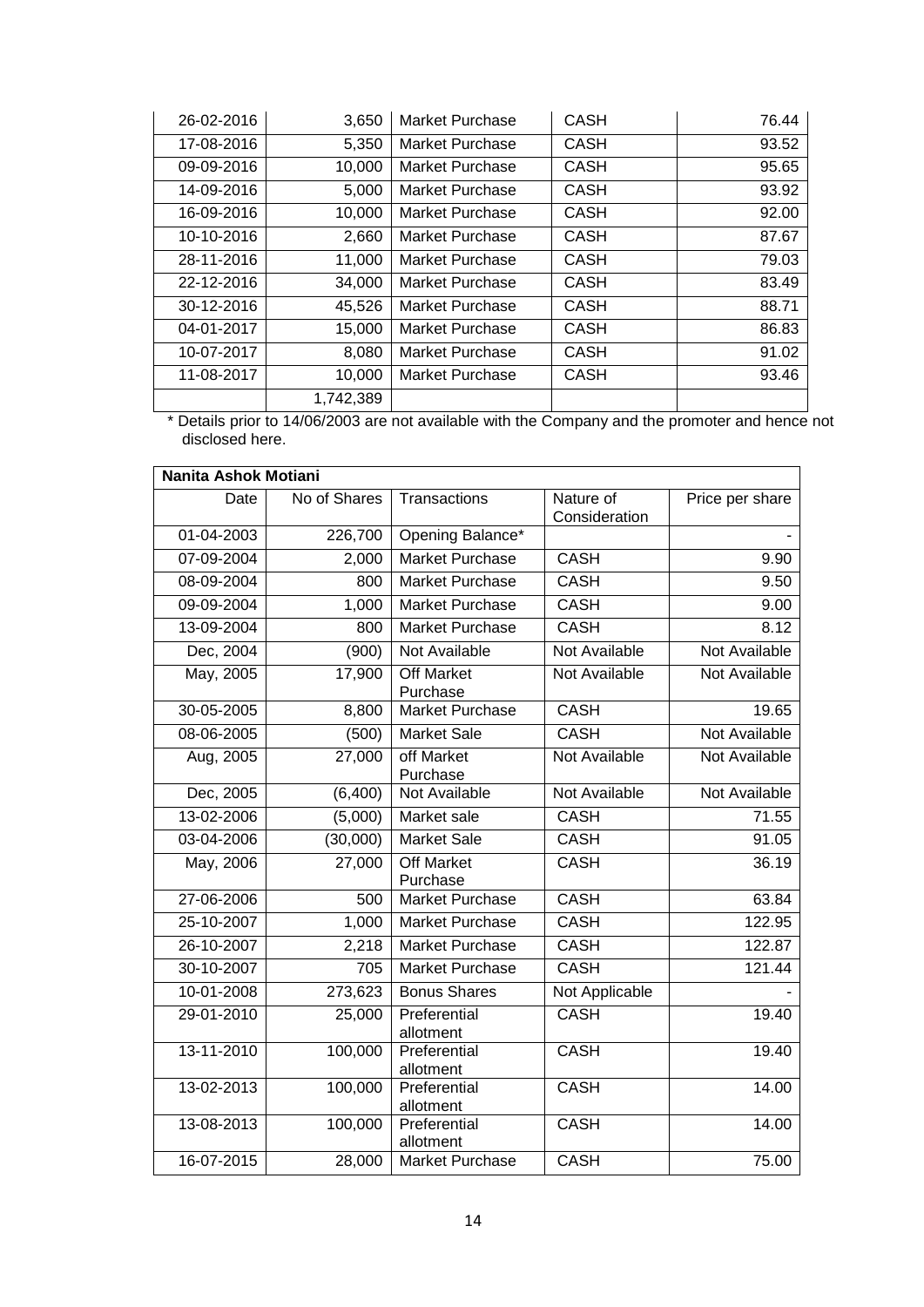| | | | | |
|---|---|---|---|---|
| 26-02-2016 | 3,650 | Market Purchase | CASH | 76.44 |
| 17-08-2016 | 5,350 | Market Purchase | CASH | 93.52 |
| 09-09-2016 | 10,000 | Market Purchase | CASH | 95.65 |
| 14-09-2016 | 5,000 | Market Purchase | CASH | 93.92 |
| 16-09-2016 | 10,000 | Market Purchase | CASH | 92.00 |
| 10-10-2016 | 2,660 | Market Purchase | CASH | 87.67 |
| 28-11-2016 | 11,000 | Market Purchase | CASH | 79.03 |
| 22-12-2016 | 34,000 | Market Purchase | CASH | 83.49 |
| 30-12-2016 | 45,526 | Market Purchase | CASH | 88.71 |
| 04-01-2017 | 15,000 | Market Purchase | CASH | 86.83 |
| 10-07-2017 | 8,080 | Market Purchase | CASH | 91.02 |
| 11-08-2017 | 10,000 | Market Purchase | CASH | 93.46 |
| | 1,742,389 | | | |

* Details prior to 14/06/2003 are not available with the Company and the promoter and hence not disclosed here.

| **Nanita Ashok Motiani** | | | | |
|---|---|---|---|---|
| Date | No of Shares | Transactions | Nature of Consideration | Price per share |
| 01-04-2003 | 226,700 | Opening Balance* | | - |
| 07-09-2004 | 2,000 | Market Purchase | CASH | 9.90 |
| 08-09-2004 | 800 | Market Purchase | CASH | 9.50 |
| 09-09-2004 | 1,000 | Market Purchase | CASH | 9.00 |
| 13-09-2004 | 800 | Market Purchase | CASH | 8.12 |
| Dec, 2004 | (900) | Not Available | Not Available | Not Available |
| May, 2005 | 17,900 | Off Market Purchase | Not Available | Not Available |
| 30-05-2005 | 8,800 | Market Purchase | CASH | 19.65 |
| 08-06-2005 | (500) | Market Sale | CASH | Not Available |
| Aug, 2005 | 27,000 | off Market Purchase | Not Available | Not Available |
| Dec, 2005 | (6,400) | Not Available | Not Available | Not Available |
| 13-02-2006 | (5,000) | Market sale | CASH | 71.55 |
| 03-04-2006 | (30,000) | Market Sale | CASH | 91.05 |
| May, 2006 | 27,000 | Off Market Purchase | CASH | 36.19 |
| 27-06-2006 | 500 | Market Purchase | CASH | 63.84 |
| 25-10-2007 | 1,000 | Market Purchase | CASH | 122.95 |
| 26-10-2007 | 2,218 | Market Purchase | CASH | 122.87 |
| 30-10-2007 | 705 | Market Purchase | CASH | 121.44 |
| 10-01-2008 | 273,623 | Bonus Shares | Not Applicable | - |
| 29-01-2010 | 25,000 | Preferential allotment | CASH | 19.40 |
| 13-11-2010 | 100,000 | Preferential allotment | CASH | 19.40 |
| 13-02-2013 | 100,000 | Preferential allotment | CASH | 14.00 |
| 13-08-2013 | 100,000 | Preferential allotment | CASH | 14.00 |
| 16-07-2015 | 28,000 | Market Purchase | CASH | 75.00 |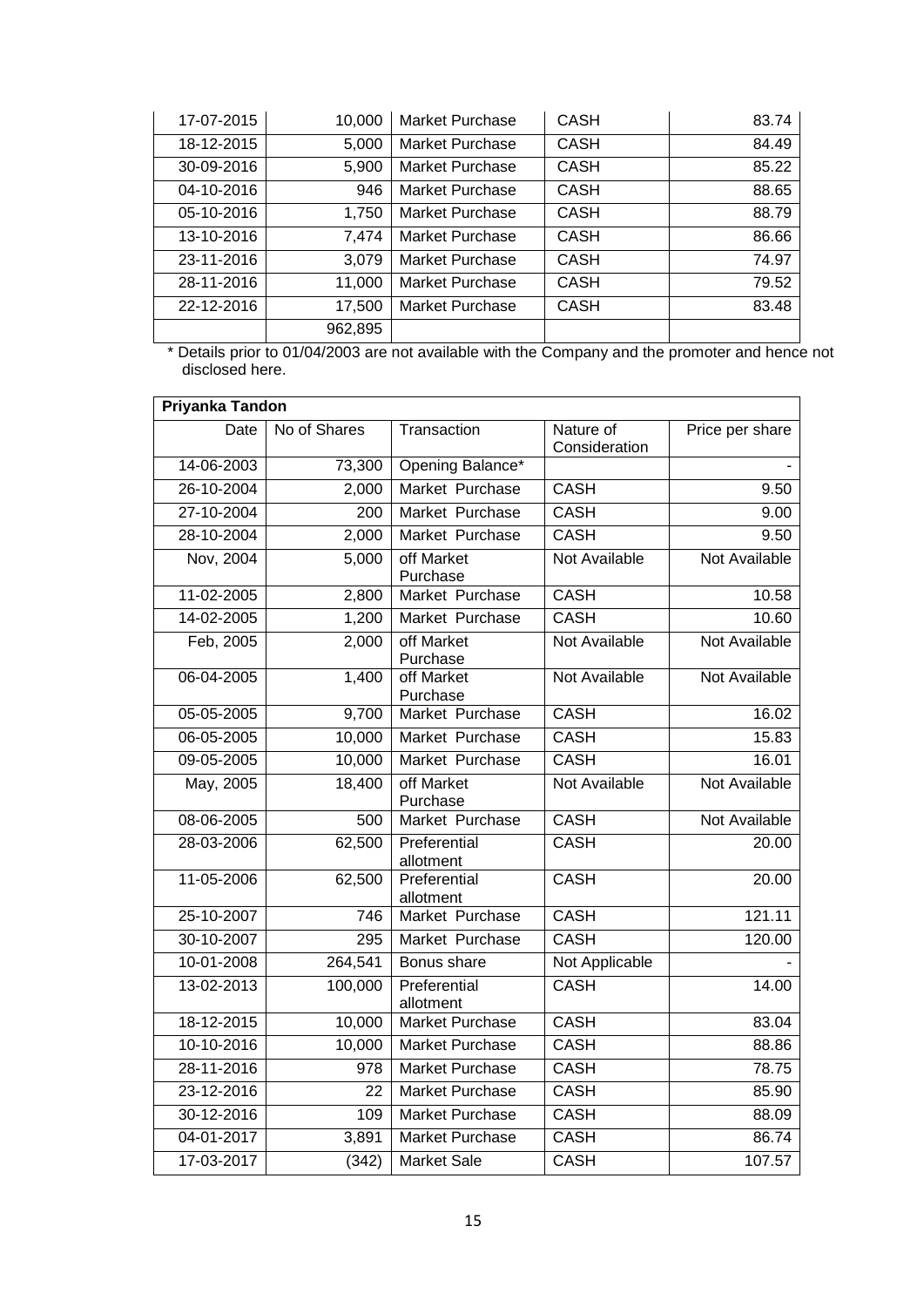| | | | | |
|---|---|---|---|---|
| 17-07-2015 | 10,000 | Market Purchase | CASH | 83.74 |
| 18-12-2015 | 5,000 | Market Purchase | CASH | 84.49 |
| 30-09-2016 | 5,900 | Market Purchase | CASH | 85.22 |
| 04-10-2016 | 946 | Market Purchase | CASH | 88.65 |
| 05-10-2016 | 1,750 | Market Purchase | CASH | 88.79 |
| 13-10-2016 | 7,474 | Market Purchase | CASH | 86.66 |
| 23-11-2016 | 3,079 | Market Purchase | CASH | 74.97 |
| 28-11-2016 | 11,000 | Market Purchase | CASH | 79.52 |
| 22-12-2016 | 17,500 | Market Purchase | CASH | 83.48 |
| | 962,895 | | | |

\* Details prior to 01/04/2003 are not available with the Company and the promoter and hence not disclosed here.

| **Priyanka Tandon** | | | | |
|---|---|---|---|---|
| Date | No of Shares | Transaction | Nature of Consideration | Price per share |
| 14-06-2003 | 73,300 | Opening Balance* | | - |
| 26-10-2004 | 2,000 | Market Purchase | CASH | 9.50 |
| 27-10-2004 | 200 | Market Purchase | CASH | 9.00 |
| 28-10-2004 | 2,000 | Market Purchase | CASH | 9.50 |
| Nov, 2004 | 5,000 | off Market Purchase | Not Available | Not Available |
| 11-02-2005 | 2,800 | Market Purchase | CASH | 10.58 |
| 14-02-2005 | 1,200 | Market Purchase | CASH | 10.60 |
| Feb, 2005 | 2,000 | off Market Purchase | Not Available | Not Available |
| 06-04-2005 | 1,400 | off Market Purchase | Not Available | Not Available |
| 05-05-2005 | 9,700 | Market Purchase | CASH | 16.02 |
| 06-05-2005 | 10,000 | Market Purchase | CASH | 15.83 |
| 09-05-2005 | 10,000 | Market Purchase | CASH | 16.01 |
| May, 2005 | 18,400 | off Market Purchase | Not Available | Not Available |
| 08-06-2005 | 500 | Market Purchase | CASH | Not Available |
| 28-03-2006 | 62,500 | Preferential allotment | CASH | 20.00 |
| 11-05-2006 | 62,500 | Preferential allotment | CASH | 20.00 |
| 25-10-2007 | 746 | Market Purchase | CASH | 121.11 |
| 30-10-2007 | 295 | Market Purchase | CASH | 120.00 |
| 10-01-2008 | 264,541 | Bonus share | Not Applicable | - |
| 13-02-2013 | 100,000 | Preferential allotment | CASH | 14.00 |
| 18-12-2015 | 10,000 | Market Purchase | CASH | 83.04 |
| 10-10-2016 | 10,000 | Market Purchase | CASH | 88.86 |
| 28-11-2016 | 978 | Market Purchase | CASH | 78.75 |
| 23-12-2016 | 22 | Market Purchase | CASH | 85.90 |
| 30-12-2016 | 109 | Market Purchase | CASH | 88.09 |
| 04-01-2017 | 3,891 | Market Purchase | CASH | 86.74 |
| 17-03-2017 | (342) | Market Sale | CASH | 107.57 |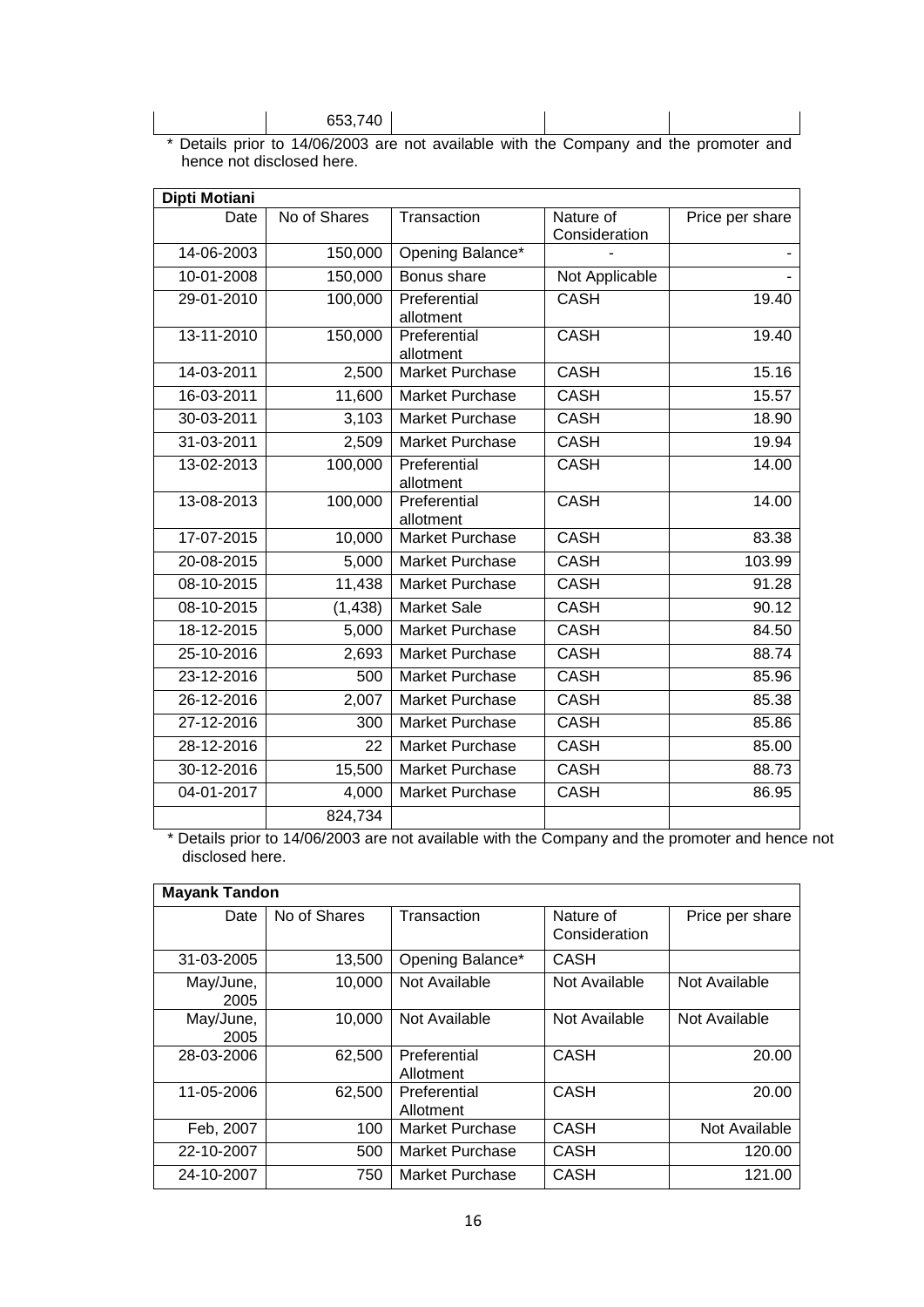| | 653,740 | | | |
|---|---|---|---|---|

* Details prior to 14/06/2003 are not available with the Company and the promoter and hence not disclosed here.

| **Dipti Motiani** | | | | |
|---|---|---|---|---|
| Date | No of Shares | Transaction | Nature of Consideration | Price per share |
| 14-06-2003 | 150,000 | Opening Balance* | - | - |
| 10-01-2008 | 150,000 | Bonus share | Not Applicable | - |
| 29-01-2010 | 100,000 | Preferential allotment | CASH | 19.40 |
| 13-11-2010 | 150,000 | Preferential allotment | CASH | 19.40 |
| 14-03-2011 | 2,500 | Market Purchase | CASH | 15.16 |
| 16-03-2011 | 11,600 | Market Purchase | CASH | 15.57 |
| 30-03-2011 | 3,103 | Market Purchase | CASH | 18.90 |
| 31-03-2011 | 2,509 | Market Purchase | CASH | 19.94 |
| 13-02-2013 | 100,000 | Preferential allotment | CASH | 14.00 |
| 13-08-2013 | 100,000 | Preferential allotment | CASH | 14.00 |
| 17-07-2015 | 10,000 | Market Purchase | CASH | 83.38 |
| 20-08-2015 | 5,000 | Market Purchase | CASH | 103.99 |
| 08-10-2015 | 11,438 | Market Purchase | CASH | 91.28 |
| 08-10-2015 | (1,438) | Market Sale | CASH | 90.12 |
| 18-12-2015 | 5,000 | Market Purchase | CASH | 84.50 |
| 25-10-2016 | 2,693 | Market Purchase | CASH | 88.74 |
| 23-12-2016 | 500 | Market Purchase | CASH | 85.96 |
| 26-12-2016 | 2,007 | Market Purchase | CASH | 85.38 |
| 27-12-2016 | 300 | Market Purchase | CASH | 85.86 |
| 28-12-2016 | 22 | Market Purchase | CASH | 85.00 |
| 30-12-2016 | 15,500 | Market Purchase | CASH | 88.73 |
| 04-01-2017 | 4,000 | Market Purchase | CASH | 86.95 |
| | 824,734 | | | |

* Details prior to 14/06/2003 are not available with the Company and the promoter and hence not disclosed here.

| **Mayank Tandon** | | | | |
|---|---|---|---|---|
| Date | No of Shares | Transaction | Nature of Consideration | Price per share |
| 31-03-2005 | 13,500 | Opening Balance* | CASH | |
| May/June, 2005 | 10,000 | Not Available | Not Available | Not Available |
| May/June, 2005 | 10,000 | Not Available | Not Available | Not Available |
| 28-03-2006 | 62,500 | Preferential Allotment | CASH | 20.00 |
| 11-05-2006 | 62,500 | Preferential Allotment | CASH | 20.00 |
| Feb, 2007 | 100 | Market Purchase | CASH | Not Available |
| 22-10-2007 | 500 | Market Purchase | CASH | 120.00 |
| 24-10-2007 | 750 | Market Purchase | CASH | 121.00 |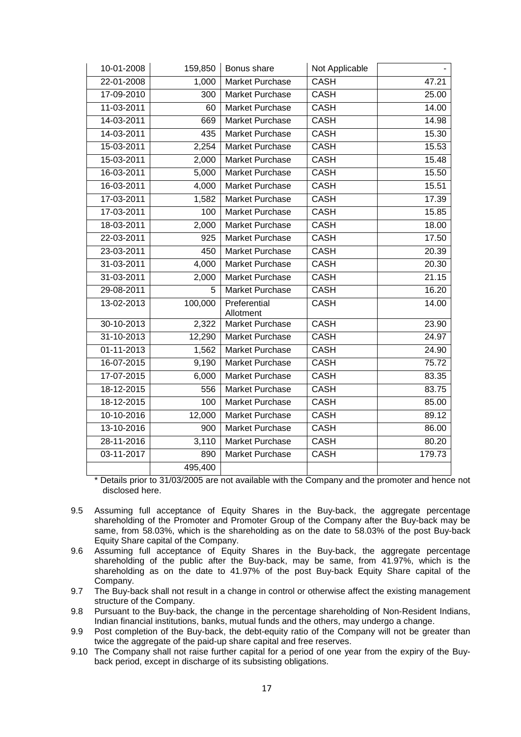| | | | | |
|---|---|---|---|---|
| 10-01-2008 | 159,850 | Bonus share | Not Applicable | - |
| 22-01-2008 | 1,000 | Market Purchase | CASH | 47.21 |
| 17-09-2010 | 300 | Market Purchase | CASH | 25.00 |
| 11-03-2011 | 60 | Market Purchase | CASH | 14.00 |
| 14-03-2011 | 669 | Market Purchase | CASH | 14.98 |
| 14-03-2011 | 435 | Market Purchase | CASH | 15.30 |
| 15-03-2011 | 2,254 | Market Purchase | CASH | 15.53 |
| 15-03-2011 | 2,000 | Market Purchase | CASH | 15.48 |
| 16-03-2011 | 5,000 | Market Purchase | CASH | 15.50 |
| 16-03-2011 | 4,000 | Market Purchase | CASH | 15.51 |
| 17-03-2011 | 1,582 | Market Purchase | CASH | 17.39 |
| 17-03-2011 | 100 | Market Purchase | CASH | 15.85 |
| 18-03-2011 | 2,000 | Market Purchase | CASH | 18.00 |
| 22-03-2011 | 925 | Market Purchase | CASH | 17.50 |
| 23-03-2011 | 450 | Market Purchase | CASH | 20.39 |
| 31-03-2011 | 4,000 | Market Purchase | CASH | 20.30 |
| 31-03-2011 | 2,000 | Market Purchase | CASH | 21.15 |
| 29-08-2011 | 5 | Market Purchase | CASH | 16.20 |
| 13-02-2013 | 100,000 | Preferential Allotment | CASH | 14.00 |
| 30-10-2013 | 2,322 | Market Purchase | CASH | 23.90 |
| 31-10-2013 | 12,290 | Market Purchase | CASH | 24.97 |
| 01-11-2013 | 1,562 | Market Purchase | CASH | 24.90 |
| 16-07-2015 | 9,190 | Market Purchase | CASH | 75.72 |
| 17-07-2015 | 6,000 | Market Purchase | CASH | 83.35 |
| 18-12-2015 | 556 | Market Purchase | CASH | 83.75 |
| 18-12-2015 | 100 | Market Purchase | CASH | 85.00 |
| 10-10-2016 | 12,000 | Market Purchase | CASH | 89.12 |
| 13-10-2016 | 900 | Market Purchase | CASH | 86.00 |
| 28-11-2016 | 3,110 | Market Purchase | CASH | 80.20 |
| 03-11-2017 | 890 | Market Purchase | CASH | 179.73 |
| | 495,400 | | | |

* Details prior to 31/03/2005 are not available with the Company and the promoter and hence not disclosed here.

9.5 Assuming full acceptance of Equity Shares in the Buy-back, the aggregate percentage shareholding of the Promoter and Promoter Group of the Company after the Buy-back may be same, from 58.03%, which is the shareholding as on the date to 58.03% of the post Buy-back Equity Share capital of the Company.

9.6 Assuming full acceptance of Equity Shares in the Buy-back, the aggregate percentage shareholding of the public after the Buy-back, may be same, from 41.97%, which is the shareholding as on the date to 41.97% of the post Buy-back Equity Share capital of the Company.

9.7 The Buy-back shall not result in a change in control or otherwise affect the existing management structure of the Company.

9.8 Pursuant to the Buy-back, the change in the percentage shareholding of Non-Resident Indians, Indian financial institutions, banks, mutual funds and the others, may undergo a change.

9.9 Post completion of the Buy-back, the debt-equity ratio of the Company will not be greater than twice the aggregate of the paid-up share capital and free reserves.

9.10 The Company shall not raise further capital for a period of one year from the expiry of the Buy-back period, except in discharge of its subsisting obligations.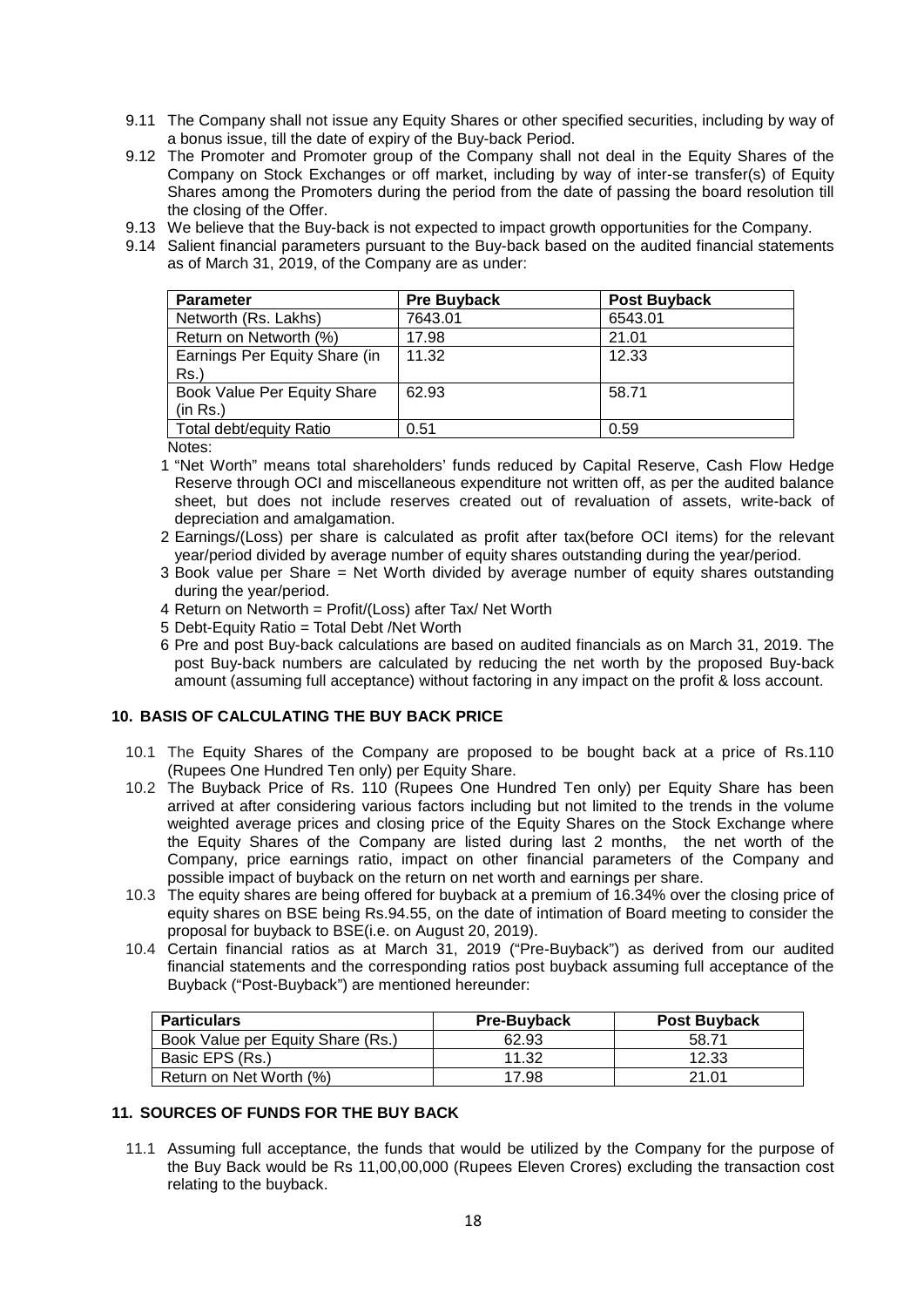9.11 The Company shall not issue any Equity Shares or other specified securities, including by way of a bonus issue, till the date of expiry of the Buy-back Period.

9.12 The Promoter and Promoter group of the Company shall not deal in the Equity Shares of the Company on Stock Exchanges or off market, including by way of inter-se transfer(s) of Equity Shares among the Promoters during the period from the date of passing the board resolution till the closing of the Offer.

9.13 We believe that the Buy-back is not expected to impact growth opportunities for the Company.

9.14 Salient financial parameters pursuant to the Buy-back based on the audited financial statements as of March 31, 2019, of the Company are as under:

| Parameter | Pre Buyback | Post Buyback |
|---|---|---|
| Networth (Rs. Lakhs) | 7643.01 | 6543.01 |
| Return on Networth (%) | 17.98 | 21.01 |
| Earnings Per Equity Share (in Rs.) | 11.32 | 12.33 |
| Book Value Per Equity Share (in Rs.) | 62.93 | 58.71 |
| Total debt/equity Ratio | 0.51 | 0.59 |

Notes:

1 "Net Worth" means total shareholders' funds reduced by Capital Reserve, Cash Flow Hedge Reserve through OCI and miscellaneous expenditure not written off, as per the audited balance sheet, but does not include reserves created out of revaluation of assets, write-back of depreciation and amalgamation.

2 Earnings/(Loss) per share is calculated as profit after tax(before OCI items) for the relevant year/period divided by average number of equity shares outstanding during the year/period.

3 Book value per Share = Net Worth divided by average number of equity shares outstanding during the year/period.

4 Return on Networth = Profit/(Loss) after Tax/ Net Worth

5 Debt-Equity Ratio = Total Debt /Net Worth

6 Pre and post Buy-back calculations are based on audited financials as on March 31, 2019. The post Buy-back numbers are calculated by reducing the net worth by the proposed Buy-back amount (assuming full acceptance) without factoring in any impact on the profit & loss account.

## 10. BASIS OF CALCULATING THE BUY BACK PRICE

10.1 The Equity Shares of the Company are proposed to be bought back at a price of Rs.110 (Rupees One Hundred Ten only) per Equity Share.

10.2 The Buyback Price of Rs. 110 (Rupees One Hundred Ten only) per Equity Share has been arrived at after considering various factors including but not limited to the trends in the volume weighted average prices and closing price of the Equity Shares on the Stock Exchange where the Equity Shares of the Company are listed during last 2 months, the net worth of the Company, price earnings ratio, impact on other financial parameters of the Company and possible impact of buyback on the return on net worth and earnings per share.

10.3 The equity shares are being offered for buyback at a premium of 16.34% over the closing price of equity shares on BSE being Rs.94.55, on the date of intimation of Board meeting to consider the proposal for buyback to BSE(i.e. on August 20, 2019).

10.4 Certain financial ratios as at March 31, 2019 ("Pre-Buyback") as derived from our audited financial statements and the corresponding ratios post buyback assuming full acceptance of the Buyback ("Post-Buyback") are mentioned hereunder:

| Particulars | Pre-Buyback | Post Buyback |
|---|---|---|
| Book Value per Equity Share (Rs.) | 62.93 | 58.71 |
| Basic EPS (Rs.) | 11.32 | 12.33 |
| Return on Net Worth (%) | 17.98 | 21.01 |

## 11. SOURCES OF FUNDS FOR THE BUY BACK

11.1 Assuming full acceptance, the funds that would be utilized by the Company for the purpose of the Buy Back would be Rs 11,00,00,000 (Rupees Eleven Crores) excluding the transaction cost relating to the buyback.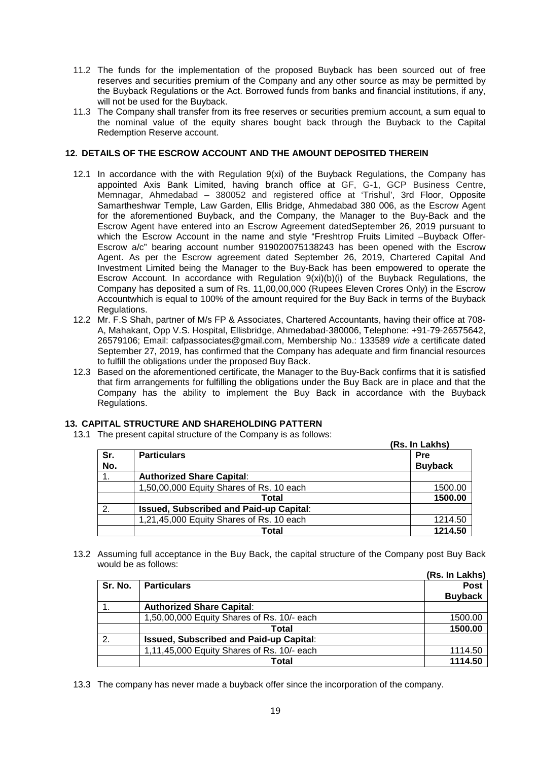11.2 The funds for the implementation of the proposed Buyback has been sourced out of free reserves and securities premium of the Company and any other source as may be permitted by the Buyback Regulations or the Act. Borrowed funds from banks and financial institutions, if any, will not be used for the Buyback.

11.3 The Company shall transfer from its free reserves or securities premium account, a sum equal to the nominal value of the equity shares bought back through the Buyback to the Capital Redemption Reserve account.

## 12. DETAILS OF THE ESCROW ACCOUNT AND THE AMOUNT DEPOSITED THEREIN

12.1 In accordance with the with Regulation 9(xi) of the Buyback Regulations, the Company has appointed Axis Bank Limited, having branch office at GF, G-1, GCP Business Centre, Memnagar, Ahmedabad – 380052 and registered office at 'Trishul', 3rd Floor, Opposite Samartheshwar Temple, Law Garden, Ellis Bridge, Ahmedabad 380 006, as the Escrow Agent for the aforementioned Buyback, and the Company, the Manager to the Buy-Back and the Escrow Agent have entered into an Escrow Agreement datedSeptember 26, 2019 pursuant to which the Escrow Account in the name and style "Freshtrop Fruits Limited –Buyback Offer-Escrow a/c" bearing account number 919020075138243 has been opened with the Escrow Agent. As per the Escrow agreement dated September 26, 2019, Chartered Capital And Investment Limited being the Manager to the Buy-Back has been empowered to operate the Escrow Account. In accordance with Regulation 9(xi)(b)(i) of the Buyback Regulations, the Company has deposited a sum of Rs. 11,00,00,000 (Rupees Eleven Crores Only) in the Escrow Accountwhich is equal to 100% of the amount required for the Buy Back in terms of the Buyback Regulations.

12.2 Mr. F.S Shah, partner of M/s FP & Associates, Chartered Accountants, having their office at 708-A, Mahakant, Opp V.S. Hospital, Ellisbridge, Ahmedabad-380006, Telephone: +91-79-26575642, 26579106; Email: cafpassociates@gmail.com, Membership No.: 133589 *vide* a certificate dated September 27, 2019, has confirmed that the Company has adequate and firm financial resources to fulfill the obligations under the proposed Buy Back.

12.3 Based on the aforementioned certificate, the Manager to the Buy-Back confirms that it is satisfied that firm arrangements for fulfilling the obligations under the Buy Back are in place and that the Company has the ability to implement the Buy Back in accordance with the Buyback Regulations.

## 13. CAPITAL STRUCTURE AND SHAREHOLDING PATTERN

13.1 The present capital structure of the Company is as follows:

**(Rs. In Lakhs)**

| Sr. No. | Particulars | Pre Buyback |
|---|---|---|
| 1. | **Authorized Share Capital**: | |
| | 1,50,00,000 Equity Shares of Rs. 10 each | 1500.00 |
| | **Total** | **1500.00** |
| 2. | **Issued, Subscribed and Paid-up Capital**: | |
| | 1,21,45,000 Equity Shares of Rs. 10 each | 1214.50 |
| | **Total** | **1214.50** |

13.2 Assuming full acceptance in the Buy Back, the capital structure of the Company post Buy Back would be as follows:

**(Rs. In Lakhs)**

| Sr. No. | Particulars | Post Buyback |
|---|---|---|
| 1. | **Authorized Share Capital**: | |
| | 1,50,00,000 Equity Shares of Rs. 10/- each | 1500.00 |
| | **Total** | **1500.00** |
| 2. | **Issued, Subscribed and Paid-up Capital**: | |
| | 1,11,45,000 Equity Shares of Rs. 10/- each | 1114.50 |
| | **Total** | **1114.50** |

13.3 The company has never made a buyback offer since the incorporation of the company.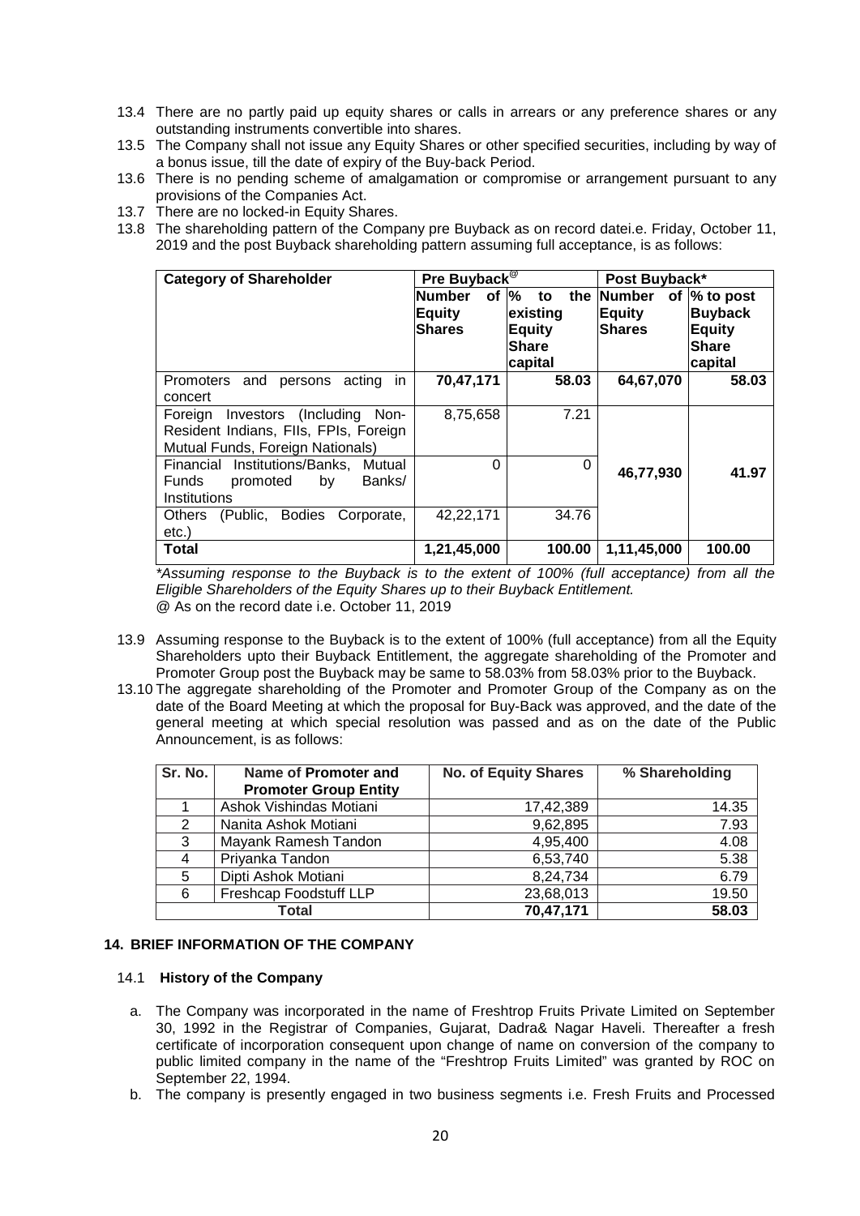13.4 There are no partly paid up equity shares or calls in arrears or any preference shares or any outstanding instruments convertible into shares.

13.5 The Company shall not issue any Equity Shares or other specified securities, including by way of a bonus issue, till the date of expiry of the Buy-back Period.

13.6 There is no pending scheme of amalgamation or compromise or arrangement pursuant to any provisions of the Companies Act.

13.7 There are no locked-in Equity Shares.

13.8 The shareholding pattern of the Company pre Buyback as on record datei.e. Friday, October 11, 2019 and the post Buyback shareholding pattern assuming full acceptance, is as follows:

| Category of Shareholder | Pre Buyback@ | | Post Buyback* | |
|---|---|---|---|---|
| | Number of Equity Shares | % to the existing Equity Share capital | Number of Equity Shares | % to post Buyback Equity Share capital |
| Promoters and persons acting in concert | 70,47,171 | 58.03 | 64,67,070 | 58.03 |
| Foreign Investors (Including Non-Resident Indians, FIIs, FPIs, Foreign Mutual Funds, Foreign Nationals) | 8,75,658 | 7.21 | 46,77,930 | 41.97 |
| Financial Institutions/Banks, Mutual Funds promoted by Banks/ Institutions | 0 | 0 | | |
| Others (Public, Bodies Corporate, etc.) | 42,22,171 | 34.76 | | |
| **Total** | **1,21,45,000** | **100.00** | **1,11,45,000** | **100.00** |

*\*Assuming response to the Buyback is to the extent of 100% (full acceptance) from all the Eligible Shareholders of the Equity Shares up to their Buyback Entitlement.*

@ As on the record date i.e. October 11, 2019

13.9 Assuming response to the Buyback is to the extent of 100% (full acceptance) from all the Equity Shareholders upto their Buyback Entitlement, the aggregate shareholding of the Promoter and Promoter Group post the Buyback may be same to 58.03% from 58.03% prior to the Buyback.

13.10 The aggregate shareholding of the Promoter and Promoter Group of the Company as on the date of the Board Meeting at which the proposal for Buy-Back was approved, and the date of the general meeting at which special resolution was passed and as on the date of the Public Announcement, is as follows:

| Sr. No. | Name of Promoter and Promoter Group Entity | No. of Equity Shares | % Shareholding |
|---|---|---|---|
| 1 | Ashok Vishindas Motiani | 17,42,389 | 14.35 |
| 2 | Nanita Ashok Motiani | 9,62,895 | 7.93 |
| 3 | Mayank Ramesh Tandon | 4,95,400 | 4.08 |
| 4 | Priyanka Tandon | 6,53,740 | 5.38 |
| 5 | Dipti Ashok Motiani | 8,24,734 | 6.79 |
| 6 | Freshcap Foodstuff LLP | 23,68,013 | 19.50 |
| | **Total** | **70,47,171** | **58.03** |

## 14. BRIEF INFORMATION OF THE COMPANY

### 14.1 History of the Company

a. The Company was incorporated in the name of Freshtrop Fruits Private Limited on September 30, 1992 in the Registrar of Companies, Gujarat, Dadra& Nagar Haveli. Thereafter a fresh certificate of incorporation consequent upon change of name on conversion of the company to public limited company in the name of the "Freshtrop Fruits Limited" was granted by ROC on September 22, 1994.

b. The company is presently engaged in two business segments i.e. Fresh Fruits and Processed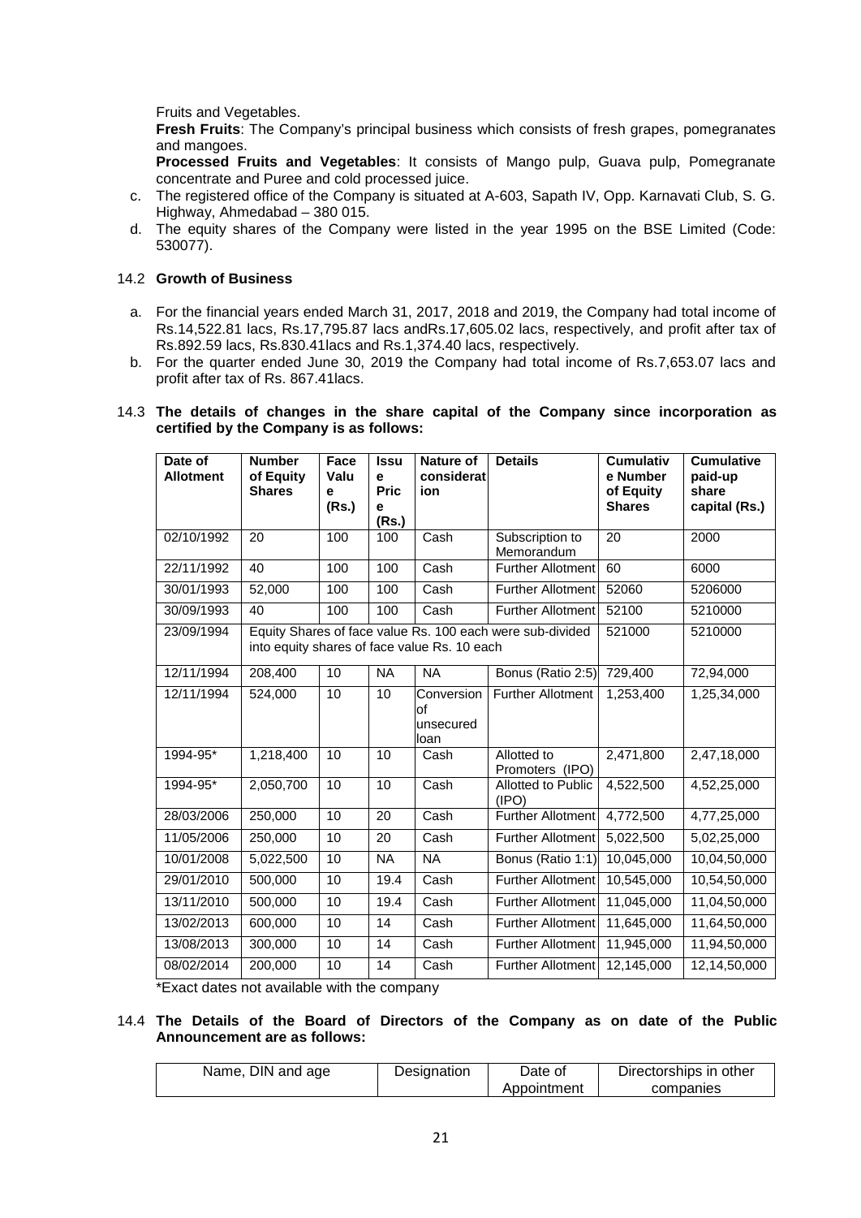Fruits and Vegetables.

**Fresh Fruits**: The Company's principal business which consists of fresh grapes, pomegranates and mangoes.

**Processed Fruits and Vegetables**: It consists of Mango pulp, Guava pulp, Pomegranate concentrate and Puree and cold processed juice.

c. The registered office of the Company is situated at A-603, Sapath IV, Opp. Karnavati Club, S. G. Highway, Ahmedabad – 380 015.

d. The equity shares of the Company were listed in the year 1995 on the BSE Limited (Code: 530077).

### 14.2 Growth of Business

a. For the financial years ended March 31, 2017, 2018 and 2019, the Company had total income of Rs.14,522.81 lacs, Rs.17,795.87 lacs andRs.17,605.02 lacs, respectively, and profit after tax of Rs.892.59 lacs, Rs.830.41lacs and Rs.1,374.40 lacs, respectively.

b. For the quarter ended June 30, 2019 the Company had total income of Rs.7,653.07 lacs and profit after tax of Rs. 867.41lacs.

### 14.3 The details of changes in the share capital of the Company since incorporation as certified by the Company is as follows:

| Date of Allotment | Number of Equity Shares | Face Value (Rs.) | Issue Price (Rs.) | Nature of consideration | Details | Cumulative Number of Equity Shares | Cumulative paid-up share capital (Rs.) |
|---|---|---|---|---|---|---|---|
| 02/10/1992 | 20 | 100 | 100 | Cash | Subscription to Memorandum | 20 | 2000 |
| 22/11/1992 | 40 | 100 | 100 | Cash | Further Allotment | 60 | 6000 |
| 30/01/1993 | 52,000 | 100 | 100 | Cash | Further Allotment | 52060 | 5206000 |
| 30/09/1993 | 40 | 100 | 100 | Cash | Further Allotment | 52100 | 5210000 |
| 23/09/1994 | Equity Shares of face value Rs. 100 each were sub-divided into equity shares of face value Rs. 10 each | | | | | 521000 | 5210000 |
| 12/11/1994 | 208,400 | 10 | NA | NA | Bonus (Ratio 2:5) | 729,400 | 72,94,000 |
| 12/11/1994 | 524,000 | 10 | 10 | Conversion of unsecured loan | Further Allotment | 1,253,400 | 1,25,34,000 |
| 1994-95* | 1,218,400 | 10 | 10 | Cash | Allotted to Promoters (IPO) | 2,471,800 | 2,47,18,000 |
| 1994-95* | 2,050,700 | 10 | 10 | Cash | Allotted to Public (IPO) | 4,522,500 | 4,52,25,000 |
| 28/03/2006 | 250,000 | 10 | 20 | Cash | Further Allotment | 4,772,500 | 4,77,25,000 |
| 11/05/2006 | 250,000 | 10 | 20 | Cash | Further Allotment | 5,022,500 | 5,02,25,000 |
| 10/01/2008 | 5,022,500 | 10 | NA | NA | Bonus (Ratio 1:1) | 10,045,000 | 10,04,50,000 |
| 29/01/2010 | 500,000 | 10 | 19.4 | Cash | Further Allotment | 10,545,000 | 10,54,50,000 |
| 13/11/2010 | 500,000 | 10 | 19.4 | Cash | Further Allotment | 11,045,000 | 11,04,50,000 |
| 13/02/2013 | 600,000 | 10 | 14 | Cash | Further Allotment | 11,645,000 | 11,64,50,000 |
| 13/08/2013 | 300,000 | 10 | 14 | Cash | Further Allotment | 11,945,000 | 11,94,50,000 |
| 08/02/2014 | 200,000 | 10 | 14 | Cash | Further Allotment | 12,145,000 | 12,14,50,000 |

*Exact dates not available with the company

### 14.4 The Details of the Board of Directors of the Company as on date of the Public Announcement are as follows:

| Name, DIN and age | Designation | Date of Appointment | Directorships in other companies |
|---|---|---|---|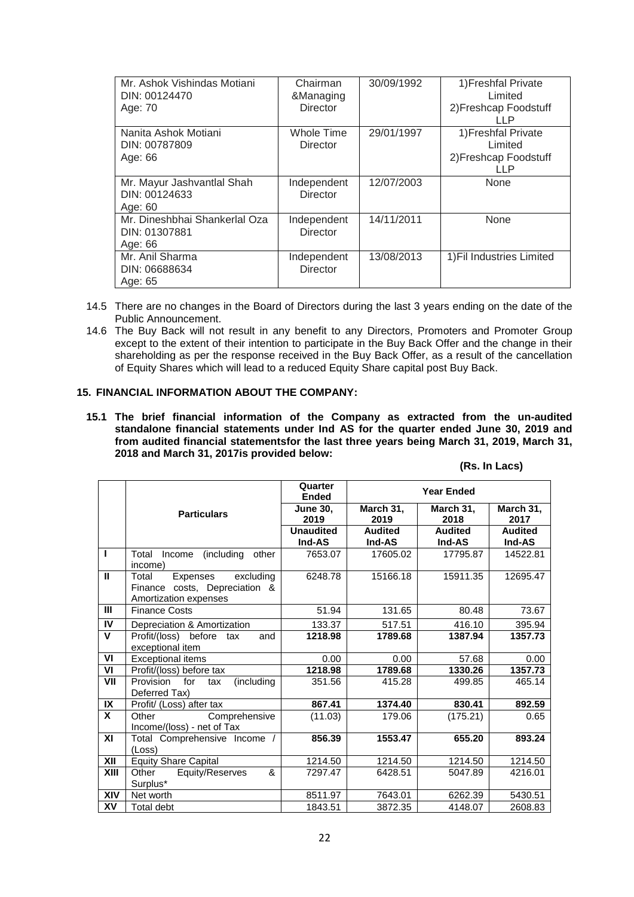| Mr. Ashok Vishindas Motiani<br>DIN: 00124470<br>Age: 70 | Chairman &Managing Director | 30/09/1992 | 1)Freshfal Private Limited<br>2)Freshcap Foodstuff LLP |
|---|---|---|---|
| Nanita Ashok Motiani<br>DIN: 00787809<br>Age: 66 | Whole Time Director | 29/01/1997 | 1)Freshfal Private Limited<br>2)Freshcap Foodstuff LLP |
| Mr. Mayur Jashvantlal Shah<br>DIN: 00124633<br>Age: 60 | Independent Director | 12/07/2003 | None |
| Mr. Dineshbhai Shankerlal Oza<br>DIN: 01307881<br>Age: 66 | Independent Director | 14/11/2011 | None |
| Mr. Anil Sharma<br>DIN: 06688634<br>Age: 65 | Independent Director | 13/08/2013 | 1)Fil Industries Limited |

14.5 There are no changes in the Board of Directors during the last 3 years ending on the date of the Public Announcement.

14.6 The Buy Back will not result in any benefit to any Directors, Promoters and Promoter Group except to the extent of their intention to participate in the Buy Back Offer and the change in their shareholding as per the response received in the Buy Back Offer, as a result of the cancellation of Equity Shares which will lead to a reduced Equity Share capital post Buy Back.

## 15. FINANCIAL INFORMATION ABOUT THE COMPANY:

**15.1 The brief financial information of the Company as extracted from the un-audited standalone financial statements under Ind AS for the quarter ended June 30, 2019 and from audited financial statementsfor the last three years being March 31, 2019, March 31, 2018 and March 31, 2017is provided below:**

**(Rs. In Lacs)**

| | Particulars | Quarter Ended | Year Ended | | |
|---|---|---|---|---|---|
| | | **June 30, 2019** | **March 31, 2019** | **March 31, 2018** | **March 31, 2017** |
| | | **Unaudited Ind-AS** | **Audited Ind-AS** | **Audited Ind-AS** | **Audited Ind-AS** |
| **I** | Total Income (including other income) | 7653.07 | 17605.02 | 17795.87 | 14522.81 |
| **II** | Total Expenses excluding Finance costs, Depreciation & Amortization expenses | 6248.78 | 15166.18 | 15911.35 | 12695.47 |
| **III** | Finance Costs | 51.94 | 131.65 | 80.48 | 73.67 |
| **IV** | Depreciation & Amortization | 133.37 | 517.51 | 416.10 | 395.94 |
| **V** | Profit/(loss) before tax and exceptional item | **1218.98** | **1789.68** | **1387.94** | **1357.73** |
| **VI** | Exceptional items | 0.00 | 0.00 | 57.68 | 0.00 |
| **VI** | Profit/(loss) before tax | **1218.98** | **1789.68** | **1330.26** | **1357.73** |
| **VII** | Provision for tax (including Deferred Tax) | 351.56 | 415.28 | 499.85 | 465.14 |
| **IX** | Profit/ (Loss) after tax | **867.41** | **1374.40** | **830.41** | **892.59** |
| **X** | Other Comprehensive Income/(loss) - net of Tax | (11.03) | 179.06 | (175.21) | 0.65 |
| **XI** | Total Comprehensive Income / (Loss) | **856.39** | **1553.47** | **655.20** | **893.24** |
| **XII** | Equity Share Capital | 1214.50 | 1214.50 | 1214.50 | 1214.50 |
| **XIII** | Other Equity/Reserves & Surplus* | 7297.47 | 6428.51 | 5047.89 | 4216.01 |
| **XIV** | Net worth | 8511.97 | 7643.01 | 6262.39 | 5430.51 |
| **XV** | Total debt | 1843.51 | 3872.35 | 4148.07 | 2608.83 |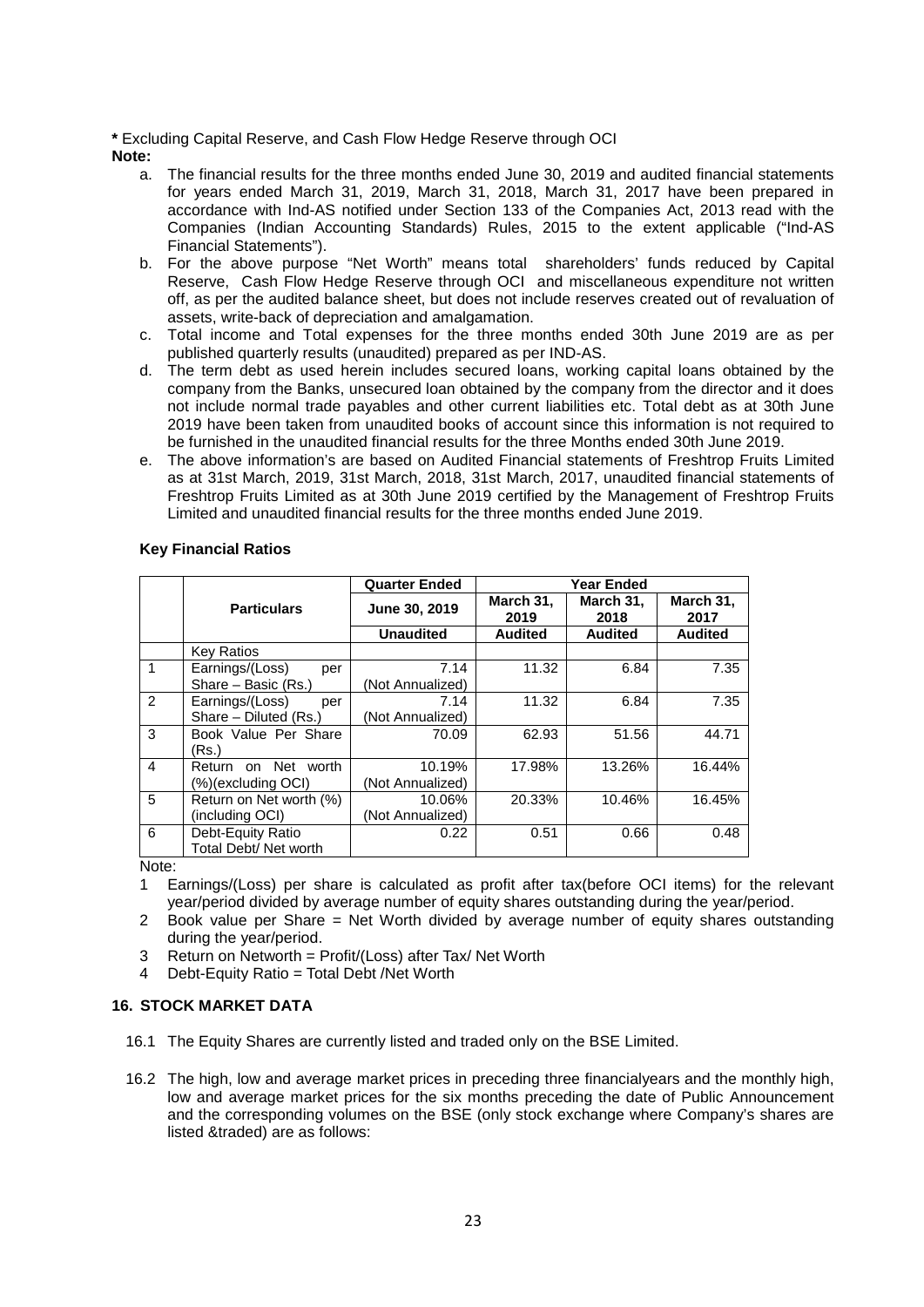**\*** Excluding Capital Reserve, and Cash Flow Hedge Reserve through OCI

**Note:**

a. The financial results for the three months ended June 30, 2019 and audited financial statements for years ended March 31, 2019, March 31, 2018, March 31, 2017 have been prepared in accordance with Ind-AS notified under Section 133 of the Companies Act, 2013 read with the Companies (Indian Accounting Standards) Rules, 2015 to the extent applicable ("Ind-AS Financial Statements").
b. For the above purpose "Net Worth" means total shareholders' funds reduced by Capital Reserve, Cash Flow Hedge Reserve through OCI and miscellaneous expenditure not written off, as per the audited balance sheet, but does not include reserves created out of revaluation of assets, write-back of depreciation and amalgamation.
c. Total income and Total expenses for the three months ended 30th June 2019 are as per published quarterly results (unaudited) prepared as per IND-AS.
d. The term debt as used herein includes secured loans, working capital loans obtained by the company from the Banks, unsecured loan obtained by the company from the director and it does not include normal trade payables and other current liabilities etc. Total debt as at 30th June 2019 have been taken from unaudited books of account since this information is not required to be furnished in the unaudited financial results for the three Months ended 30th June 2019.
e. The above information's are based on Audited Financial statements of Freshtrop Fruits Limited as at 31st March, 2019, 31st March, 2018, 31st March, 2017, unaudited financial statements of Freshtrop Fruits Limited as at 30th June 2019 certified by the Management of Freshtrop Fruits Limited and unaudited financial results for the three months ended June 2019.

**Key Financial Ratios**

| | Particulars | Quarter Ended | Year Ended | | |
|---|---|---|---|---|---|
| | | June 30, 2019 | March 31, 2019 | March 31, 2018 | March 31, 2017 |
| | | Unaudited | Audited | Audited | Audited |
| | Key Ratios | | | | |
| 1 | Earnings/(Loss) per Share – Basic (Rs.) | 7.14 (Not Annualized) | 11.32 | 6.84 | 7.35 |
| 2 | Earnings/(Loss) per Share – Diluted (Rs.) | 7.14 (Not Annualized) | 11.32 | 6.84 | 7.35 |
| 3 | Book Value Per Share (Rs.) | 70.09 | 62.93 | 51.56 | 44.71 |
| 4 | Return on Net worth (%)(excluding OCI) | 10.19% (Not Annualized) | 17.98% | 13.26% | 16.44% |
| 5 | Return on Net worth (%) (including OCI) | 10.06% (Not Annualized) | 20.33% | 10.46% | 16.45% |
| 6 | Debt-Equity Ratio Total Debt/ Net worth | 0.22 | 0.51 | 0.66 | 0.48 |

Note:

1 Earnings/(Loss) per share is calculated as profit after tax(before OCI items) for the relevant year/period divided by average number of equity shares outstanding during the year/period.
2 Book value per Share = Net Worth divided by average number of equity shares outstanding during the year/period.
3 Return on Networth = Profit/(Loss) after Tax/ Net Worth
4 Debt-Equity Ratio = Total Debt /Net Worth

### 16. STOCK MARKET DATA

16.1 The Equity Shares are currently listed and traded only on the BSE Limited.

16.2 The high, low and average market prices in preceding three financialyears and the monthly high, low and average market prices for the six months preceding the date of Public Announcement and the corresponding volumes on the BSE (only stock exchange where Company's shares are listed &traded) are as follows: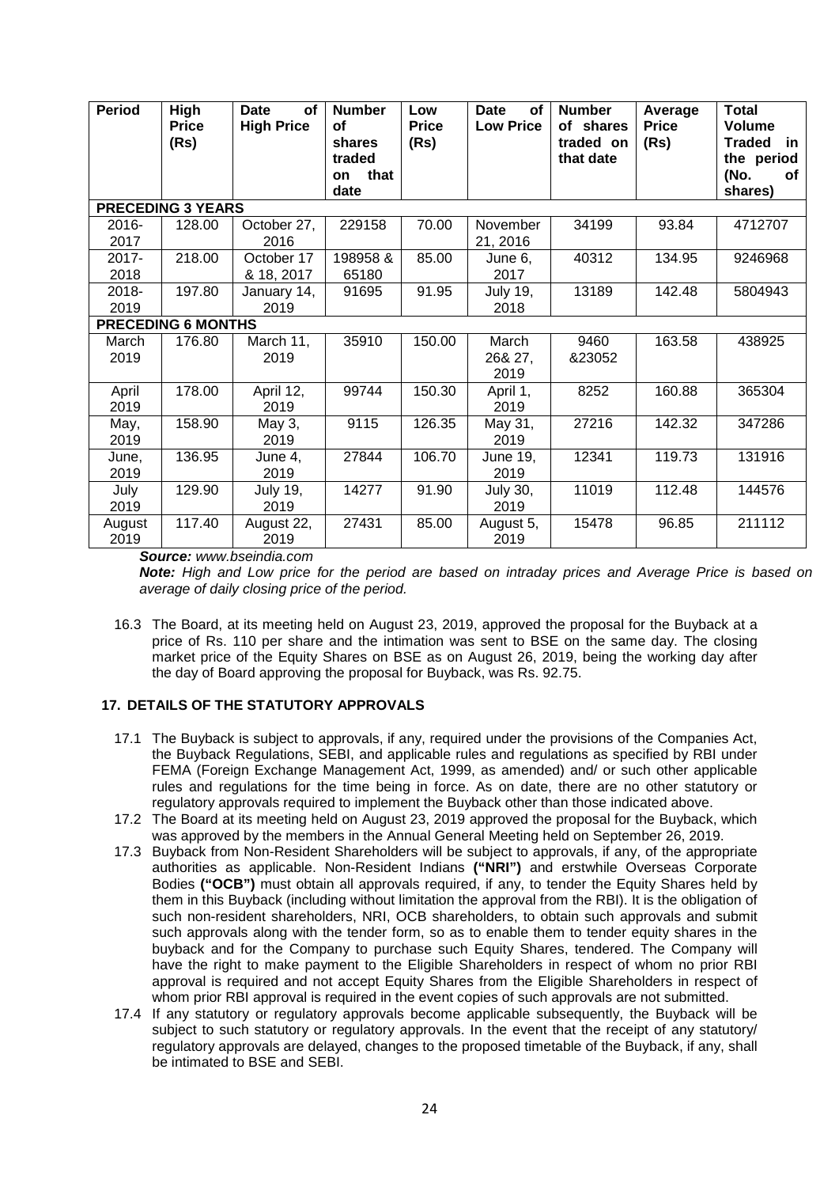| Period | High Price (Rs) | Date of High Price | Number of shares traded on that date | Low Price (Rs) | Date of Low Price | Number of shares traded on that date | Average Price (Rs) | Total Volume Traded in the period (No. of shares) |
|---|---|---|---|---|---|---|---|---|
| **PRECEDING 3 YEARS** | | | | | | | | |
| 2016-2017 | 128.00 | October 27, 2016 | 229158 | 70.00 | November 21, 2016 | 34199 | 93.84 | 4712707 |
| 2017-2018 | 218.00 | October 17 & 18, 2017 | 198958 & 65180 | 85.00 | June 6, 2017 | 40312 | 134.95 | 9246968 |
| 2018-2019 | 197.80 | January 14, 2019 | 91695 | 91.95 | July 19, 2018 | 13189 | 142.48 | 5804943 |
| **PRECEDING 6 MONTHS** | | | | | | | | |
| March 2019 | 176.80 | March 11, 2019 | 35910 | 150.00 | March 26& 27, 2019 | 9460 &23052 | 163.58 | 438925 |
| April 2019 | 178.00 | April 12, 2019 | 99744 | 150.30 | April 1, 2019 | 8252 | 160.88 | 365304 |
| May, 2019 | 158.90 | May 3, 2019 | 9115 | 126.35 | May 31, 2019 | 27216 | 142.32 | 347286 |
| June, 2019 | 136.95 | June 4, 2019 | 27844 | 106.70 | June 19, 2019 | 12341 | 119.73 | 131916 |
| July 2019 | 129.90 | July 19, 2019 | 14277 | 91.90 | July 30, 2019 | 11019 | 112.48 | 144576 |
| August 2019 | 117.40 | August 22, 2019 | 27431 | 85.00 | August 5, 2019 | 15478 | 96.85 | 211112 |

***Source:*** *www.bseindia.com*

***Note:*** *High and Low price for the period are based on intraday prices and Average Price is based on average of daily closing price of the period.*

16.3 The Board, at its meeting held on August 23, 2019, approved the proposal for the Buyback at a price of Rs. 110 per share and the intimation was sent to BSE on the same day. The closing market price of the Equity Shares on BSE as on August 26, 2019, being the working day after the day of Board approving the proposal for Buyback, was Rs. 92.75.

## 17. DETAILS OF THE STATUTORY APPROVALS

17.1 The Buyback is subject to approvals, if any, required under the provisions of the Companies Act, the Buyback Regulations, SEBI, and applicable rules and regulations as specified by RBI under FEMA (Foreign Exchange Management Act, 1999, as amended) and/ or such other applicable rules and regulations for the time being in force. As on date, there are no other statutory or regulatory approvals required to implement the Buyback other than those indicated above.

17.2 The Board at its meeting held on August 23, 2019 approved the proposal for the Buyback, which was approved by the members in the Annual General Meeting held on September 26, 2019.

17.3 Buyback from Non-Resident Shareholders will be subject to approvals, if any, of the appropriate authorities as applicable. Non-Resident Indians **("NRI")** and erstwhile Overseas Corporate Bodies **("OCB")** must obtain all approvals required, if any, to tender the Equity Shares held by them in this Buyback (including without limitation the approval from the RBI). It is the obligation of such non-resident shareholders, NRI, OCB shareholders, to obtain such approvals and submit such approvals along with the tender form, so as to enable them to tender equity shares in the buyback and for the Company to purchase such Equity Shares, tendered. The Company will have the right to make payment to the Eligible Shareholders in respect of whom no prior RBI approval is required and not accept Equity Shares from the Eligible Shareholders in respect of whom prior RBI approval is required in the event copies of such approvals are not submitted.

17.4 If any statutory or regulatory approvals become applicable subsequently, the Buyback will be subject to such statutory or regulatory approvals. In the event that the receipt of any statutory/ regulatory approvals are delayed, changes to the proposed timetable of the Buyback, if any, shall be intimated to BSE and SEBI.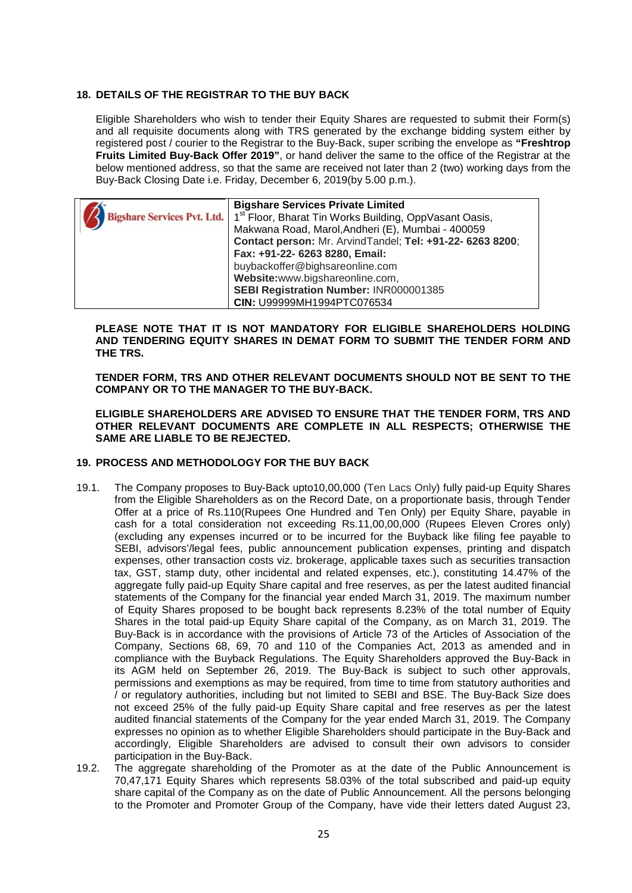## 18. DETAILS OF THE REGISTRAR TO THE BUY BACK

Eligible Shareholders who wish to tender their Equity Shares are requested to submit their Form(s) and all requisite documents along with TRS generated by the exchange bidding system either by registered post / courier to the Registrar to the Buy-Back, super scribing the envelope as **"Freshtrop Fruits Limited Buy-Back Offer 2019"**, or hand deliver the same to the office of the Registrar at the below mentioned address, so that the same are received not later than 2 (two) working days from the Buy-Back Closing Date i.e. Friday, December 6, 2019(by 5.00 p.m.).

| Bigshare Services Pvt. Ltd. | **Bigshare Services Private Limited**<br>1st Floor, Bharat Tin Works Building, OppVasant Oasis, Makwana Road, Marol,Andheri (E), Mumbai - 400059<br>**Contact person:** Mr. ArvindTandel; **Tel: +91-22- 6263 8200**; **Fax: +91-22- 6263 8280, Email:** buybackoffer@bighsareonline.com<br>**Website:**www.bigshareonline.com,<br>**SEBI Registration Number:** INR000001385<br>**CIN:** U99999MH1994PTC076534 |
|---|---|

**PLEASE NOTE THAT IT IS NOT MANDATORY FOR ELIGIBLE SHAREHOLDERS HOLDING AND TENDERING EQUITY SHARES IN DEMAT FORM TO SUBMIT THE TENDER FORM AND THE TRS.**

**TENDER FORM, TRS AND OTHER RELEVANT DOCUMENTS SHOULD NOT BE SENT TO THE COMPANY OR TO THE MANAGER TO THE BUY-BACK.**

**ELIGIBLE SHAREHOLDERS ARE ADVISED TO ENSURE THAT THE TENDER FORM, TRS AND OTHER RELEVANT DOCUMENTS ARE COMPLETE IN ALL RESPECTS; OTHERWISE THE SAME ARE LIABLE TO BE REJECTED.**

## 19. PROCESS AND METHODOLOGY FOR THE BUY BACK

19.1. The Company proposes to Buy-Back upto10,00,000 (Ten Lacs Only) fully paid-up Equity Shares from the Eligible Shareholders as on the Record Date, on a proportionate basis, through Tender Offer at a price of Rs.110(Rupees One Hundred and Ten Only) per Equity Share, payable in cash for a total consideration not exceeding Rs.11,00,00,000 (Rupees Eleven Crores only) (excluding any expenses incurred or to be incurred for the Buyback like filing fee payable to SEBI, advisors'/legal fees, public announcement publication expenses, printing and dispatch expenses, other transaction costs viz. brokerage, applicable taxes such as securities transaction tax, GST, stamp duty, other incidental and related expenses, etc.), constituting 14.47% of the aggregate fully paid-up Equity Share capital and free reserves, as per the latest audited financial statements of the Company for the financial year ended March 31, 2019. The maximum number of Equity Shares proposed to be bought back represents 8.23% of the total number of Equity Shares in the total paid-up Equity Share capital of the Company, as on March 31, 2019. The Buy-Back is in accordance with the provisions of Article 73 of the Articles of Association of the Company, Sections 68, 69, 70 and 110 of the Companies Act, 2013 as amended and in compliance with the Buyback Regulations. The Equity Shareholders approved the Buy-Back in its AGM held on September 26, 2019. The Buy-Back is subject to such other approvals, permissions and exemptions as may be required, from time to time from statutory authorities and / or regulatory authorities, including but not limited to SEBI and BSE. The Buy-Back Size does not exceed 25% of the fully paid-up Equity Share capital and free reserves as per the latest audited financial statements of the Company for the year ended March 31, 2019. The Company expresses no opinion as to whether Eligible Shareholders should participate in the Buy-Back and accordingly, Eligible Shareholders are advised to consult their own advisors to consider participation in the Buy-Back.

19.2. The aggregate shareholding of the Promoter as at the date of the Public Announcement is 70,47,171 Equity Shares which represents 58.03% of the total subscribed and paid-up equity share capital of the Company as on the date of Public Announcement. All the persons belonging to the Promoter and Promoter Group of the Company, have vide their letters dated August 23,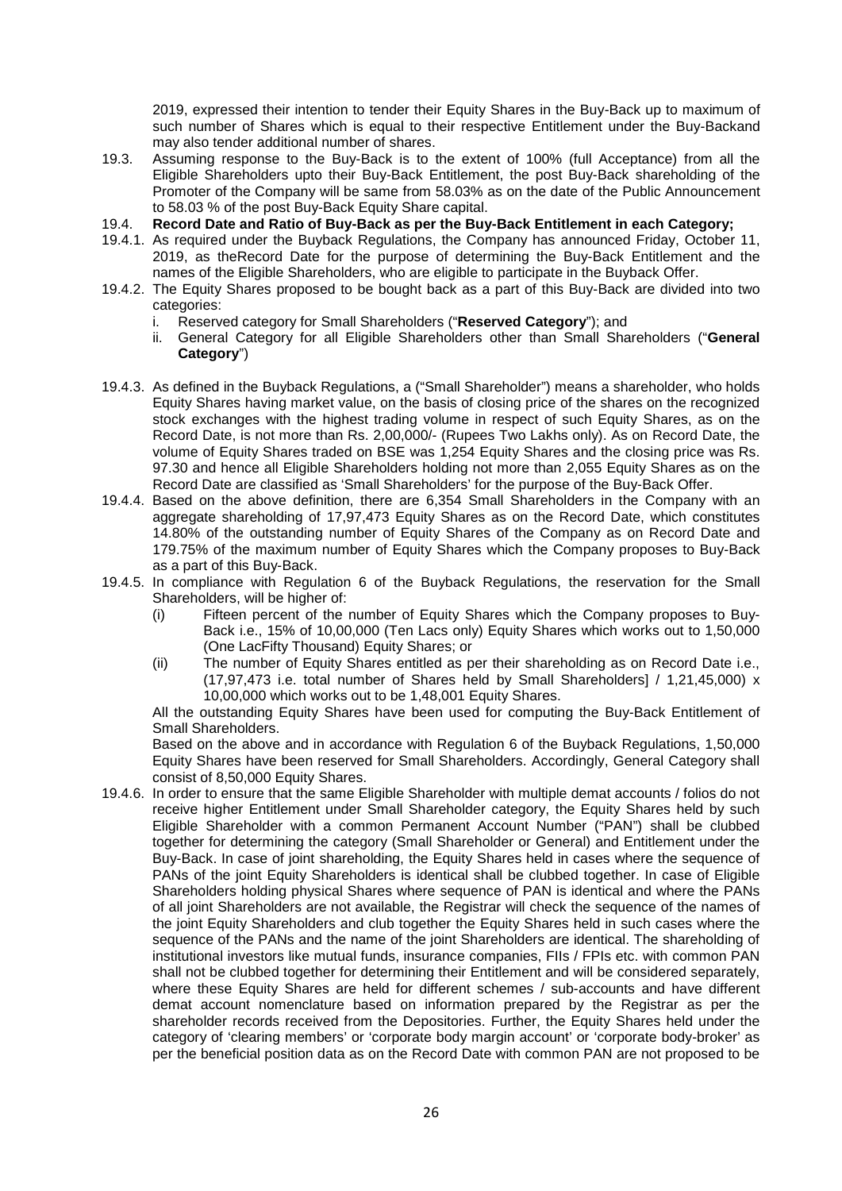2019, expressed their intention to tender their Equity Shares in the Buy-Back up to maximum of such number of Shares which is equal to their respective Entitlement under the Buy-Backand may also tender additional number of shares.

19.3. Assuming response to the Buy-Back is to the extent of 100% (full Acceptance) from all the Eligible Shareholders upto their Buy-Back Entitlement, the post Buy-Back shareholding of the Promoter of the Company will be same from 58.03% as on the date of the Public Announcement to 58.03 % of the post Buy-Back Equity Share capital.

19.4. **Record Date and Ratio of Buy-Back as per the Buy-Back Entitlement in each Category;**

19.4.1. As required under the Buyback Regulations, the Company has announced Friday, October 11, 2019, as theRecord Date for the purpose of determining the Buy-Back Entitlement and the names of the Eligible Shareholders, who are eligible to participate in the Buyback Offer.

19.4.2. The Equity Shares proposed to be bought back as a part of this Buy-Back are divided into two categories:

i. Reserved category for Small Shareholders ("**Reserved Category**"); and
ii. General Category for all Eligible Shareholders other than Small Shareholders ("**General Category**")

19.4.3. As defined in the Buyback Regulations, a ("Small Shareholder") means a shareholder, who holds Equity Shares having market value, on the basis of closing price of the shares on the recognized stock exchanges with the highest trading volume in respect of such Equity Shares, as on the Record Date, is not more than Rs. 2,00,000/- (Rupees Two Lakhs only). As on Record Date, the volume of Equity Shares traded on BSE was 1,254 Equity Shares and the closing price was Rs. 97.30 and hence all Eligible Shareholders holding not more than 2,055 Equity Shares as on the Record Date are classified as 'Small Shareholders' for the purpose of the Buy-Back Offer.

19.4.4. Based on the above definition, there are 6,354 Small Shareholders in the Company with an aggregate shareholding of 17,97,473 Equity Shares as on the Record Date, which constitutes 14.80% of the outstanding number of Equity Shares of the Company as on Record Date and 179.75% of the maximum number of Equity Shares which the Company proposes to Buy-Back as a part of this Buy-Back.

19.4.5. In compliance with Regulation 6 of the Buyback Regulations, the reservation for the Small Shareholders, will be higher of:

(i) Fifteen percent of the number of Equity Shares which the Company proposes to Buy-Back i.e., 15% of 10,00,000 (Ten Lacs only) Equity Shares which works out to 1,50,000 (One LacFifty Thousand) Equity Shares; or

(ii) The number of Equity Shares entitled as per their shareholding as on Record Date i.e., (17,97,473 i.e. total number of Shares held by Small Shareholders] / 1,21,45,000) x 10,00,000 which works out to be 1,48,001 Equity Shares.

All the outstanding Equity Shares have been used for computing the Buy-Back Entitlement of Small Shareholders.

Based on the above and in accordance with Regulation 6 of the Buyback Regulations, 1,50,000 Equity Shares have been reserved for Small Shareholders. Accordingly, General Category shall consist of 8,50,000 Equity Shares.

19.4.6. In order to ensure that the same Eligible Shareholder with multiple demat accounts / folios do not receive higher Entitlement under Small Shareholder category, the Equity Shares held by such Eligible Shareholder with a common Permanent Account Number ("PAN") shall be clubbed together for determining the category (Small Shareholder or General) and Entitlement under the Buy-Back. In case of joint shareholding, the Equity Shares held in cases where the sequence of PANs of the joint Equity Shareholders is identical shall be clubbed together. In case of Eligible Shareholders holding physical Shares where sequence of PAN is identical and where the PANs of all joint Shareholders are not available, the Registrar will check the sequence of the names of the joint Equity Shareholders and club together the Equity Shares held in such cases where the sequence of the PANs and the name of the joint Shareholders are identical. The shareholding of institutional investors like mutual funds, insurance companies, FIIs / FPIs etc. with common PAN shall not be clubbed together for determining their Entitlement and will be considered separately, where these Equity Shares are held for different schemes / sub-accounts and have different demat account nomenclature based on information prepared by the Registrar as per the shareholder records received from the Depositories. Further, the Equity Shares held under the category of 'clearing members' or 'corporate body margin account' or 'corporate body-broker' as per the beneficial position data as on the Record Date with common PAN are not proposed to be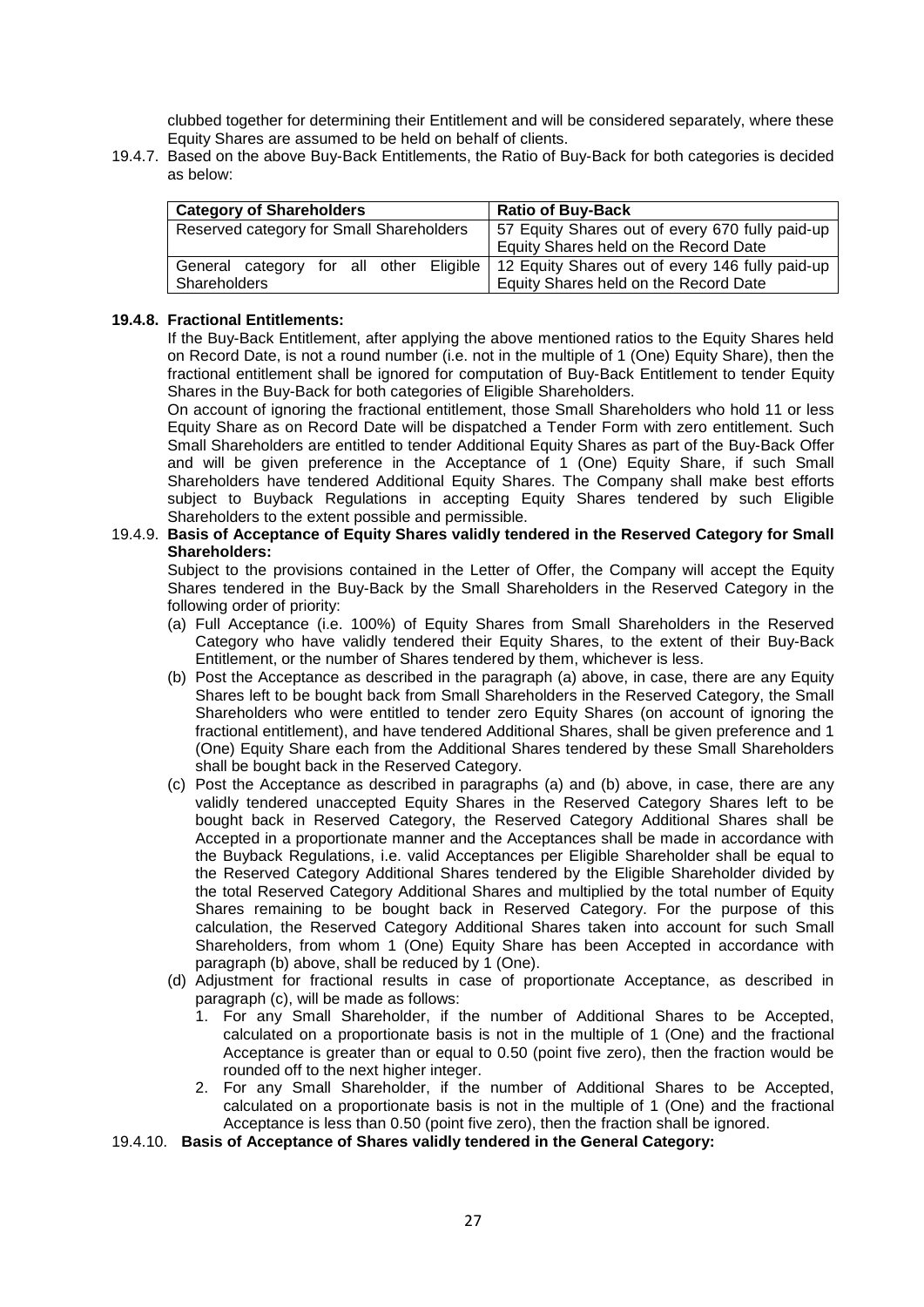clubbed together for determining their Entitlement and will be considered separately, where these Equity Shares are assumed to be held on behalf of clients.

19.4.7. Based on the above Buy-Back Entitlements, the Ratio of Buy-Back for both categories is decided as below:

| Category of Shareholders | Ratio of Buy-Back |
|---|---|
| Reserved category for Small Shareholders | 57 Equity Shares out of every 670 fully paid-up Equity Shares held on the Record Date |
| General category for all other Eligible Shareholders | 12 Equity Shares out of every 146 fully paid-up Equity Shares held on the Record Date |

**19.4.8. Fractional Entitlements:**

If the Buy-Back Entitlement, after applying the above mentioned ratios to the Equity Shares held on Record Date, is not a round number (i.e. not in the multiple of 1 (One) Equity Share), then the fractional entitlement shall be ignored for computation of Buy-Back Entitlement to tender Equity Shares in the Buy-Back for both categories of Eligible Shareholders.

On account of ignoring the fractional entitlement, those Small Shareholders who hold 11 or less Equity Share as on Record Date will be dispatched a Tender Form with zero entitlement. Such Small Shareholders are entitled to tender Additional Equity Shares as part of the Buy-Back Offer and will be given preference in the Acceptance of 1 (One) Equity Share, if such Small Shareholders have tendered Additional Equity Shares. The Company shall make best efforts subject to Buyback Regulations in accepting Equity Shares tendered by such Eligible Shareholders to the extent possible and permissible.

19.4.9. **Basis of Acceptance of Equity Shares validly tendered in the Reserved Category for Small Shareholders:**

Subject to the provisions contained in the Letter of Offer, the Company will accept the Equity Shares tendered in the Buy-Back by the Small Shareholders in the Reserved Category in the following order of priority:

(a) Full Acceptance (i.e. 100%) of Equity Shares from Small Shareholders in the Reserved Category who have validly tendered their Equity Shares, to the extent of their Buy-Back Entitlement, or the number of Shares tendered by them, whichever is less.

(b) Post the Acceptance as described in the paragraph (a) above, in case, there are any Equity Shares left to be bought back from Small Shareholders in the Reserved Category, the Small Shareholders who were entitled to tender zero Equity Shares (on account of ignoring the fractional entitlement), and have tendered Additional Shares, shall be given preference and 1 (One) Equity Share each from the Additional Shares tendered by these Small Shareholders shall be bought back in the Reserved Category.

(c) Post the Acceptance as described in paragraphs (a) and (b) above, in case, there are any validly tendered unaccepted Equity Shares in the Reserved Category Shares left to be bought back in Reserved Category, the Reserved Category Additional Shares shall be Accepted in a proportionate manner and the Acceptances shall be made in accordance with the Buyback Regulations, i.e. valid Acceptances per Eligible Shareholder shall be equal to the Reserved Category Additional Shares tendered by the Eligible Shareholder divided by the total Reserved Category Additional Shares and multiplied by the total number of Equity Shares remaining to be bought back in Reserved Category. For the purpose of this calculation, the Reserved Category Additional Shares taken into account for such Small Shareholders, from whom 1 (One) Equity Share has been Accepted in accordance with paragraph (b) above, shall be reduced by 1 (One).

(d) Adjustment for fractional results in case of proportionate Acceptance, as described in paragraph (c), will be made as follows:

1. For any Small Shareholder, if the number of Additional Shares to be Accepted, calculated on a proportionate basis is not in the multiple of 1 (One) and the fractional Acceptance is greater than or equal to 0.50 (point five zero), then the fraction would be rounded off to the next higher integer.
2. For any Small Shareholder, if the number of Additional Shares to be Accepted, calculated on a proportionate basis is not in the multiple of 1 (One) and the fractional Acceptance is less than 0.50 (point five zero), then the fraction shall be ignored.

19.4.10. **Basis of Acceptance of Shares validly tendered in the General Category:**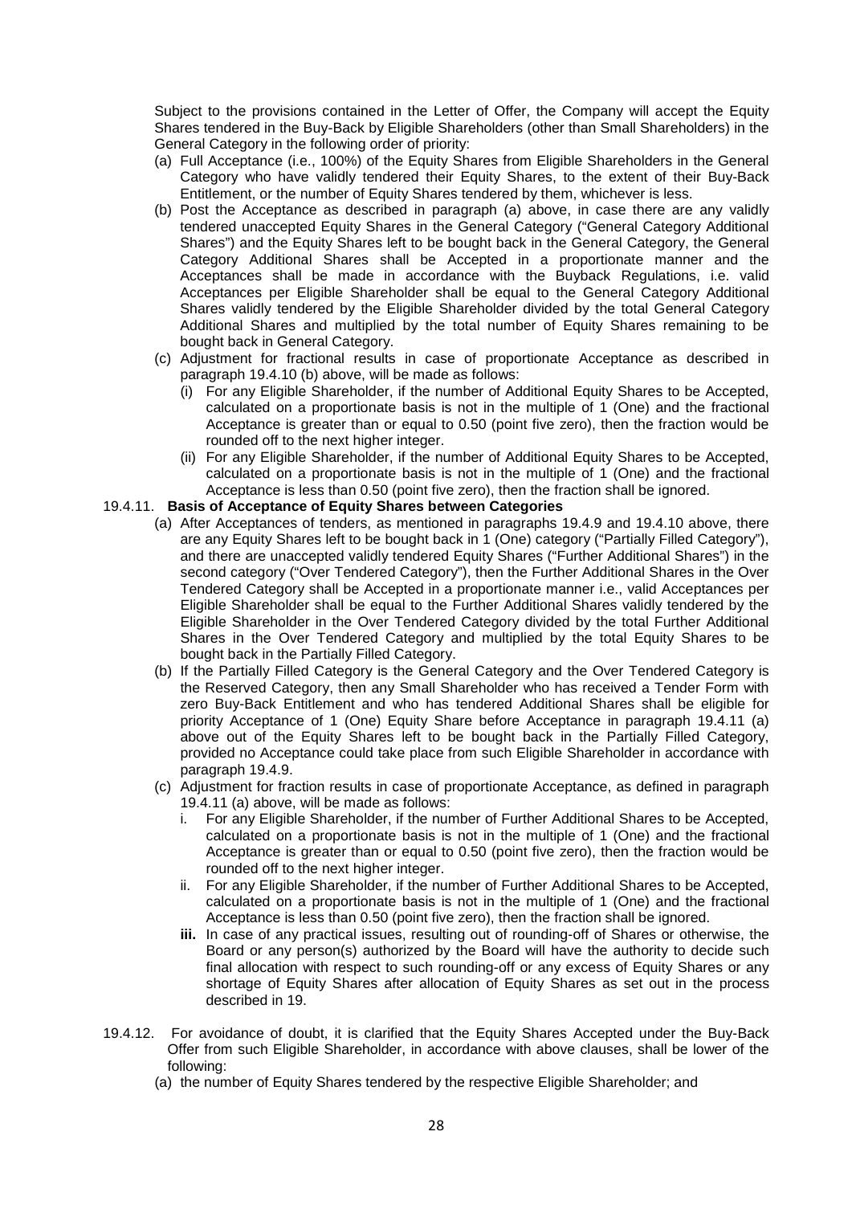Subject to the provisions contained in the Letter of Offer, the Company will accept the Equity Shares tendered in the Buy-Back by Eligible Shareholders (other than Small Shareholders) in the General Category in the following order of priority:

(a) Full Acceptance (i.e., 100%) of the Equity Shares from Eligible Shareholders in the General Category who have validly tendered their Equity Shares, to the extent of their Buy-Back Entitlement, or the number of Equity Shares tendered by them, whichever is less.

(b) Post the Acceptance as described in paragraph (a) above, in case there are any validly tendered unaccepted Equity Shares in the General Category ("General Category Additional Shares") and the Equity Shares left to be bought back in the General Category, the General Category Additional Shares shall be Accepted in a proportionate manner and the Acceptances shall be made in accordance with the Buyback Regulations, i.e. valid Acceptances per Eligible Shareholder shall be equal to the General Category Additional Shares validly tendered by the Eligible Shareholder divided by the total General Category Additional Shares and multiplied by the total number of Equity Shares remaining to be bought back in General Category.

(c) Adjustment for fractional results in case of proportionate Acceptance as described in paragraph 19.4.10 (b) above, will be made as follows:

   (i) For any Eligible Shareholder, if the number of Additional Equity Shares to be Accepted, calculated on a proportionate basis is not in the multiple of 1 (One) and the fractional Acceptance is greater than or equal to 0.50 (point five zero), then the fraction would be rounded off to the next higher integer.

   (ii) For any Eligible Shareholder, if the number of Additional Equity Shares to be Accepted, calculated on a proportionate basis is not in the multiple of 1 (One) and the fractional Acceptance is less than 0.50 (point five zero), then the fraction shall be ignored.

19.4.11. **Basis of Acceptance of Equity Shares between Categories**

(a) After Acceptances of tenders, as mentioned in paragraphs 19.4.9 and 19.4.10 above, there are any Equity Shares left to be bought back in 1 (One) category ("Partially Filled Category"), and there are unaccepted validly tendered Equity Shares ("Further Additional Shares") in the second category ("Over Tendered Category"), then the Further Additional Shares in the Over Tendered Category shall be Accepted in a proportionate manner i.e., valid Acceptances per Eligible Shareholder shall be equal to the Further Additional Shares validly tendered by the Eligible Shareholder in the Over Tendered Category divided by the total Further Additional Shares in the Over Tendered Category and multiplied by the total Equity Shares to be bought back in the Partially Filled Category.

(b) If the Partially Filled Category is the General Category and the Over Tendered Category is the Reserved Category, then any Small Shareholder who has received a Tender Form with zero Buy-Back Entitlement and who has tendered Additional Shares shall be eligible for priority Acceptance of 1 (One) Equity Share before Acceptance in paragraph 19.4.11 (a) above out of the Equity Shares left to be bought back in the Partially Filled Category, provided no Acceptance could take place from such Eligible Shareholder in accordance with paragraph 19.4.9.

(c) Adjustment for fraction results in case of proportionate Acceptance, as defined in paragraph 19.4.11 (a) above, will be made as follows:

   i. For any Eligible Shareholder, if the number of Further Additional Shares to be Accepted, calculated on a proportionate basis is not in the multiple of 1 (One) and the fractional Acceptance is greater than or equal to 0.50 (point five zero), then the fraction would be rounded off to the next higher integer.

   ii. For any Eligible Shareholder, if the number of Further Additional Shares to be Accepted, calculated on a proportionate basis is not in the multiple of 1 (One) and the fractional Acceptance is less than 0.50 (point five zero), then the fraction shall be ignored.

   **iii.** In case of any practical issues, resulting out of rounding-off of Shares or otherwise, the Board or any person(s) authorized by the Board will have the authority to decide such final allocation with respect to such rounding-off or any excess of Equity Shares or any shortage of Equity Shares after allocation of Equity Shares as set out in the process described in 19.

19.4.12. For avoidance of doubt, it is clarified that the Equity Shares Accepted under the Buy-Back Offer from such Eligible Shareholder, in accordance with above clauses, shall be lower of the following:

(a) the number of Equity Shares tendered by the respective Eligible Shareholder; and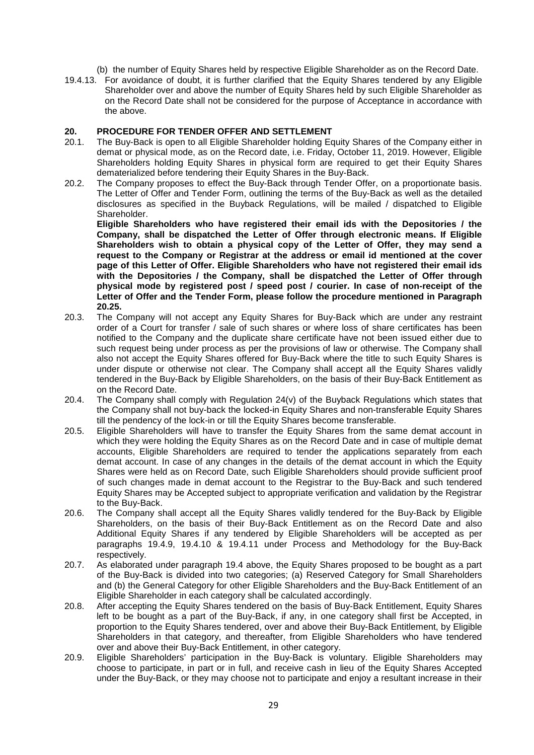(b) the number of Equity Shares held by respective Eligible Shareholder as on the Record Date.

19.4.13. For avoidance of doubt, it is further clarified that the Equity Shares tendered by any Eligible Shareholder over and above the number of Equity Shares held by such Eligible Shareholder as on the Record Date shall not be considered for the purpose of Acceptance in accordance with the above.

## 20. PROCEDURE FOR TENDER OFFER AND SETTLEMENT

20.1. The Buy-Back is open to all Eligible Shareholder holding Equity Shares of the Company either in demat or physical mode, as on the Record date, i.e. Friday, October 11, 2019. However, Eligible Shareholders holding Equity Shares in physical form are required to get their Equity Shares dematerialized before tendering their Equity Shares in the Buy-Back.

20.2. The Company proposes to effect the Buy-Back through Tender Offer, on a proportionate basis. The Letter of Offer and Tender Form, outlining the terms of the Buy-Back as well as the detailed disclosures as specified in the Buyback Regulations, will be mailed / dispatched to Eligible Shareholder.

**Eligible Shareholders who have registered their email ids with the Depositories / the Company, shall be dispatched the Letter of Offer through electronic means. If Eligible Shareholders wish to obtain a physical copy of the Letter of Offer, they may send a request to the Company or Registrar at the address or email id mentioned at the cover page of this Letter of Offer. Eligible Shareholders who have not registered their email ids with the Depositories / the Company, shall be dispatched the Letter of Offer through physical mode by registered post / speed post / courier. In case of non-receipt of the Letter of Offer and the Tender Form, please follow the procedure mentioned in Paragraph 20.25.**

20.3. The Company will not accept any Equity Shares for Buy-Back which are under any restraint order of a Court for transfer / sale of such shares or where loss of share certificates has been notified to the Company and the duplicate share certificate have not been issued either due to such request being under process as per the provisions of law or otherwise. The Company shall also not accept the Equity Shares offered for Buy-Back where the title to such Equity Shares is under dispute or otherwise not clear. The Company shall accept all the Equity Shares validly tendered in the Buy-Back by Eligible Shareholders, on the basis of their Buy-Back Entitlement as on the Record Date.

20.4. The Company shall comply with Regulation 24(v) of the Buyback Regulations which states that the Company shall not buy-back the locked-in Equity Shares and non-transferable Equity Shares till the pendency of the lock-in or till the Equity Shares become transferable.

20.5. Eligible Shareholders will have to transfer the Equity Shares from the same demat account in which they were holding the Equity Shares as on the Record Date and in case of multiple demat accounts, Eligible Shareholders are required to tender the applications separately from each demat account. In case of any changes in the details of the demat account in which the Equity Shares were held as on Record Date, such Eligible Shareholders should provide sufficient proof of such changes made in demat account to the Registrar to the Buy-Back and such tendered Equity Shares may be Accepted subject to appropriate verification and validation by the Registrar to the Buy-Back.

20.6. The Company shall accept all the Equity Shares validly tendered for the Buy-Back by Eligible Shareholders, on the basis of their Buy-Back Entitlement as on the Record Date and also Additional Equity Shares if any tendered by Eligible Shareholders will be accepted as per paragraphs 19.4.9, 19.4.10 & 19.4.11 under Process and Methodology for the Buy-Back respectively.

20.7. As elaborated under paragraph 19.4 above, the Equity Shares proposed to be bought as a part of the Buy-Back is divided into two categories; (a) Reserved Category for Small Shareholders and (b) the General Category for other Eligible Shareholders and the Buy-Back Entitlement of an Eligible Shareholder in each category shall be calculated accordingly.

20.8. After accepting the Equity Shares tendered on the basis of Buy-Back Entitlement, Equity Shares left to be bought as a part of the Buy-Back, if any, in one category shall first be Accepted, in proportion to the Equity Shares tendered, over and above their Buy-Back Entitlement, by Eligible Shareholders in that category, and thereafter, from Eligible Shareholders who have tendered over and above their Buy-Back Entitlement, in other category.

20.9. Eligible Shareholders' participation in the Buy-Back is voluntary. Eligible Shareholders may choose to participate, in part or in full, and receive cash in lieu of the Equity Shares Accepted under the Buy-Back, or they may choose not to participate and enjoy a resultant increase in their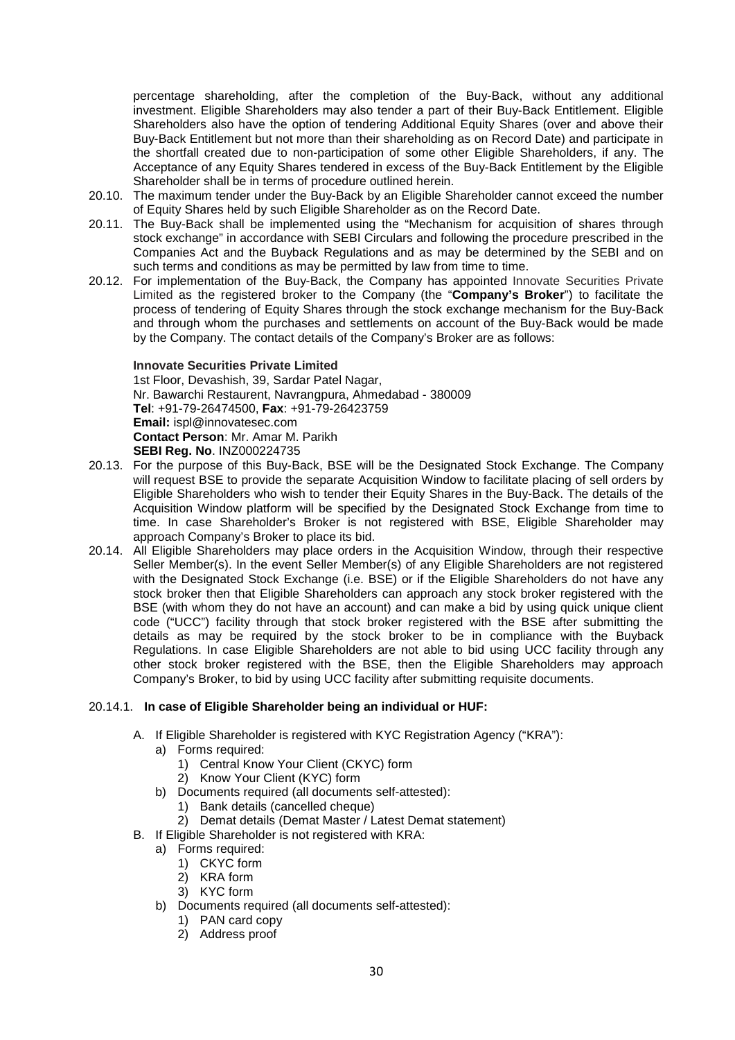percentage shareholding, after the completion of the Buy-Back, without any additional investment. Eligible Shareholders may also tender a part of their Buy-Back Entitlement. Eligible Shareholders also have the option of tendering Additional Equity Shares (over and above their Buy-Back Entitlement but not more than their shareholding as on Record Date) and participate in the shortfall created due to non-participation of some other Eligible Shareholders, if any. The Acceptance of any Equity Shares tendered in excess of the Buy-Back Entitlement by the Eligible Shareholder shall be in terms of procedure outlined herein.

20.10. The maximum tender under the Buy-Back by an Eligible Shareholder cannot exceed the number of Equity Shares held by such Eligible Shareholder as on the Record Date.

20.11. The Buy-Back shall be implemented using the "Mechanism for acquisition of shares through stock exchange" in accordance with SEBI Circulars and following the procedure prescribed in the Companies Act and the Buyback Regulations and as may be determined by the SEBI and on such terms and conditions as may be permitted by law from time to time.

20.12. For implementation of the Buy-Back, the Company has appointed Innovate Securities Private Limited as the registered broker to the Company (the "**Company's Broker**") to facilitate the process of tendering of Equity Shares through the stock exchange mechanism for the Buy-Back and through whom the purchases and settlements on account of the Buy-Back would be made by the Company. The contact details of the Company's Broker are as follows:

**Innovate Securities Private Limited**
1st Floor, Devashish, 39, Sardar Patel Nagar,
Nr. Bawarchi Restaurent, Navrangpura, Ahmedabad - 380009
**Tel**: +91-79-26474500, **Fax**: +91-79-26423759
**Email:** ispl@innovatesec.com
**Contact Person**: Mr. Amar M. Parikh
**SEBI Reg. No**. INZ000224735

20.13. For the purpose of this Buy-Back, BSE will be the Designated Stock Exchange. The Company will request BSE to provide the separate Acquisition Window to facilitate placing of sell orders by Eligible Shareholders who wish to tender their Equity Shares in the Buy-Back. The details of the Acquisition Window platform will be specified by the Designated Stock Exchange from time to time. In case Shareholder's Broker is not registered with BSE, Eligible Shareholder may approach Company's Broker to place its bid.

20.14. All Eligible Shareholders may place orders in the Acquisition Window, through their respective Seller Member(s). In the event Seller Member(s) of any Eligible Shareholders are not registered with the Designated Stock Exchange (i.e. BSE) or if the Eligible Shareholders do not have any stock broker then that Eligible Shareholders can approach any stock broker registered with the BSE (with whom they do not have an account) and can make a bid by using quick unique client code ("UCC") facility through that stock broker registered with the BSE after submitting the details as may be required by the stock broker to be in compliance with the Buyback Regulations. In case Eligible Shareholders are not able to bid using UCC facility through any other stock broker registered with the BSE, then the Eligible Shareholders may approach Company's Broker, to bid by using UCC facility after submitting requisite documents.

20.14.1. **In case of Eligible Shareholder being an individual or HUF:**

A. If Eligible Shareholder is registered with KYC Registration Agency ("KRA"):
   a) Forms required:
      1) Central Know Your Client (CKYC) form
      2) Know Your Client (KYC) form
   b) Documents required (all documents self-attested):
      1) Bank details (cancelled cheque)
      2) Demat details (Demat Master / Latest Demat statement)

B. If Eligible Shareholder is not registered with KRA:
   a) Forms required:
      1) CKYC form
      2) KRA form
      3) KYC form
   b) Documents required (all documents self-attested):
      1) PAN card copy
      2) Address proof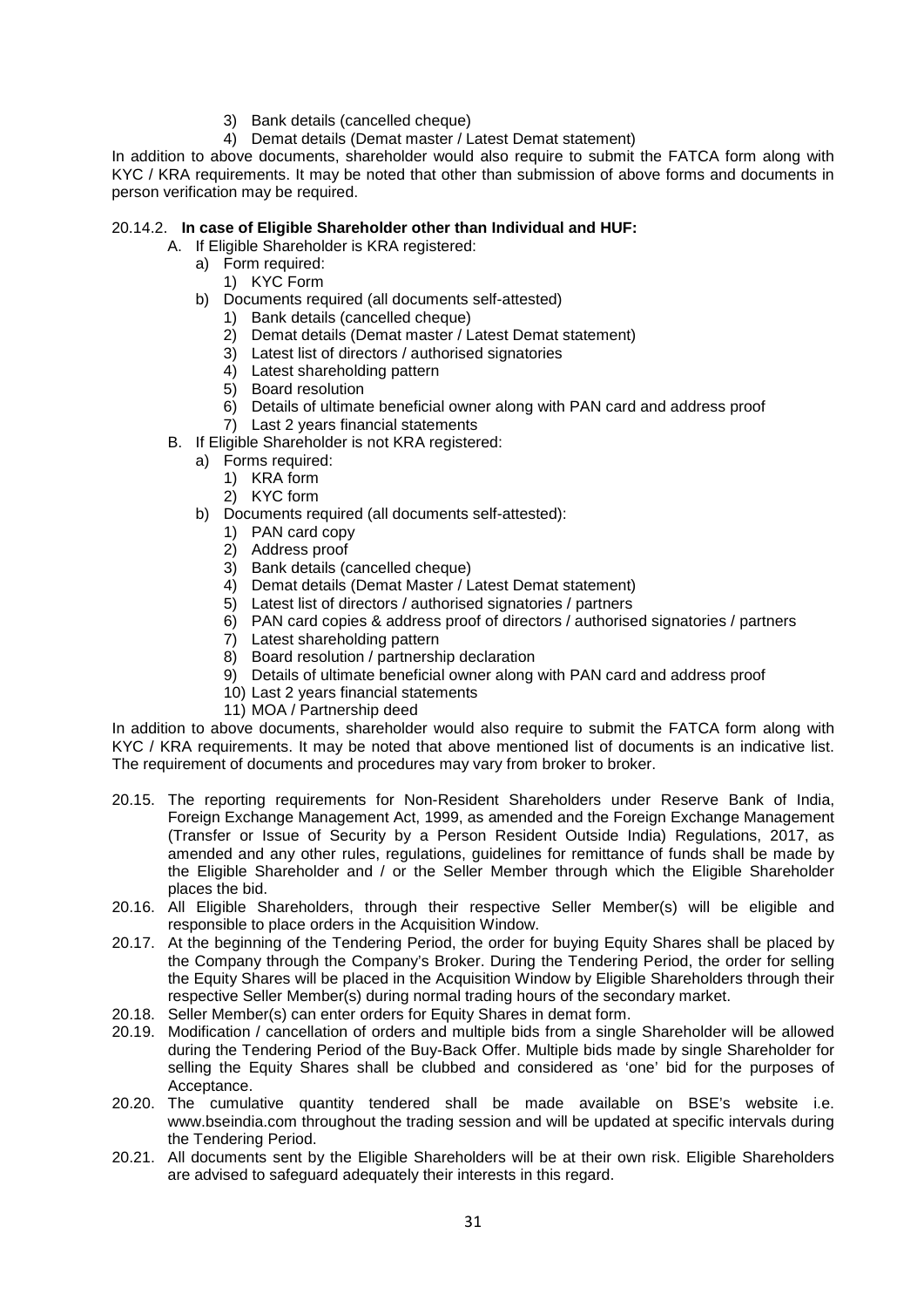3) Bank details (cancelled cheque)
4) Demat details (Demat master / Latest Demat statement)

In addition to above documents, shareholder would also require to submit the FATCA form along with KYC / KRA requirements. It may be noted that other than submission of above forms and documents in person verification may be required.

20.14.2. **In case of Eligible Shareholder other than Individual and HUF:**

- A. If Eligible Shareholder is KRA registered:
  - a) Form required:
    - 1) KYC Form
  - b) Documents required (all documents self-attested)
    - 1) Bank details (cancelled cheque)
    - 2) Demat details (Demat master / Latest Demat statement)
    - 3) Latest list of directors / authorised signatories
    - 4) Latest shareholding pattern
    - 5) Board resolution
    - 6) Details of ultimate beneficial owner along with PAN card and address proof
    - 7) Last 2 years financial statements
- B. If Eligible Shareholder is not KRA registered:
  - a) Forms required:
    - 1) KRA form
    - 2) KYC form
  - b) Documents required (all documents self-attested):
    - 1) PAN card copy
    - 2) Address proof
    - 3) Bank details (cancelled cheque)
    - 4) Demat details (Demat Master / Latest Demat statement)
    - 5) Latest list of directors / authorised signatories / partners
    - 6) PAN card copies & address proof of directors / authorised signatories / partners
    - 7) Latest shareholding pattern
    - 8) Board resolution / partnership declaration
    - 9) Details of ultimate beneficial owner along with PAN card and address proof
    - 10) Last 2 years financial statements
    - 11) MOA / Partnership deed

In addition to above documents, shareholder would also require to submit the FATCA form along with KYC / KRA requirements. It may be noted that above mentioned list of documents is an indicative list. The requirement of documents and procedures may vary from broker to broker.

20.15. The reporting requirements for Non-Resident Shareholders under Reserve Bank of India, Foreign Exchange Management Act, 1999, as amended and the Foreign Exchange Management (Transfer or Issue of Security by a Person Resident Outside India) Regulations, 2017, as amended and any other rules, regulations, guidelines for remittance of funds shall be made by the Eligible Shareholder and / or the Seller Member through which the Eligible Shareholder places the bid.

20.16. All Eligible Shareholders, through their respective Seller Member(s) will be eligible and responsible to place orders in the Acquisition Window.

20.17. At the beginning of the Tendering Period, the order for buying Equity Shares shall be placed by the Company through the Company's Broker. During the Tendering Period, the order for selling the Equity Shares will be placed in the Acquisition Window by Eligible Shareholders through their respective Seller Member(s) during normal trading hours of the secondary market.

20.18. Seller Member(s) can enter orders for Equity Shares in demat form.

20.19. Modification / cancellation of orders and multiple bids from a single Shareholder will be allowed during the Tendering Period of the Buy-Back Offer. Multiple bids made by single Shareholder for selling the Equity Shares shall be clubbed and considered as 'one' bid for the purposes of Acceptance.

20.20. The cumulative quantity tendered shall be made available on BSE's website i.e. www.bseindia.com throughout the trading session and will be updated at specific intervals during the Tendering Period.

20.21. All documents sent by the Eligible Shareholders will be at their own risk. Eligible Shareholders are advised to safeguard adequately their interests in this regard.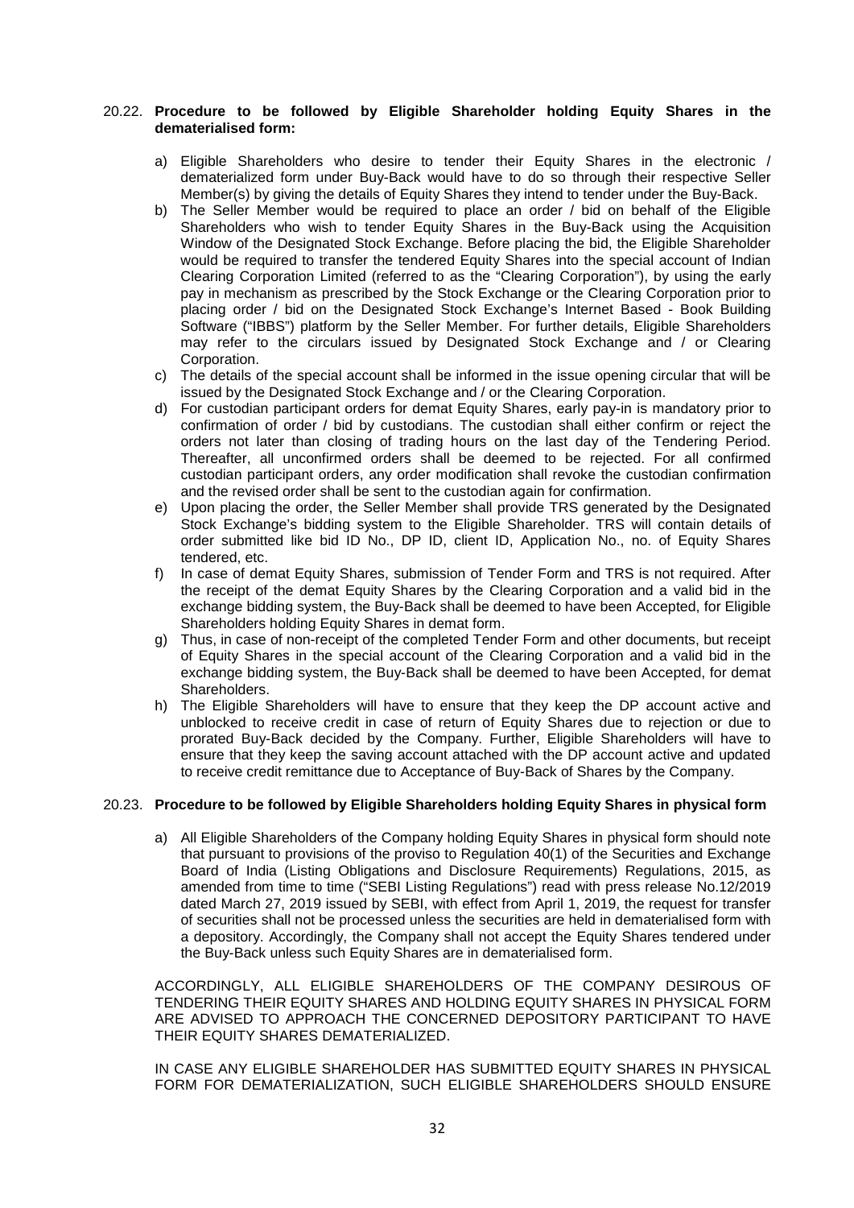20.22. **Procedure to be followed by Eligible Shareholder holding Equity Shares in the dematerialised form:**

a) Eligible Shareholders who desire to tender their Equity Shares in the electronic / dematerialized form under Buy-Back would have to do so through their respective Seller Member(s) by giving the details of Equity Shares they intend to tender under the Buy-Back.

b) The Seller Member would be required to place an order / bid on behalf of the Eligible Shareholders who wish to tender Equity Shares in the Buy-Back using the Acquisition Window of the Designated Stock Exchange. Before placing the bid, the Eligible Shareholder would be required to transfer the tendered Equity Shares into the special account of Indian Clearing Corporation Limited (referred to as the "Clearing Corporation"), by using the early pay in mechanism as prescribed by the Stock Exchange or the Clearing Corporation prior to placing order / bid on the Designated Stock Exchange's Internet Based - Book Building Software ("IBBS") platform by the Seller Member. For further details, Eligible Shareholders may refer to the circulars issued by Designated Stock Exchange and / or Clearing Corporation.

c) The details of the special account shall be informed in the issue opening circular that will be issued by the Designated Stock Exchange and / or the Clearing Corporation.

d) For custodian participant orders for demat Equity Shares, early pay-in is mandatory prior to confirmation of order / bid by custodians. The custodian shall either confirm or reject the orders not later than closing of trading hours on the last day of the Tendering Period. Thereafter, all unconfirmed orders shall be deemed to be rejected. For all confirmed custodian participant orders, any order modification shall revoke the custodian confirmation and the revised order shall be sent to the custodian again for confirmation.

e) Upon placing the order, the Seller Member shall provide TRS generated by the Designated Stock Exchange's bidding system to the Eligible Shareholder. TRS will contain details of order submitted like bid ID No., DP ID, client ID, Application No., no. of Equity Shares tendered, etc.

f) In case of demat Equity Shares, submission of Tender Form and TRS is not required. After the receipt of the demat Equity Shares by the Clearing Corporation and a valid bid in the exchange bidding system, the Buy-Back shall be deemed to have been Accepted, for Eligible Shareholders holding Equity Shares in demat form.

g) Thus, in case of non-receipt of the completed Tender Form and other documents, but receipt of Equity Shares in the special account of the Clearing Corporation and a valid bid in the exchange bidding system, the Buy-Back shall be deemed to have been Accepted, for demat Shareholders.

h) The Eligible Shareholders will have to ensure that they keep the DP account active and unblocked to receive credit in case of return of Equity Shares due to rejection or due to prorated Buy-Back decided by the Company. Further, Eligible Shareholders will have to ensure that they keep the saving account attached with the DP account active and updated to receive credit remittance due to Acceptance of Buy-Back of Shares by the Company.

20.23. **Procedure to be followed by Eligible Shareholders holding Equity Shares in physical form**

a) All Eligible Shareholders of the Company holding Equity Shares in physical form should note that pursuant to provisions of the proviso to Regulation 40(1) of the Securities and Exchange Board of India (Listing Obligations and Disclosure Requirements) Regulations, 2015, as amended from time to time ("SEBI Listing Regulations") read with press release No.12/2019 dated March 27, 2019 issued by SEBI, with effect from April 1, 2019, the request for transfer of securities shall not be processed unless the securities are held in dematerialised form with a depository. Accordingly, the Company shall not accept the Equity Shares tendered under the Buy-Back unless such Equity Shares are in dematerialised form.

ACCORDINGLY, ALL ELIGIBLE SHAREHOLDERS OF THE COMPANY DESIROUS OF TENDERING THEIR EQUITY SHARES AND HOLDING EQUITY SHARES IN PHYSICAL FORM ARE ADVISED TO APPROACH THE CONCERNED DEPOSITORY PARTICIPANT TO HAVE THEIR EQUITY SHARES DEMATERIALIZED.

IN CASE ANY ELIGIBLE SHAREHOLDER HAS SUBMITTED EQUITY SHARES IN PHYSICAL FORM FOR DEMATERIALIZATION, SUCH ELIGIBLE SHAREHOLDERS SHOULD ENSURE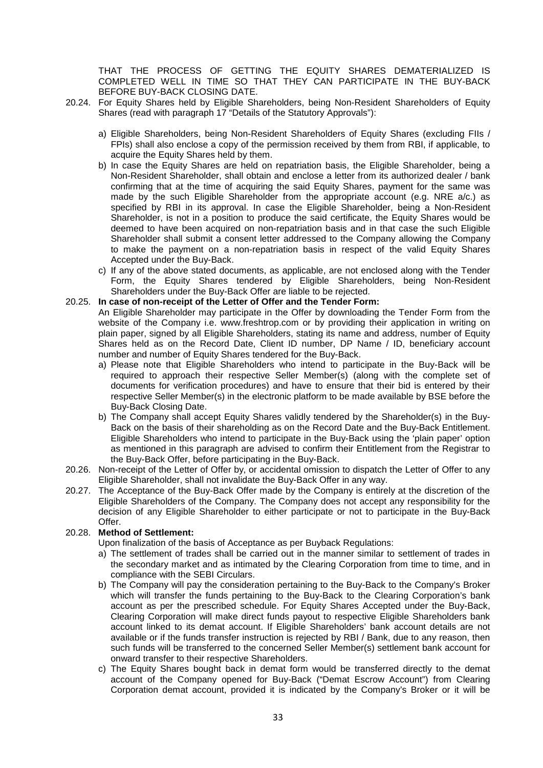THAT THE PROCESS OF GETTING THE EQUITY SHARES DEMATERIALIZED IS COMPLETED WELL IN TIME SO THAT THEY CAN PARTICIPATE IN THE BUY-BACK BEFORE BUY-BACK CLOSING DATE.

20.24. For Equity Shares held by Eligible Shareholders, being Non-Resident Shareholders of Equity Shares (read with paragraph 17 "Details of the Statutory Approvals"):

a) Eligible Shareholders, being Non-Resident Shareholders of Equity Shares (excluding FIIs / FPIs) shall also enclose a copy of the permission received by them from RBI, if applicable, to acquire the Equity Shares held by them.

b) In case the Equity Shares are held on repatriation basis, the Eligible Shareholder, being a Non-Resident Shareholder, shall obtain and enclose a letter from its authorized dealer / bank confirming that at the time of acquiring the said Equity Shares, payment for the same was made by the such Eligible Shareholder from the appropriate account (e.g. NRE a/c.) as specified by RBI in its approval. In case the Eligible Shareholder, being a Non-Resident Shareholder, is not in a position to produce the said certificate, the Equity Shares would be deemed to have been acquired on non-repatriation basis and in that case the such Eligible Shareholder shall submit a consent letter addressed to the Company allowing the Company to make the payment on a non-repatriation basis in respect of the valid Equity Shares Accepted under the Buy-Back.

c) If any of the above stated documents, as applicable, are not enclosed along with the Tender Form, the Equity Shares tendered by Eligible Shareholders, being Non-Resident Shareholders under the Buy-Back Offer are liable to be rejected.

20.25. **In case of non-receipt of the Letter of Offer and the Tender Form:**

An Eligible Shareholder may participate in the Offer by downloading the Tender Form from the website of the Company i.e. www.freshtrop.com or by providing their application in writing on plain paper, signed by all Eligible Shareholders, stating its name and address, number of Equity Shares held as on the Record Date, Client ID number, DP Name / ID, beneficiary account number and number of Equity Shares tendered for the Buy-Back.

a) Please note that Eligible Shareholders who intend to participate in the Buy-Back will be required to approach their respective Seller Member(s) (along with the complete set of documents for verification procedures) and have to ensure that their bid is entered by their respective Seller Member(s) in the electronic platform to be made available by BSE before the Buy-Back Closing Date.

b) The Company shall accept Equity Shares validly tendered by the Shareholder(s) in the Buy-Back on the basis of their shareholding as on the Record Date and the Buy-Back Entitlement. Eligible Shareholders who intend to participate in the Buy-Back using the 'plain paper' option as mentioned in this paragraph are advised to confirm their Entitlement from the Registrar to the Buy-Back Offer, before participating in the Buy-Back.

20.26. Non-receipt of the Letter of Offer by, or accidental omission to dispatch the Letter of Offer to any Eligible Shareholder, shall not invalidate the Buy-Back Offer in any way.

20.27. The Acceptance of the Buy-Back Offer made by the Company is entirely at the discretion of the Eligible Shareholders of the Company. The Company does not accept any responsibility for the decision of any Eligible Shareholder to either participate or not to participate in the Buy-Back Offer.

20.28. **Method of Settlement:**

Upon finalization of the basis of Acceptance as per Buyback Regulations:

a) The settlement of trades shall be carried out in the manner similar to settlement of trades in the secondary market and as intimated by the Clearing Corporation from time to time, and in compliance with the SEBI Circulars.

b) The Company will pay the consideration pertaining to the Buy-Back to the Company's Broker which will transfer the funds pertaining to the Buy-Back to the Clearing Corporation's bank account as per the prescribed schedule. For Equity Shares Accepted under the Buy-Back, Clearing Corporation will make direct funds payout to respective Eligible Shareholders bank account linked to its demat account. If Eligible Shareholders' bank account details are not available or if the funds transfer instruction is rejected by RBI / Bank, due to any reason, then such funds will be transferred to the concerned Seller Member(s) settlement bank account for onward transfer to their respective Shareholders.

c) The Equity Shares bought back in demat form would be transferred directly to the demat account of the Company opened for Buy-Back ("Demat Escrow Account") from Clearing Corporation demat account, provided it is indicated by the Company's Broker or it will be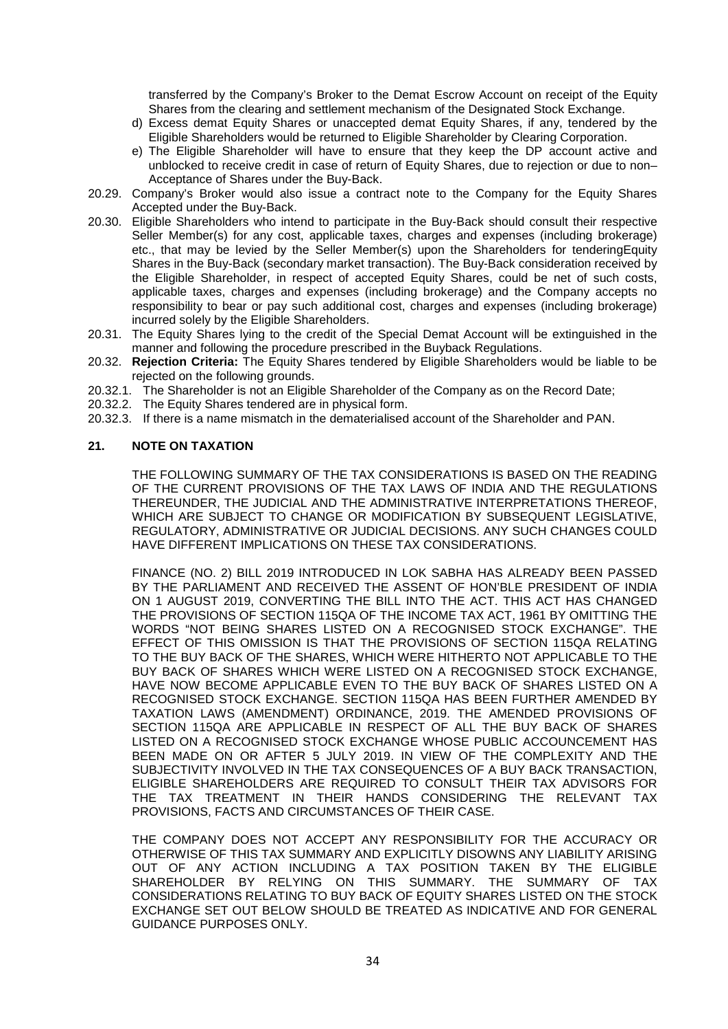transferred by the Company's Broker to the Demat Escrow Account on receipt of the Equity Shares from the clearing and settlement mechanism of the Designated Stock Exchange.

d) Excess demat Equity Shares or unaccepted demat Equity Shares, if any, tendered by the Eligible Shareholders would be returned to Eligible Shareholder by Clearing Corporation.

e) The Eligible Shareholder will have to ensure that they keep the DP account active and unblocked to receive credit in case of return of Equity Shares, due to rejection or due to non–Acceptance of Shares under the Buy-Back.

20.29. Company's Broker would also issue a contract note to the Company for the Equity Shares Accepted under the Buy-Back.

20.30. Eligible Shareholders who intend to participate in the Buy-Back should consult their respective Seller Member(s) for any cost, applicable taxes, charges and expenses (including brokerage) etc., that may be levied by the Seller Member(s) upon the Shareholders for tenderingEquity Shares in the Buy-Back (secondary market transaction). The Buy-Back consideration received by the Eligible Shareholder, in respect of accepted Equity Shares, could be net of such costs, applicable taxes, charges and expenses (including brokerage) and the Company accepts no responsibility to bear or pay such additional cost, charges and expenses (including brokerage) incurred solely by the Eligible Shareholders.

20.31. The Equity Shares lying to the credit of the Special Demat Account will be extinguished in the manner and following the procedure prescribed in the Buyback Regulations.

20.32. **Rejection Criteria:** The Equity Shares tendered by Eligible Shareholders would be liable to be rejected on the following grounds.

20.32.1. The Shareholder is not an Eligible Shareholder of the Company as on the Record Date;

20.32.2. The Equity Shares tendered are in physical form.

20.32.3. If there is a name mismatch in the dematerialised account of the Shareholder and PAN.

## 21. NOTE ON TAXATION

THE FOLLOWING SUMMARY OF THE TAX CONSIDERATIONS IS BASED ON THE READING OF THE CURRENT PROVISIONS OF THE TAX LAWS OF INDIA AND THE REGULATIONS THEREUNDER, THE JUDICIAL AND THE ADMINISTRATIVE INTERPRETATIONS THEREOF, WHICH ARE SUBJECT TO CHANGE OR MODIFICATION BY SUBSEQUENT LEGISLATIVE, REGULATORY, ADMINISTRATIVE OR JUDICIAL DECISIONS. ANY SUCH CHANGES COULD HAVE DIFFERENT IMPLICATIONS ON THESE TAX CONSIDERATIONS.

FINANCE (NO. 2) BILL 2019 INTRODUCED IN LOK SABHA HAS ALREADY BEEN PASSED BY THE PARLIAMENT AND RECEIVED THE ASSENT OF HON'BLE PRESIDENT OF INDIA ON 1 AUGUST 2019, CONVERTING THE BILL INTO THE ACT. THIS ACT HAS CHANGED THE PROVISIONS OF SECTION 115QA OF THE INCOME TAX ACT, 1961 BY OMITTING THE WORDS "NOT BEING SHARES LISTED ON A RECOGNISED STOCK EXCHANGE". THE EFFECT OF THIS OMISSION IS THAT THE PROVISIONS OF SECTION 115QA RELATING TO THE BUY BACK OF THE SHARES, WHICH WERE HITHERTO NOT APPLICABLE TO THE BUY BACK OF SHARES WHICH WERE LISTED ON A RECOGNISED STOCK EXCHANGE, HAVE NOW BECOME APPLICABLE EVEN TO THE BUY BACK OF SHARES LISTED ON A RECOGNISED STOCK EXCHANGE. SECTION 115QA HAS BEEN FURTHER AMENDED BY TAXATION LAWS (AMENDMENT) ORDINANCE, 2019. THE AMENDED PROVISIONS OF SECTION 115QA ARE APPLICABLE IN RESPECT OF ALL THE BUY BACK OF SHARES LISTED ON A RECOGNISED STOCK EXCHANGE WHOSE PUBLIC ACCOUNCEMENT HAS BEEN MADE ON OR AFTER 5 JULY 2019. IN VIEW OF THE COMPLEXITY AND THE SUBJECTIVITY INVOLVED IN THE TAX CONSEQUENCES OF A BUY BACK TRANSACTION, ELIGIBLE SHAREHOLDERS ARE REQUIRED TO CONSULT THEIR TAX ADVISORS FOR THE TAX TREATMENT IN THEIR HANDS CONSIDERING THE RELEVANT TAX PROVISIONS, FACTS AND CIRCUMSTANCES OF THEIR CASE.

THE COMPANY DOES NOT ACCEPT ANY RESPONSIBILITY FOR THE ACCURACY OR OTHERWISE OF THIS TAX SUMMARY AND EXPLICITLY DISOWNS ANY LIABILITY ARISING OUT OF ANY ACTION INCLUDING A TAX POSITION TAKEN BY THE ELIGIBLE SHAREHOLDER BY RELYING ON THIS SUMMARY. THE SUMMARY OF TAX CONSIDERATIONS RELATING TO BUY BACK OF EQUITY SHARES LISTED ON THE STOCK EXCHANGE SET OUT BELOW SHOULD BE TREATED AS INDICATIVE AND FOR GENERAL GUIDANCE PURPOSES ONLY.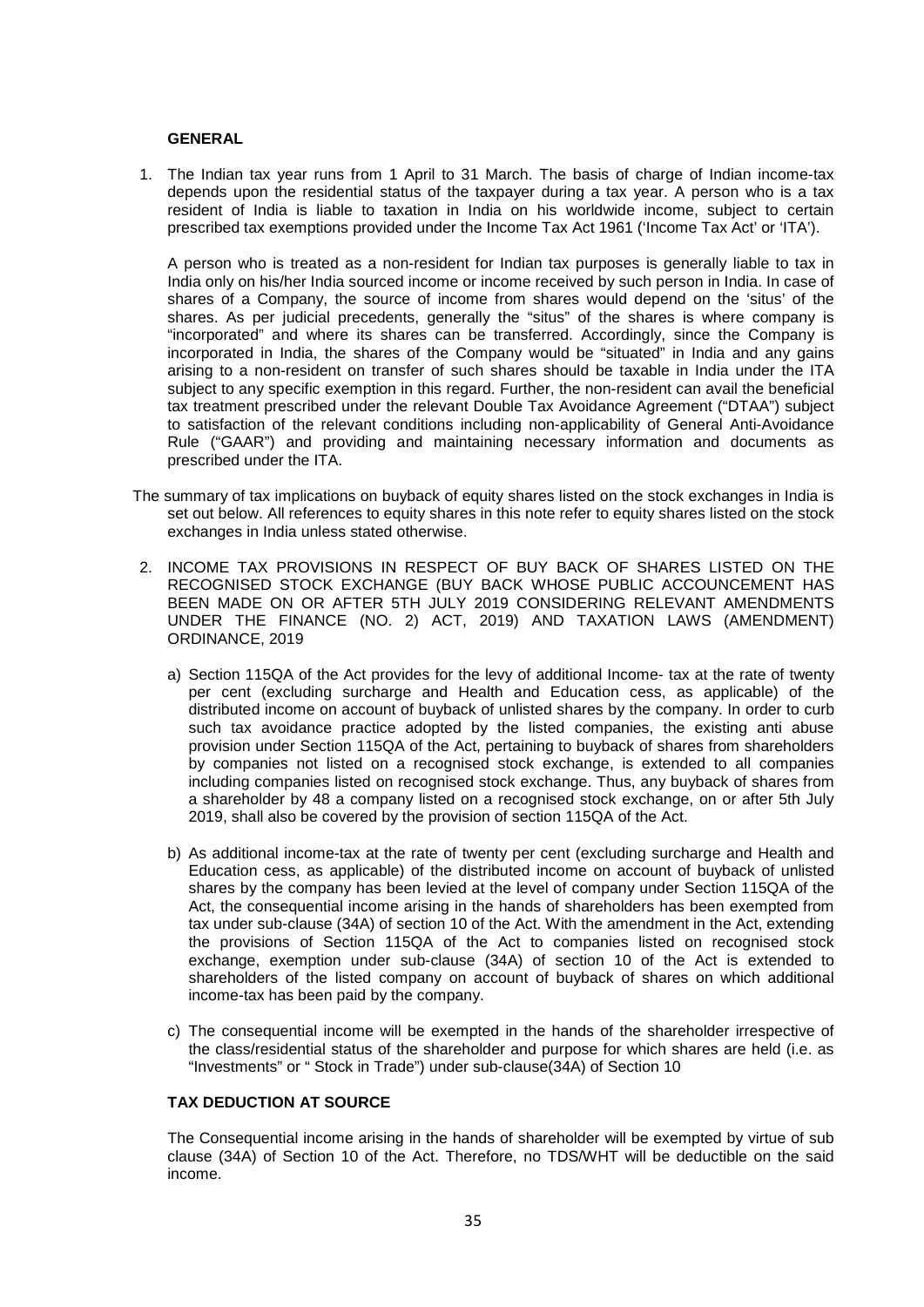**GENERAL**

1. The Indian tax year runs from 1 April to 31 March. The basis of charge of Indian income-tax depends upon the residential status of the taxpayer during a tax year. A person who is a tax resident of India is liable to taxation in India on his worldwide income, subject to certain prescribed tax exemptions provided under the Income Tax Act 1961 ('Income Tax Act' or 'ITA').

   A person who is treated as a non-resident for Indian tax purposes is generally liable to tax in India only on his/her India sourced income or income received by such person in India. In case of shares of a Company, the source of income from shares would depend on the 'situs' of the shares. As per judicial precedents, generally the "situs" of the shares is where company is "incorporated" and where its shares can be transferred. Accordingly, since the Company is incorporated in India, the shares of the Company would be "situated" in India and any gains arising to a non-resident on transfer of such shares should be taxable in India under the ITA subject to any specific exemption in this regard. Further, the non-resident can avail the beneficial tax treatment prescribed under the relevant Double Tax Avoidance Agreement ("DTAA") subject to satisfaction of the relevant conditions including non-applicability of General Anti-Avoidance Rule ("GAAR") and providing and maintaining necessary information and documents as prescribed under the ITA.

The summary of tax implications on buyback of equity shares listed on the stock exchanges in India is set out below. All references to equity shares in this note refer to equity shares listed on the stock exchanges in India unless stated otherwise.

2. INCOME TAX PROVISIONS IN RESPECT OF BUY BACK OF SHARES LISTED ON THE RECOGNISED STOCK EXCHANGE (BUY BACK WHOSE PUBLIC ACCOUNCEMENT HAS BEEN MADE ON OR AFTER 5TH JULY 2019 CONSIDERING RELEVANT AMENDMENTS UNDER THE FINANCE (NO. 2) ACT, 2019) AND TAXATION LAWS (AMENDMENT) ORDINANCE, 2019

   a) Section 115QA of the Act provides for the levy of additional Income- tax at the rate of twenty per cent (excluding surcharge and Health and Education cess, as applicable) of the distributed income on account of buyback of unlisted shares by the company. In order to curb such tax avoidance practice adopted by the listed companies, the existing anti abuse provision under Section 115QA of the Act, pertaining to buyback of shares from shareholders by companies not listed on a recognised stock exchange, is extended to all companies including companies listed on recognised stock exchange. Thus, any buyback of shares from a shareholder by 48 a company listed on a recognised stock exchange, on or after 5th July 2019, shall also be covered by the provision of section 115QA of the Act.

   b) As additional income-tax at the rate of twenty per cent (excluding surcharge and Health and Education cess, as applicable) of the distributed income on account of buyback of unlisted shares by the company has been levied at the level of company under Section 115QA of the Act, the consequential income arising in the hands of shareholders has been exempted from tax under sub-clause (34A) of section 10 of the Act. With the amendment in the Act, extending the provisions of Section 115QA of the Act to companies listed on recognised stock exchange, exemption under sub-clause (34A) of section 10 of the Act is extended to shareholders of the listed company on account of buyback of shares on which additional income-tax has been paid by the company.

   c) The consequential income will be exempted in the hands of the shareholder irrespective of the class/residential status of the shareholder and purpose for which shares are held (i.e. as "Investments" or " Stock in Trade") under sub-clause(34A) of Section 10

**TAX DEDUCTION AT SOURCE**

The Consequential income arising in the hands of shareholder will be exempted by virtue of sub clause (34A) of Section 10 of the Act. Therefore, no TDS/WHT will be deductible on the said income.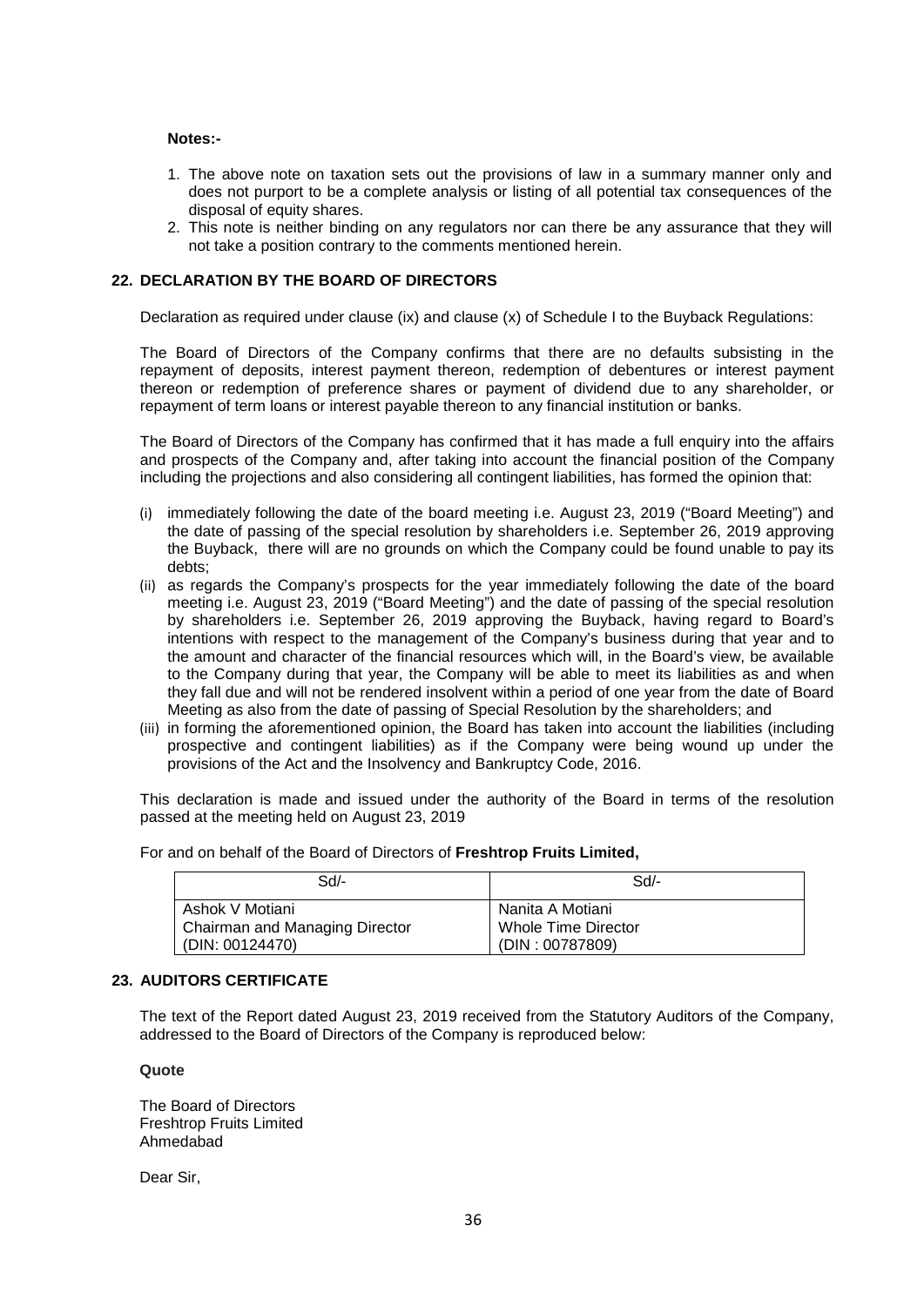**Notes:-**

1. The above note on taxation sets out the provisions of law in a summary manner only and does not purport to be a complete analysis or listing of all potential tax consequences of the disposal of equity shares.
2. This note is neither binding on any regulators nor can there be any assurance that they will not take a position contrary to the comments mentioned herein.

## 22. DECLARATION BY THE BOARD OF DIRECTORS

Declaration as required under clause (ix) and clause (x) of Schedule I to the Buyback Regulations:

The Board of Directors of the Company confirms that there are no defaults subsisting in the repayment of deposits, interest payment thereon, redemption of debentures or interest payment thereon or redemption of preference shares or payment of dividend due to any shareholder, or repayment of term loans or interest payable thereon to any financial institution or banks.

The Board of Directors of the Company has confirmed that it has made a full enquiry into the affairs and prospects of the Company and, after taking into account the financial position of the Company including the projections and also considering all contingent liabilities, has formed the opinion that:

(i) immediately following the date of the board meeting i.e. August 23, 2019 ("Board Meeting") and the date of passing of the special resolution by shareholders i.e. September 26, 2019 approving the Buyback, there will are no grounds on which the Company could be found unable to pay its debts;

(ii) as regards the Company's prospects for the year immediately following the date of the board meeting i.e. August 23, 2019 ("Board Meeting") and the date of passing of the special resolution by shareholders i.e. September 26, 2019 approving the Buyback, having regard to Board's intentions with respect to the management of the Company's business during that year and to the amount and character of the financial resources which will, in the Board's view, be available to the Company during that year, the Company will be able to meet its liabilities as and when they fall due and will not be rendered insolvent within a period of one year from the date of Board Meeting as also from the date of passing of Special Resolution by the shareholders; and

(iii) in forming the aforementioned opinion, the Board has taken into account the liabilities (including prospective and contingent liabilities) as if the Company were being wound up under the provisions of the Act and the Insolvency and Bankruptcy Code, 2016.

This declaration is made and issued under the authority of the Board in terms of the resolution passed at the meeting held on August 23, 2019

For and on behalf of the Board of Directors of **Freshtrop Fruits Limited,**

| Sd/- | Sd/- |
|---|---|
| Ashok V Motiani<br>Chairman and Managing Director<br>(DIN: 00124470) | Nanita A Motiani<br>Whole Time Director<br>(DIN : 00787809) |

## 23. AUDITORS CERTIFICATE

The text of the Report dated August 23, 2019 received from the Statutory Auditors of the Company, addressed to the Board of Directors of the Company is reproduced below:

**Quote**

The Board of Directors
Freshtrop Fruits Limited
Ahmedabad

Dear Sir,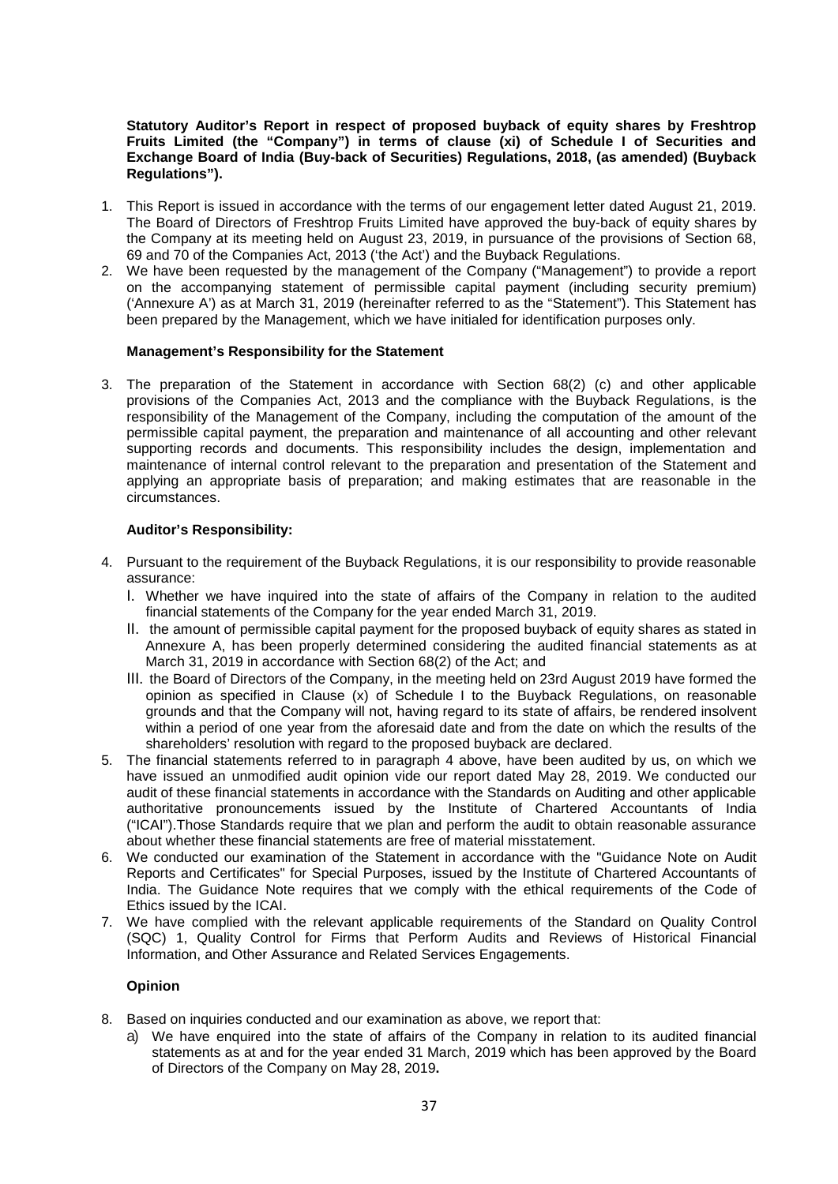**Statutory Auditor's Report in respect of proposed buyback of equity shares by Freshtrop Fruits Limited (the "Company") in terms of clause (xi) of Schedule I of Securities and Exchange Board of India (Buy-back of Securities) Regulations, 2018, (as amended) (Buyback Regulations").**

1. This Report is issued in accordance with the terms of our engagement letter dated August 21, 2019. The Board of Directors of Freshtrop Fruits Limited have approved the buy-back of equity shares by the Company at its meeting held on August 23, 2019, in pursuance of the provisions of Section 68, 69 and 70 of the Companies Act, 2013 ('the Act') and the Buyback Regulations.
2. We have been requested by the management of the Company ("Management") to provide a report on the accompanying statement of permissible capital payment (including security premium) ('Annexure A') as at March 31, 2019 (hereinafter referred to as the "Statement"). This Statement has been prepared by the Management, which we have initialed for identification purposes only.

**Management's Responsibility for the Statement**

3. The preparation of the Statement in accordance with Section 68(2) (c) and other applicable provisions of the Companies Act, 2013 and the compliance with the Buyback Regulations, is the responsibility of the Management of the Company, including the computation of the amount of the permissible capital payment, the preparation and maintenance of all accounting and other relevant supporting records and documents. This responsibility includes the design, implementation and maintenance of internal control relevant to the preparation and presentation of the Statement and applying an appropriate basis of preparation; and making estimates that are reasonable in the circumstances.

**Auditor's Responsibility:**

4. Pursuant to the requirement of the Buyback Regulations, it is our responsibility to provide reasonable assurance:
   I. Whether we have inquired into the state of affairs of the Company in relation to the audited financial statements of the Company for the year ended March 31, 2019.
   II. the amount of permissible capital payment for the proposed buyback of equity shares as stated in Annexure A, has been properly determined considering the audited financial statements as at March 31, 2019 in accordance with Section 68(2) of the Act; and
   III. the Board of Directors of the Company, in the meeting held on 23rd August 2019 have formed the opinion as specified in Clause (x) of Schedule I to the Buyback Regulations, on reasonable grounds and that the Company will not, having regard to its state of affairs, be rendered insolvent within a period of one year from the aforesaid date and from the date on which the results of the shareholders' resolution with regard to the proposed buyback are declared.
5. The financial statements referred to in paragraph 4 above, have been audited by us, on which we have issued an unmodified audit opinion vide our report dated May 28, 2019. We conducted our audit of these financial statements in accordance with the Standards on Auditing and other applicable authoritative pronouncements issued by the Institute of Chartered Accountants of India ("ICAI").Those Standards require that we plan and perform the audit to obtain reasonable assurance about whether these financial statements are free of material misstatement.
6. We conducted our examination of the Statement in accordance with the "Guidance Note on Audit Reports and Certificates" for Special Purposes, issued by the Institute of Chartered Accountants of India. The Guidance Note requires that we comply with the ethical requirements of the Code of Ethics issued by the ICAI.
7. We have complied with the relevant applicable requirements of the Standard on Quality Control (SQC) 1, Quality Control for Firms that Perform Audits and Reviews of Historical Financial Information, and Other Assurance and Related Services Engagements.

**Opinion**

8. Based on inquiries conducted and our examination as above, we report that:
   a) We have enquired into the state of affairs of the Company in relation to its audited financial statements as at and for the year ended 31 March, 2019 which has been approved by the Board of Directors of the Company on May 28, 2019**.**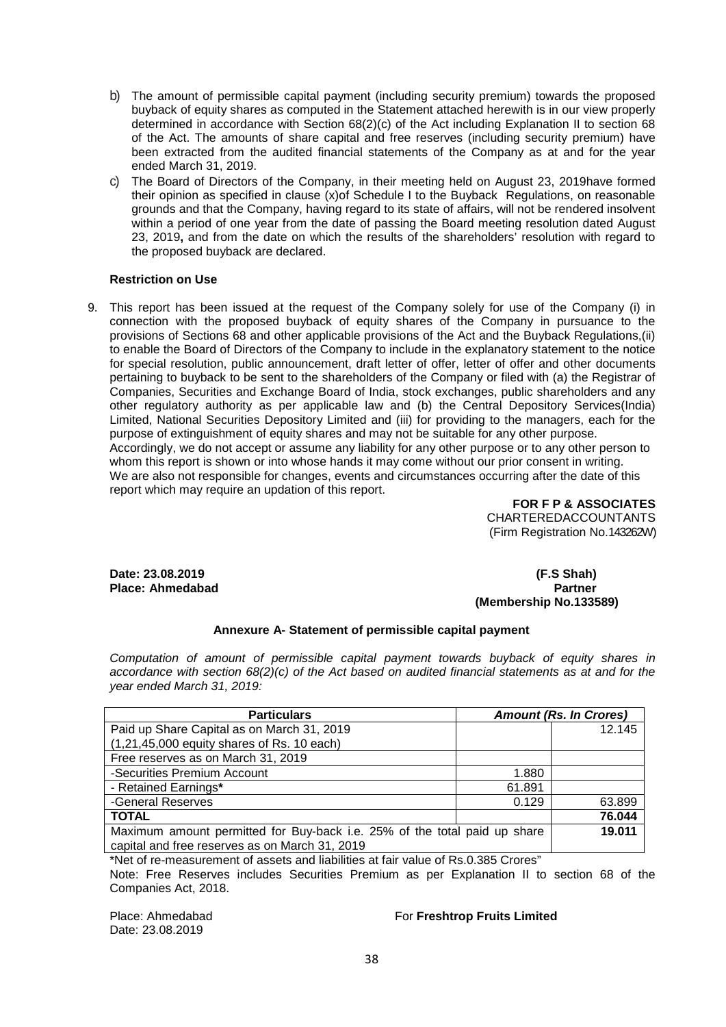b) The amount of permissible capital payment (including security premium) towards the proposed buyback of equity shares as computed in the Statement attached herewith is in our view properly determined in accordance with Section 68(2)(c) of the Act including Explanation II to section 68 of the Act. The amounts of share capital and free reserves (including security premium) have been extracted from the audited financial statements of the Company as at and for the year ended March 31, 2019.

c) The Board of Directors of the Company, in their meeting held on August 23, 2019have formed their opinion as specified in clause (x)of Schedule I to the Buyback Regulations, on reasonable grounds and that the Company, having regard to its state of affairs, will not be rendered insolvent within a period of one year from the date of passing the Board meeting resolution dated August 23, 2019**,** and from the date on which the results of the shareholders' resolution with regard to the proposed buyback are declared.

**Restriction on Use**

9. This report has been issued at the request of the Company solely for use of the Company (i) in connection with the proposed buyback of equity shares of the Company in pursuance to the provisions of Sections 68 and other applicable provisions of the Act and the Buyback Regulations,(ii) to enable the Board of Directors of the Company to include in the explanatory statement to the notice for special resolution, public announcement, draft letter of offer, letter of offer and other documents pertaining to buyback to be sent to the shareholders of the Company or filed with (a) the Registrar of Companies, Securities and Exchange Board of India, stock exchanges, public shareholders and any other regulatory authority as per applicable law and (b) the Central Depository Services(India) Limited, National Securities Depository Limited and (iii) for providing to the managers, each for the purpose of extinguishment of equity shares and may not be suitable for any other purpose.
Accordingly, we do not accept or assume any liability for any other purpose or to any other person to whom this report is shown or into whose hands it may come without our prior consent in writing.
We are also not responsible for changes, events and circumstances occurring after the date of this report which may require an updation of this report.

**FOR F P & ASSOCIATES**
CHARTEREDACCOUNTANTS
(Firm Registration No.143262W)

**Date: 23.08.2019**
**Place: Ahmedabad**

**(F.S Shah)**
**Partner**
**(Membership No.133589)**

**Annexure A- Statement of permissible capital payment**

*Computation of amount of permissible capital payment towards buyback of equity shares in accordance with section 68(2)(c) of the Act based on audited financial statements as at and for the year ended March 31, 2019:*

| Particulars | *Amount (Rs. In Crores)* | |
|---|---|---|
| Paid up Share Capital as on March 31, 2019 (1,21,45,000 equity shares of Rs. 10 each) | | 12.145 |
| Free reserves as on March 31, 2019 | | |
| -Securities Premium Account | 1.880 | |
| - Retained Earnings* | 61.891 | |
| -General Reserves | 0.129 | 63.899 |
| **TOTAL** | | **76.044** |
| Maximum amount permitted for Buy-back i.e. 25% of the total paid up share capital and free reserves as on March 31, 2019 | | **19.011** |

*Net of re-measurement of assets and liabilities at fair value of Rs.0.385 Crores"

Note: Free Reserves includes Securities Premium as per Explanation II to section 68 of the Companies Act, 2018.

Place: Ahmedabad
Date: 23.08.2019

For **Freshtrop Fruits Limited**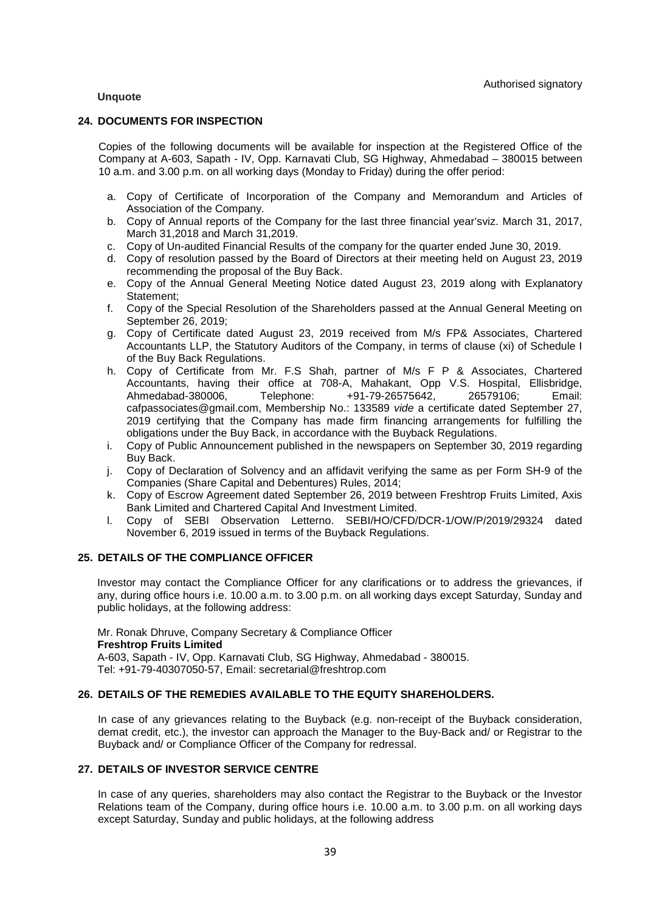Authorised signatory

**Unquote**

## 24. DOCUMENTS FOR INSPECTION

Copies of the following documents will be available for inspection at the Registered Office of the Company at A-603, Sapath - IV, Opp. Karnavati Club, SG Highway, Ahmedabad – 380015 between 10 a.m. and 3.00 p.m. on all working days (Monday to Friday) during the offer period:

a. Copy of Certificate of Incorporation of the Company and Memorandum and Articles of Association of the Company.
b. Copy of Annual reports of the Company for the last three financial year'sviz. March 31, 2017, March 31,2018 and March 31,2019.
c. Copy of Un-audited Financial Results of the company for the quarter ended June 30, 2019.
d. Copy of resolution passed by the Board of Directors at their meeting held on August 23, 2019 recommending the proposal of the Buy Back.
e. Copy of the Annual General Meeting Notice dated August 23, 2019 along with Explanatory Statement;
f. Copy of the Special Resolution of the Shareholders passed at the Annual General Meeting on September 26, 2019;
g. Copy of Certificate dated August 23, 2019 received from M/s FP& Associates, Chartered Accountants LLP, the Statutory Auditors of the Company, in terms of clause (xi) of Schedule I of the Buy Back Regulations.
h. Copy of Certificate from Mr. F.S Shah, partner of M/s F P & Associates, Chartered Accountants, having their office at 708-A, Mahakant, Opp V.S. Hospital, Ellisbridge, Ahmedabad-380006, Telephone: +91-79-26575642, 26579106; Email: cafpassociates@gmail.com, Membership No.: 133589 *vide* a certificate dated September 27, 2019 certifying that the Company has made firm financing arrangements for fulfilling the obligations under the Buy Back, in accordance with the Buyback Regulations.
i. Copy of Public Announcement published in the newspapers on September 30, 2019 regarding Buy Back.
j. Copy of Declaration of Solvency and an affidavit verifying the same as per Form SH-9 of the Companies (Share Capital and Debentures) Rules, 2014;
k. Copy of Escrow Agreement dated September 26, 2019 between Freshtrop Fruits Limited, Axis Bank Limited and Chartered Capital And Investment Limited.
l. Copy of SEBI Observation Letterno. SEBI/HO/CFD/DCR-1/OW/P/2019/29324 dated November 6, 2019 issued in terms of the Buyback Regulations.

## 25. DETAILS OF THE COMPLIANCE OFFICER

Investor may contact the Compliance Officer for any clarifications or to address the grievances, if any, during office hours i.e. 10.00 a.m. to 3.00 p.m. on all working days except Saturday, Sunday and public holidays, at the following address:

Mr. Ronak Dhruve, Company Secretary & Compliance Officer
**Freshtrop Fruits Limited**
A-603, Sapath - IV, Opp. Karnavati Club, SG Highway, Ahmedabad - 380015.
Tel: +91-79-40307050-57, Email: secretarial@freshtrop.com

## 26. DETAILS OF THE REMEDIES AVAILABLE TO THE EQUITY SHAREHOLDERS.

In case of any grievances relating to the Buyback (e.g. non-receipt of the Buyback consideration, demat credit, etc.), the investor can approach the Manager to the Buy-Back and/ or Registrar to the Buyback and/ or Compliance Officer of the Company for redressal.

## 27. DETAILS OF INVESTOR SERVICE CENTRE

In case of any queries, shareholders may also contact the Registrar to the Buyback or the Investor Relations team of the Company, during office hours i.e. 10.00 a.m. to 3.00 p.m. on all working days except Saturday, Sunday and public holidays, at the following address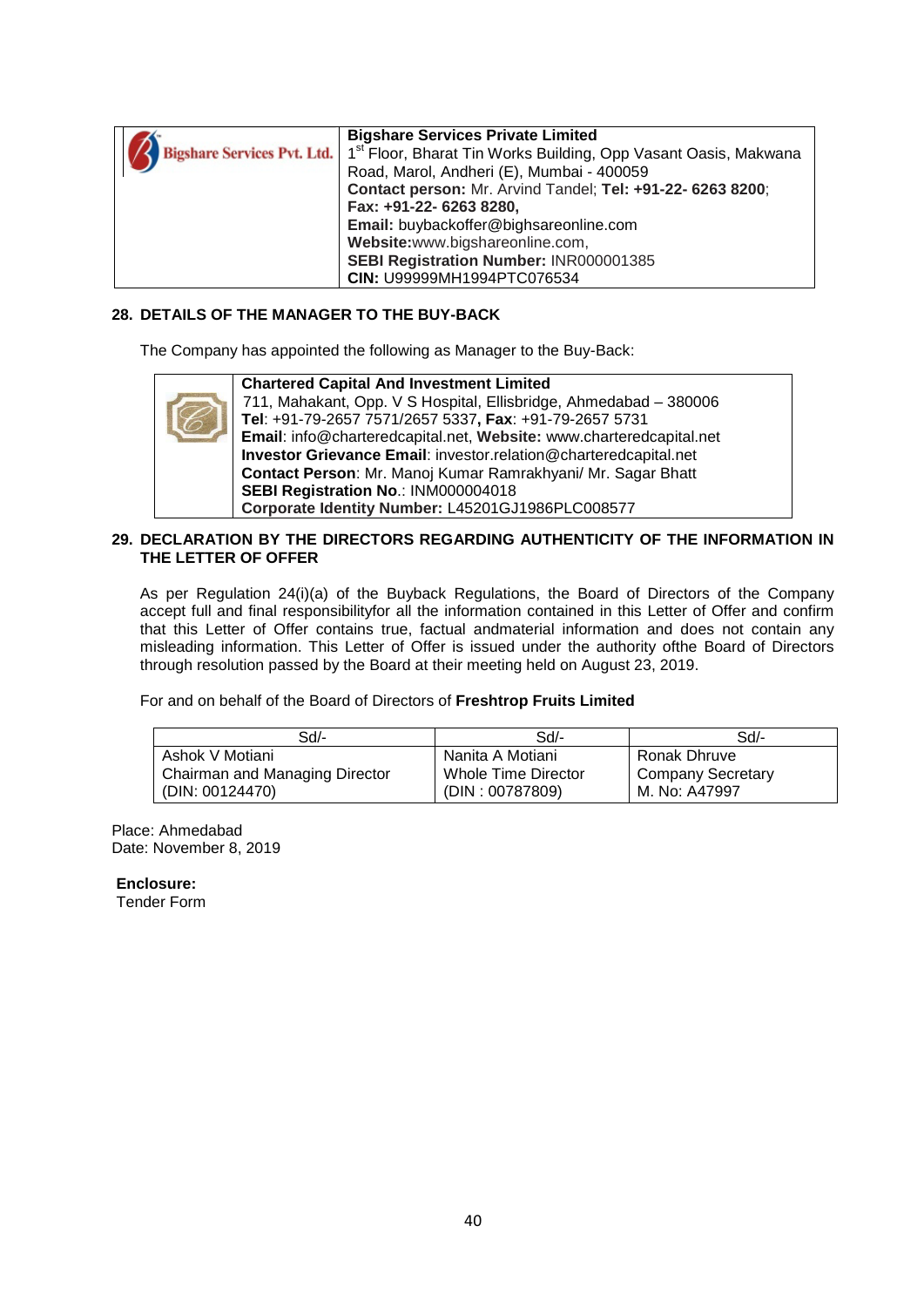| Bigshare Services Pvt. Ltd. | **Bigshare Services Private Limited**<br>1st Floor, Bharat Tin Works Building, Opp Vasant Oasis, Makwana Road, Marol, Andheri (E), Mumbai - 400059<br>**Contact person:** Mr. Arvind Tandel; **Tel: +91-22- 6263 8200**;<br>**Fax: +91-22- 6263 8280,**<br>**Email:** buybackoffer@bighsareonline.com<br>**Website:**www.bigshareonline.com,<br>**SEBI Registration Number:** INR000001385<br>**CIN:** U99999MH1994PTC076534 |
|---|---|

## 28. DETAILS OF THE MANAGER TO THE BUY-BACK

The Company has appointed the following as Manager to the Buy-Back:

| | **Chartered Capital And Investment Limited**<br>711, Mahakant, Opp. V S Hospital, Ellisbridge, Ahmedabad – 380006<br>**Tel**: +91-79-2657 7571/2657 5337**, Fax**: +91-79-2657 5731<br>**Email**: info@charteredcapital.net, **Website:** www.charteredcapital.net<br>**Investor Grievance Email**: investor.relation@charteredcapital.net<br>**Contact Person**: Mr. Manoj Kumar Ramrakhyani/ Mr. Sagar Bhatt<br>**SEBI Registration No**.: INM000004018<br>**Corporate Identity Number:** L45201GJ1986PLC008577 |
|---|---|

## 29. DECLARATION BY THE DIRECTORS REGARDING AUTHENTICITY OF THE INFORMATION IN THE LETTER OF OFFER

As per Regulation 24(i)(a) of the Buyback Regulations, the Board of Directors of the Company accept full and final responsibilityfor all the information contained in this Letter of Offer and confirm that this Letter of Offer contains true, factual andmaterial information and does not contain any misleading information. This Letter of Offer is issued under the authority ofthe Board of Directors through resolution passed by the Board at their meeting held on August 23, 2019.

For and on behalf of the Board of Directors of **Freshtrop Fruits Limited**

| Sd/- | Sd/- | Sd/- |
|---|---|---|
| Ashok V Motiani<br>Chairman and Managing Director<br>(DIN: 00124470) | Nanita A Motiani<br>Whole Time Director<br>(DIN : 00787809) | Ronak Dhruve<br>Company Secretary<br>M. No: A47997 |

Place: Ahmedabad
Date: November 8, 2019

**Enclosure:**
Tender Form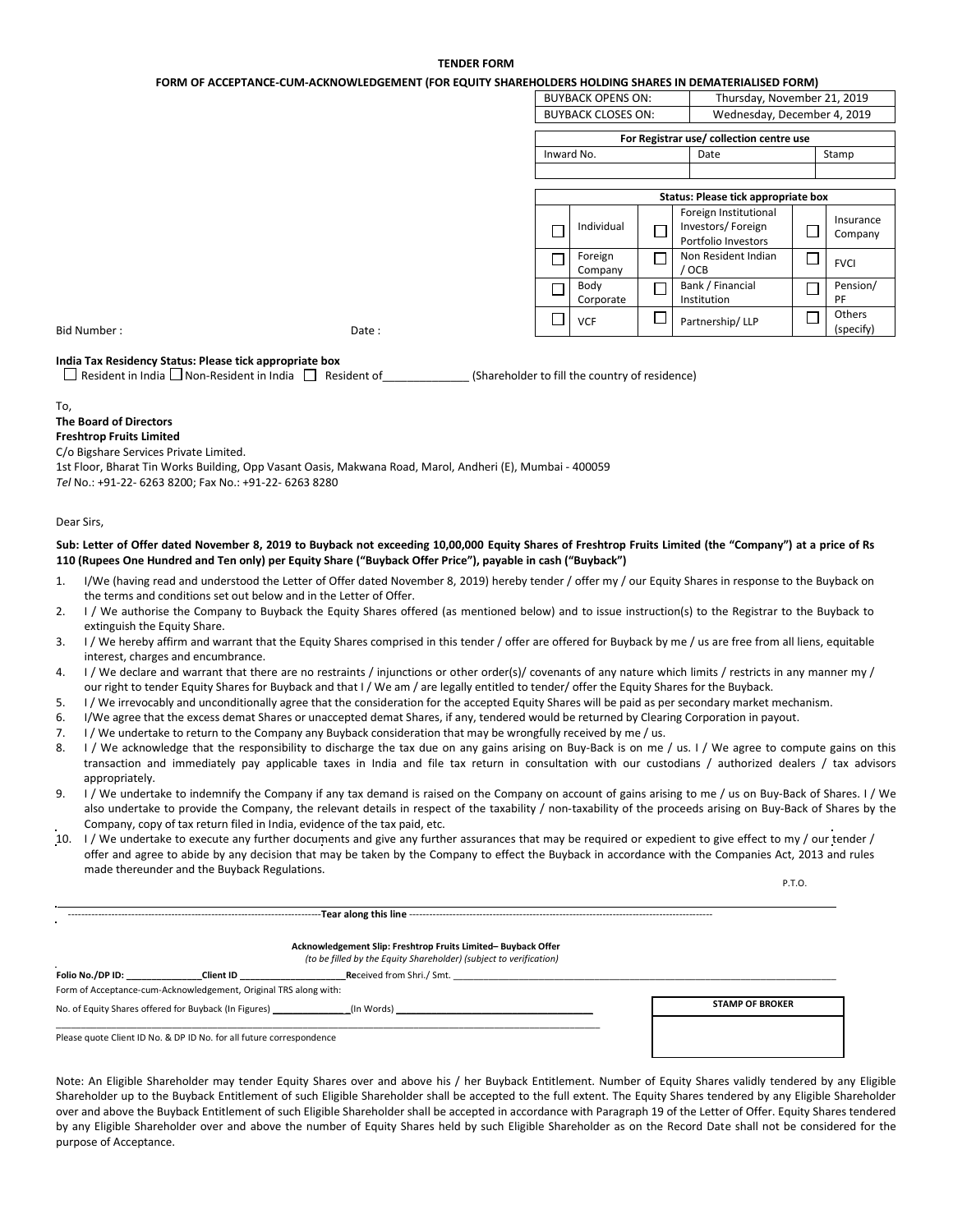**TENDER FORM**

**FORM OF ACCEPTANCE-CUM-ACKNOWLEDGEMENT (FOR EQUITY SHAREHOLDERS HOLDING SHARES IN DEMATERIALISED FORM)**

| BUYBACK OPENS ON: | Thursday, November 21, 2019 |
|---|---|
| BUYBACK CLOSES ON: | Wednesday, December 4, 2019 |

| For Registrar use/ collection centre use | | |
|---|---|---|
| Inward No. | Date | Stamp |
| | | |

| Status: Please tick appropriate box | | | | | |
|---|---|---|---|---|---|
| ☐ | Individual | ☐ | Foreign Institutional Investors/ Foreign Portfolio Investors | ☐ | Insurance Company |
| ☐ | Foreign Company | ☐ | Non Resident Indian / OCB | ☐ | FVCI |
| ☐ | Body Corporate | ☐ | Bank / Financial Institution | ☐ | Pension/ PF |
| ☐ | VCF | ☐ | Partnership/ LLP | ☐ | Others (specify) |

Bid Number : Date :

**India Tax Residency Status: Please tick appropriate box**

☐ Resident in India ☐ Non-Resident in India ☐ Resident of______________ (Shareholder to fill the country of residence)

To,

**The Board of Directors**
**Freshtrop Fruits Limited**
C/o Bigshare Services Private Limited.
1st Floor, Bharat Tin Works Building, Opp Vasant Oasis, Makwana Road, Marol, Andheri (E), Mumbai - 400059
*Tel* No.: +91-22- 6263 8200; Fax No.: +91-22- 6263 8280

Dear Sirs,

**Sub: Letter of Offer dated November 8, 2019 to Buyback not exceeding 10,00,000 Equity Shares of Freshtrop Fruits Limited (the "Company") at a price of Rs 110 (Rupees One Hundred and Ten only) per Equity Share ("Buyback Offer Price"), payable in cash ("Buyback")**

1. I/We (having read and understood the Letter of Offer dated November 8, 2019) hereby tender / offer my / our Equity Shares in response to the Buyback on the terms and conditions set out below and in the Letter of Offer.
2. I / We authorise the Company to Buyback the Equity Shares offered (as mentioned below) and to issue instruction(s) to the Registrar to the Buyback to extinguish the Equity Share.
3. I / We hereby affirm and warrant that the Equity Shares comprised in this tender / offer are offered for Buyback by me / us are free from all liens, equitable interest, charges and encumbrance.
4. I / We declare and warrant that there are no restraints / injunctions or other order(s)/ covenants of any nature which limits / restricts in any manner my / our right to tender Equity Shares for Buyback and that I / We am / are legally entitled to tender/ offer the Equity Shares for the Buyback.
5. I / We irrevocably and unconditionally agree that the consideration for the accepted Equity Shares will be paid as per secondary market mechanism.
6. I/We agree that the excess demat Shares or unaccepted demat Shares, if any, tendered would be returned by Clearing Corporation in payout.
7. I / We undertake to return to the Company any Buyback consideration that may be wrongfully received by me / us.
8. I / We acknowledge that the responsibility to discharge the tax due on any gains arising on Buy-Back is on me / us. I / We agree to compute gains on this transaction and immediately pay applicable taxes in India and file tax return in consultation with our custodians / authorized dealers / tax advisors appropriately.
9. I / We undertake to indemnify the Company if any tax demand is raised on the Company on account of gains arising to me / us on Buy-Back of Shares. I / We also undertake to provide the Company, the relevant details in respect of the taxability / non-taxability of the proceeds arising on Buy-Back of Shares by the Company, copy of tax return filed in India, evidence of the tax paid, etc.
10. I / We undertake to execute any further documents and give any further assurances that may be required or expedient to give effect to my / our tender / offer and agree to abide by any decision that may be taken by the Company to effect the Buyback in accordance with the Companies Act, 2013 and rules made thereunder and the Buyback Regulations.

P.T.O.

---------------------------------------------------------------------------**Tear along this line**---------------------------------------------------------------------------

**Acknowledgement Slip: Freshtrop Fruits Limited– Buyback Offer**
*(to be filled by the Equity Shareholder) (subject to verification)*

**Folio No./DP ID:** _______________**Client ID** _____________________**R**eceived from Shri./ Smt. ____________________________________________

Form of Acceptance-cum-Acknowledgement, Original TRS along with:

No. of Equity Shares offered for Buyback (In Figures) ______________(In Words) ____________________________________

Please quote Client ID No. & DP ID No. for all future correspondence

| STAMP OF BROKER |
|---|
| |

Note: An Eligible Shareholder may tender Equity Shares over and above his / her Buyback Entitlement. Number of Equity Shares validly tendered by any Eligible Shareholder up to the Buyback Entitlement of such Eligible Shareholder shall be accepted to the full extent. The Equity Shares tendered by any Eligible Shareholder over and above the Buyback Entitlement of such Eligible Shareholder shall be accepted in accordance with Paragraph 19 of the Letter of Offer. Equity Shares tendered by any Eligible Shareholder over and above the number of Equity Shares held by such Eligible Shareholder as on the Record Date shall not be considered for the purpose of Acceptance.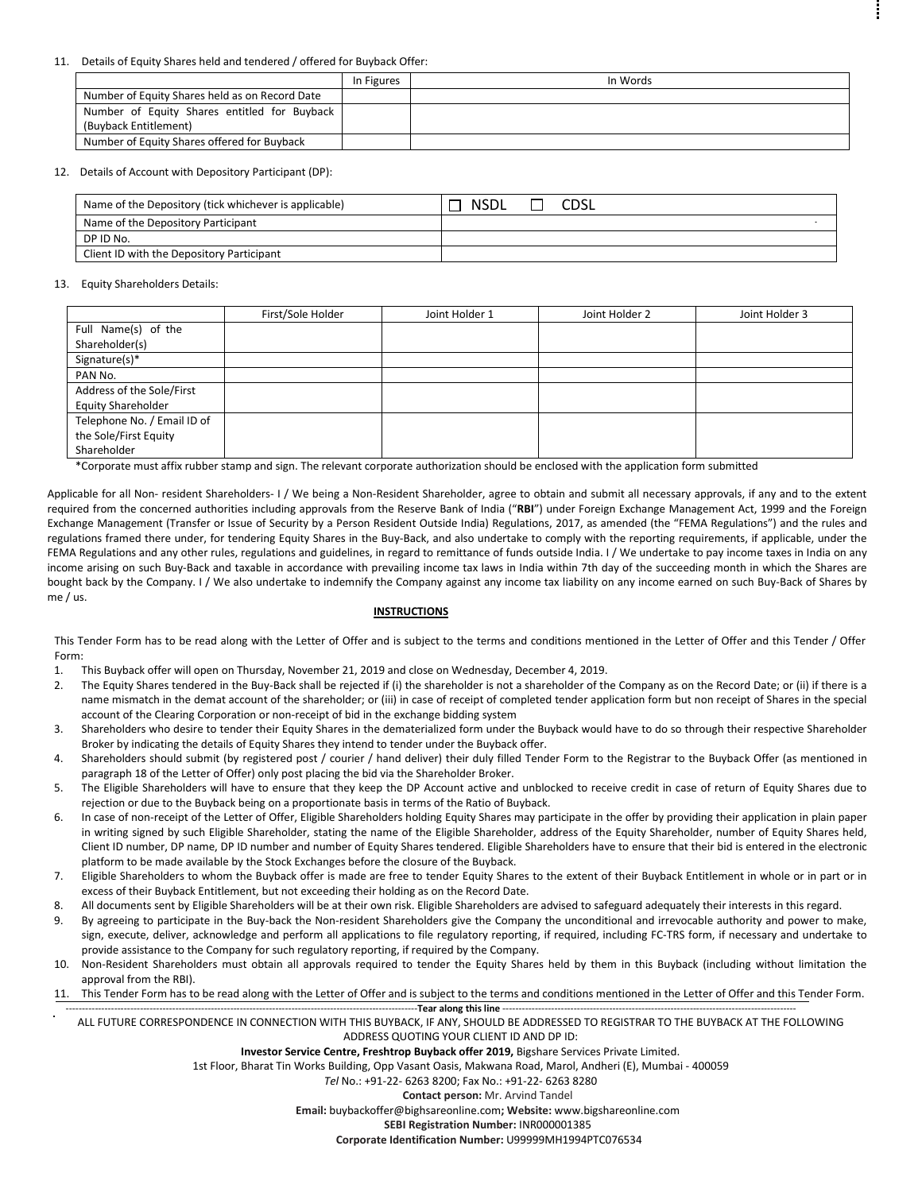11. Details of Equity Shares held and tendered / offered for Buyback Offer:

| | In Figures | In Words |
|---|---|---|
| Number of Equity Shares held as on Record Date | | |
| Number of Equity Shares entitled for Buyback (Buyback Entitlement) | | |
| Number of Equity Shares offered for Buyback | | |

12. Details of Account with Depository Participant (DP):

| | |
|---|---|
| Name of the Depository (tick whichever is applicable) | ☐ NSDL ☐ CDSL |
| Name of the Depository Participant | |
| DP ID No. | |
| Client ID with the Depository Participant | |

13. Equity Shareholders Details:

| | First/Sole Holder | Joint Holder 1 | Joint Holder 2 | Joint Holder 3 |
|---|---|---|---|---|
| Full Name(s) of the Shareholder(s) | | | | |
| Signature(s)* | | | | |
| PAN No. | | | | |
| Address of the Sole/First Equity Shareholder | | | | |
| Telephone No. / Email ID of the Sole/First Equity Shareholder | | | | |

*Corporate must affix rubber stamp and sign. The relevant corporate authorization should be enclosed with the application form submitted

Applicable for all Non- resident Shareholders- I / We being a Non-Resident Shareholder, agree to obtain and submit all necessary approvals, if any and to the extent required from the concerned authorities including approvals from the Reserve Bank of India ("**RBI**") under Foreign Exchange Management Act, 1999 and the Foreign Exchange Management (Transfer or Issue of Security by a Person Resident Outside India) Regulations, 2017, as amended (the "FEMA Regulations") and the rules and regulations framed there under, for tendering Equity Shares in the Buy-Back, and also undertake to comply with the reporting requirements, if applicable, under the FEMA Regulations and any other rules, regulations and guidelines, in regard to remittance of funds outside India. I / We undertake to pay income taxes in India on any income arising on such Buy-Back and taxable in accordance with prevailing income tax laws in India within 7th day of the succeeding month in which the Shares are bought back by the Company. I / We also undertake to indemnify the Company against any income tax liability on any income earned on such Buy-Back of Shares by me / us.

**INSTRUCTIONS**

This Tender Form has to be read along with the Letter of Offer and is subject to the terms and conditions mentioned in the Letter of Offer and this Tender / Offer Form:

1. This Buyback offer will open on Thursday, November 21, 2019 and close on Wednesday, December 4, 2019.
2. The Equity Shares tendered in the Buy-Back shall be rejected if (i) the shareholder is not a shareholder of the Company as on the Record Date; or (ii) if there is a name mismatch in the demat account of the shareholder; or (iii) in case of receipt of completed tender application form but non receipt of Shares in the special account of the Clearing Corporation or non-receipt of bid in the exchange bidding system
3. Shareholders who desire to tender their Equity Shares in the dematerialized form under the Buyback would have to do so through their respective Shareholder Broker by indicating the details of Equity Shares they intend to tender under the Buyback offer.
4. Shareholders should submit (by registered post / courier / hand deliver) their duly filled Tender Form to the Registrar to the Buyback Offer (as mentioned in paragraph 18 of the Letter of Offer) only post placing the bid via the Shareholder Broker.
5. The Eligible Shareholders will have to ensure that they keep the DP Account active and unblocked to receive credit in case of return of Equity Shares due to rejection or due to the Buyback being on a proportionate basis in terms of the Ratio of Buyback.
6. In case of non-receipt of the Letter of Offer, Eligible Shareholders holding Equity Shares may participate in the offer by providing their application in plain paper in writing signed by such Eligible Shareholder, stating the name of the Eligible Shareholder, address of the Equity Shareholder, number of Equity Shares held, Client ID number, DP name, DP ID number and number of Equity Shares tendered. Eligible Shareholders have to ensure that their bid is entered in the electronic platform to be made available by the Stock Exchanges before the closure of the Buyback.
7. Eligible Shareholders to whom the Buyback offer is made are free to tender Equity Shares to the extent of their Buyback Entitlement in whole or in part or in excess of their Buyback Entitlement, but not exceeding their holding as on the Record Date.
8. All documents sent by Eligible Shareholders will be at their own risk. Eligible Shareholders are advised to safeguard adequately their interests in this regard.
9. By agreeing to participate in the Buy-back the Non-resident Shareholders give the Company the unconditional and irrevocable authority and power to make, sign, execute, deliver, acknowledge and perform all applications to file regulatory reporting, if required, including FC-TRS form, if necessary and undertake to provide assistance to the Company for such regulatory reporting, if required by the Company.
10. Non-Resident Shareholders must obtain all approvals required to tender the Equity Shares held by them in this Buyback (including without limitation the approval from the RBI).
11. This Tender Form has to be read along with the Letter of Offer and is subject to the terms and conditions mentioned in the Letter of Offer and this Tender Form.

--------------------------------------------**Tear along this line**--------------------------------------------

ALL FUTURE CORRESPONDENCE IN CONNECTION WITH THIS BUYBACK, IF ANY, SHOULD BE ADDRESSED TO REGISTRAR TO THE BUYBACK AT THE FOLLOWING ADDRESS QUOTING YOUR CLIENT ID AND DP ID:

**Investor Service Centre, Freshtrop Buyback offer 2019,** Bigshare Services Private Limited.

1st Floor, Bharat Tin Works Building, Opp Vasant Oasis, Makwana Road, Marol, Andheri (E), Mumbai - 400059

*Tel* No.: +91-22- 6263 8200; Fax No.: +91-22- 6263 8280

**Contact person:** Mr. Arvind Tandel

**Email:** buybackoffer@bighsareonline.com**; Website:** www.bigshareonline.com

**SEBI Registration Number:** INR000001385

**Corporate Identification Number:** U99999MH1994PTC076534